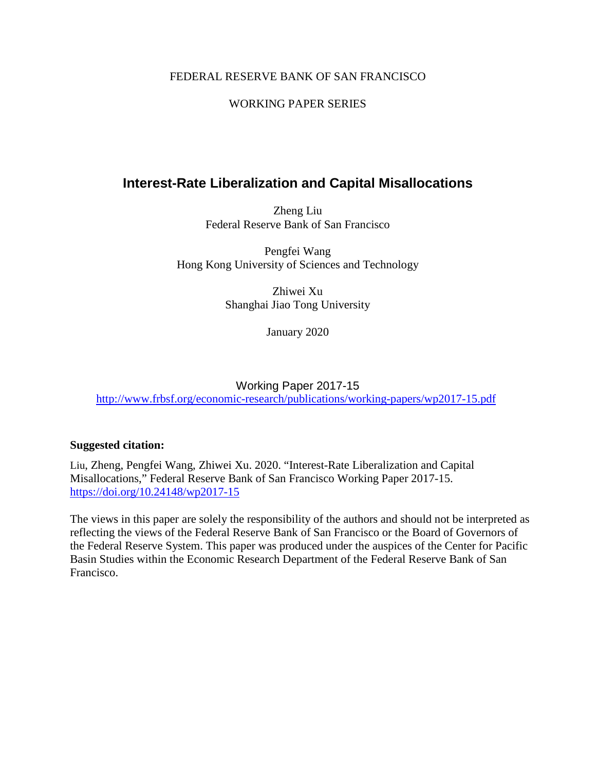FEDERAL RESERVE BANK OF SAN FRANCISCO

WORKING PAPER SERIES

# Interest-Rate Liberalization and Capital Misallocations

Zheng Liu
Federal Reserve Bank of San Francisco

Pengfei Wang
Hong Kong University of Sciences and Technology

Zhiwei Xu
Shanghai Jiao Tong University

January 2020

Working Paper 2017-15
http://www.frbsf.org/economic-research/publications/working-papers/wp2017-15.pdf

**Suggested citation:**

Liu, Zheng, Pengfei Wang, Zhiwei Xu. 2020. "Interest-Rate Liberalization and Capital Misallocations," Federal Reserve Bank of San Francisco Working Paper 2017-15. https://doi.org/10.24148/wp2017-15

The views in this paper are solely the responsibility of the authors and should not be interpreted as reflecting the views of the Federal Reserve Bank of San Francisco or the Board of Governors of the Federal Reserve System. This paper was produced under the auspices of the Center for Pacific Basin Studies within the Economic Research Department of the Federal Reserve Bank of San Francisco.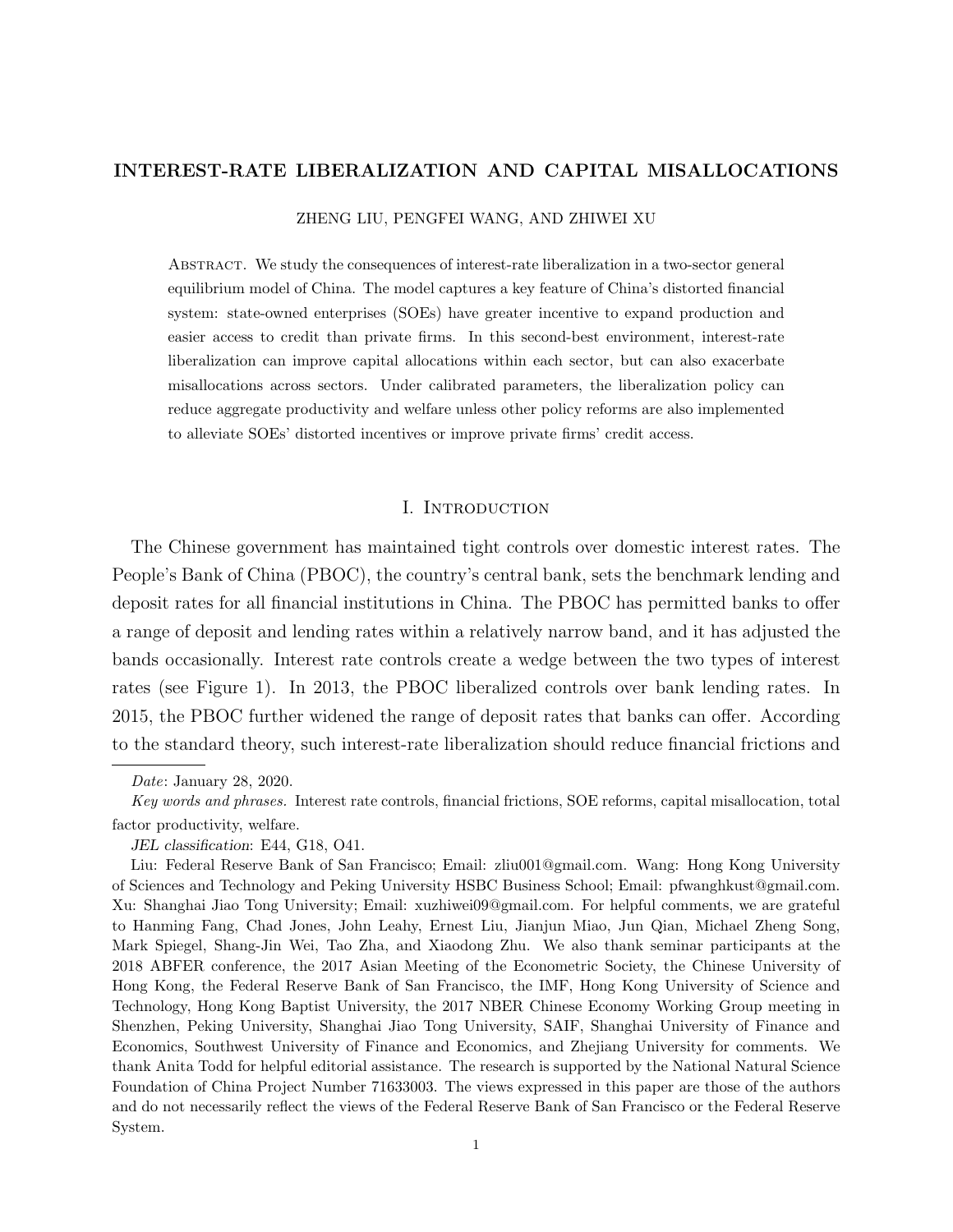# INTEREST-RATE LIBERALIZATION AND CAPITAL MISALLOCATIONS

ZHENG LIU, PENGFEI WANG, AND ZHIWEI XU

ABSTRACT. We study the consequences of interest-rate liberalization in a two-sector general equilibrium model of China. The model captures a key feature of China's distorted financial system: state-owned enterprises (SOEs) have greater incentive to expand production and easier access to credit than private firms. In this second-best environment, interest-rate liberalization can improve capital allocations within each sector, but can also exacerbate misallocations across sectors. Under calibrated parameters, the liberalization policy can reduce aggregate productivity and welfare unless other policy reforms are also implemented to alleviate SOEs' distorted incentives or improve private firms' credit access.

## I. INTRODUCTION

The Chinese government has maintained tight controls over domestic interest rates. The People's Bank of China (PBOC), the country's central bank, sets the benchmark lending and deposit rates for all financial institutions in China. The PBOC has permitted banks to offer a range of deposit and lending rates within a relatively narrow band, and it has adjusted the bands occasionally. Interest rate controls create a wedge between the two types of interest rates (see Figure 1). In 2013, the PBOC liberalized controls over bank lending rates. In 2015, the PBOC further widened the range of deposit rates that banks can offer. According to the standard theory, such interest-rate liberalization should reduce financial frictions and

---

*Date*: January 28, 2020.

*Key words and phrases.* Interest rate controls, financial frictions, SOE reforms, capital misallocation, total factor productivity, welfare.

*JEL classification*: E44, G18, O41.

Liu: Federal Reserve Bank of San Francisco; Email: zliu001@gmail.com. Wang: Hong Kong University of Sciences and Technology and Peking University HSBC Business School; Email: pfwanghkust@gmail.com. Xu: Shanghai Jiao Tong University; Email: xuzhiwei09@gmail.com. For helpful comments, we are grateful to Hanming Fang, Chad Jones, John Leahy, Ernest Liu, Jianjun Miao, Jun Qian, Michael Zheng Song, Mark Spiegel, Shang-Jin Wei, Tao Zha, and Xiaodong Zhu. We also thank seminar participants at the 2018 ABFER conference, the 2017 Asian Meeting of the Econometric Society, the Chinese University of Hong Kong, the Federal Reserve Bank of San Francisco, the IMF, Hong Kong University of Science and Technology, Hong Kong Baptist University, the 2017 NBER Chinese Economy Working Group meeting in Shenzhen, Peking University, Shanghai Jiao Tong University, SAIF, Shanghai University of Finance and Economics, Southwest University of Finance and Economics, and Zhejiang University for comments. We thank Anita Todd for helpful editorial assistance. The research is supported by the National Natural Science Foundation of China Project Number 71633003. The views expressed in this paper are those of the authors and do not necessarily reflect the views of the Federal Reserve Bank of San Francisco or the Federal Reserve System.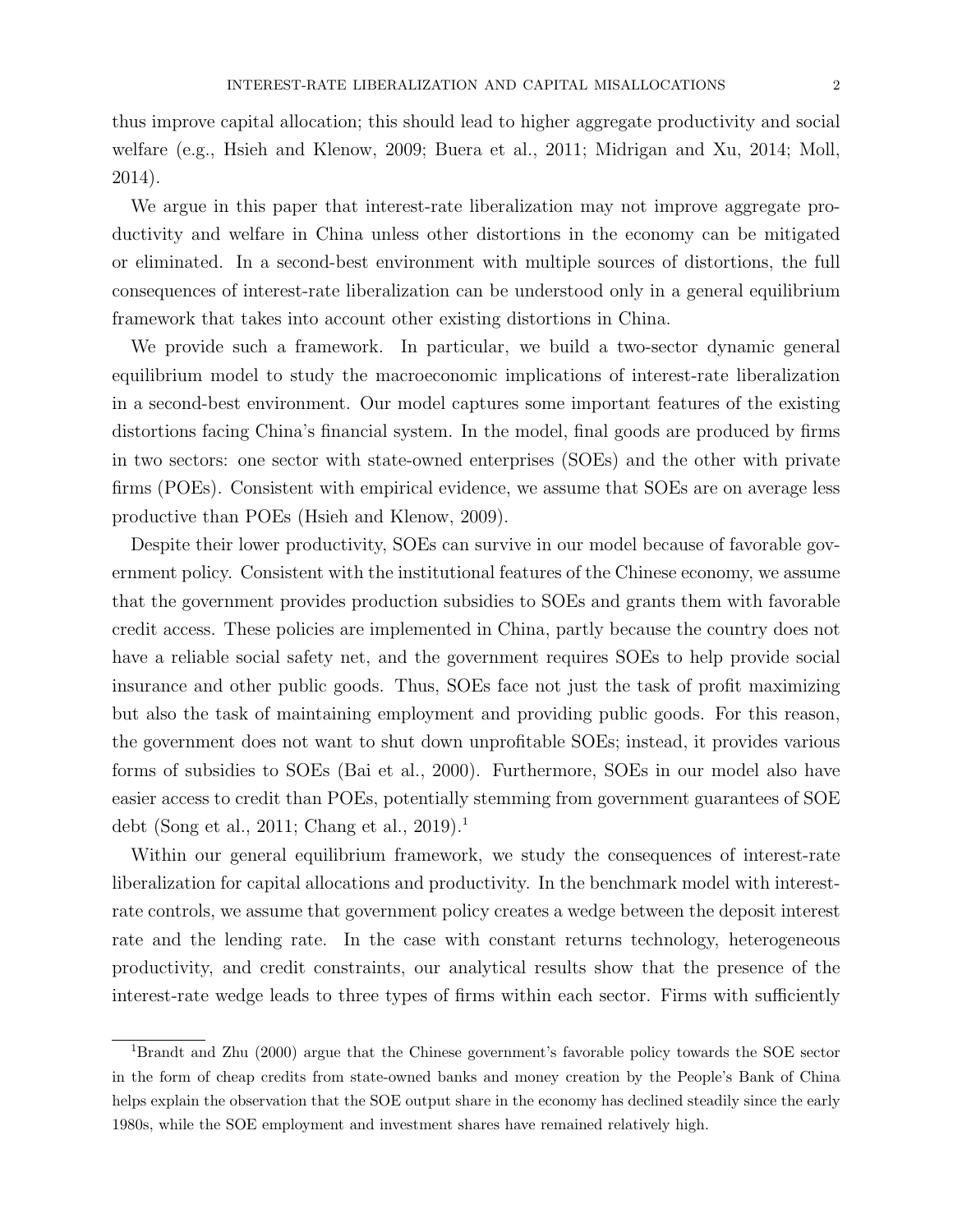thus improve capital allocation; this should lead to higher aggregate productivity and social welfare (e.g., Hsieh and Klenow, 2009; Buera et al., 2011; Midrigan and Xu, 2014; Moll, 2014).

We argue in this paper that interest-rate liberalization may not improve aggregate productivity and welfare in China unless other distortions in the economy can be mitigated or eliminated. In a second-best environment with multiple sources of distortions, the full consequences of interest-rate liberalization can be understood only in a general equilibrium framework that takes into account other existing distortions in China.

We provide such a framework. In particular, we build a two-sector dynamic general equilibrium model to study the macroeconomic implications of interest-rate liberalization in a second-best environment. Our model captures some important features of the existing distortions facing China's financial system. In the model, final goods are produced by firms in two sectors: one sector with state-owned enterprises (SOEs) and the other with private firms (POEs). Consistent with empirical evidence, we assume that SOEs are on average less productive than POEs (Hsieh and Klenow, 2009).

Despite their lower productivity, SOEs can survive in our model because of favorable government policy. Consistent with the institutional features of the Chinese economy, we assume that the government provides production subsidies to SOEs and grants them with favorable credit access. These policies are implemented in China, partly because the country does not have a reliable social safety net, and the government requires SOEs to help provide social insurance and other public goods. Thus, SOEs face not just the task of profit maximizing but also the task of maintaining employment and providing public goods. For this reason, the government does not want to shut down unprofitable SOEs; instead, it provides various forms of subsidies to SOEs (Bai et al., 2000). Furthermore, SOEs in our model also have easier access to credit than POEs, potentially stemming from government guarantees of SOE debt (Song et al., 2011; Chang et al., 2019).[1]

Within our general equilibrium framework, we study the consequences of interest-rate liberalization for capital allocations and productivity. In the benchmark model with interest-rate controls, we assume that government policy creates a wedge between the deposit interest rate and the lending rate. In the case with constant returns technology, heterogeneous productivity, and credit constraints, our analytical results show that the presence of the interest-rate wedge leads to three types of firms within each sector. Firms with sufficiently

[1] Brandt and Zhu (2000) argue that the Chinese government's favorable policy towards the SOE sector in the form of cheap credits from state-owned banks and money creation by the People's Bank of China helps explain the observation that the SOE output share in the economy has declined steadily since the early 1980s, while the SOE employment and investment shares have remained relatively high.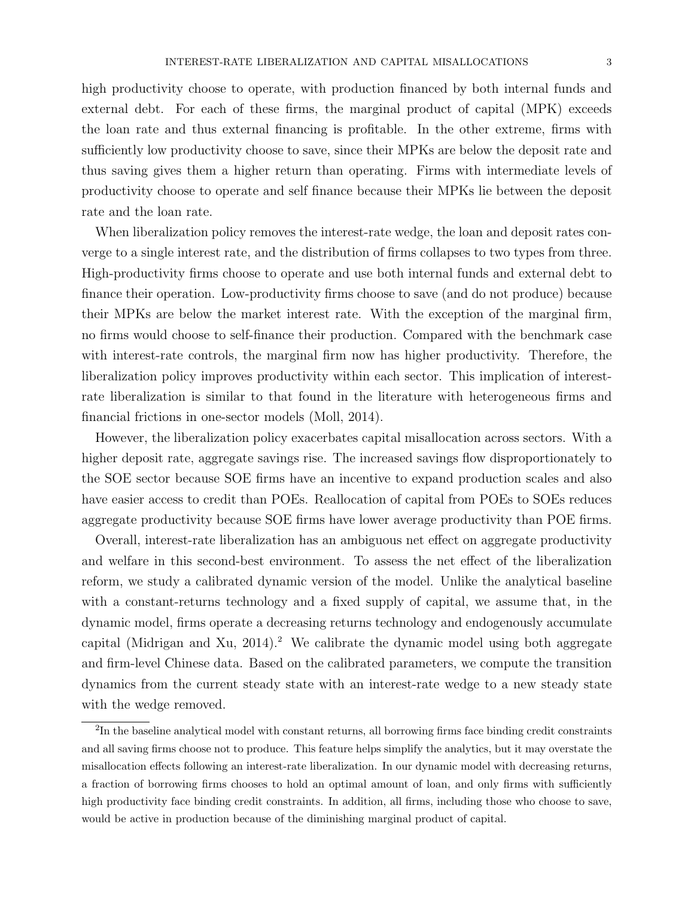high productivity choose to operate, with production financed by both internal funds and external debt. For each of these firms, the marginal product of capital (MPK) exceeds the loan rate and thus external financing is profitable. In the other extreme, firms with sufficiently low productivity choose to save, since their MPKs are below the deposit rate and thus saving gives them a higher return than operating. Firms with intermediate levels of productivity choose to operate and self finance because their MPKs lie between the deposit rate and the loan rate.

When liberalization policy removes the interest-rate wedge, the loan and deposit rates converge to a single interest rate, and the distribution of firms collapses to two types from three. High-productivity firms choose to operate and use both internal funds and external debt to finance their operation. Low-productivity firms choose to save (and do not produce) because their MPKs are below the market interest rate. With the exception of the marginal firm, no firms would choose to self-finance their production. Compared with the benchmark case with interest-rate controls, the marginal firm now has higher productivity. Therefore, the liberalization policy improves productivity within each sector. This implication of interest-rate liberalization is similar to that found in the literature with heterogeneous firms and financial frictions in one-sector models (Moll, 2014).

However, the liberalization policy exacerbates capital misallocation across sectors. With a higher deposit rate, aggregate savings rise. The increased savings flow disproportionately to the SOE sector because SOE firms have an incentive to expand production scales and also have easier access to credit than POEs. Reallocation of capital from POEs to SOEs reduces aggregate productivity because SOE firms have lower average productivity than POE firms.

Overall, interest-rate liberalization has an ambiguous net effect on aggregate productivity and welfare in this second-best environment. To assess the net effect of the liberalization reform, we study a calibrated dynamic version of the model. Unlike the analytical baseline with a constant-returns technology and a fixed supply of capital, we assume that, in the dynamic model, firms operate a decreasing returns technology and endogenously accumulate capital (Midrigan and Xu, 2014).[2] We calibrate the dynamic model using both aggregate and firm-level Chinese data. Based on the calibrated parameters, we compute the transition dynamics from the current steady state with an interest-rate wedge to a new steady state with the wedge removed.

[2]In the baseline analytical model with constant returns, all borrowing firms face binding credit constraints and all saving firms choose not to produce. This feature helps simplify the analytics, but it may overstate the misallocation effects following an interest-rate liberalization. In our dynamic model with decreasing returns, a fraction of borrowing firms chooses to hold an optimal amount of loan, and only firms with sufficiently high productivity face binding credit constraints. In addition, all firms, including those who choose to save, would be active in production because of the diminishing marginal product of capital.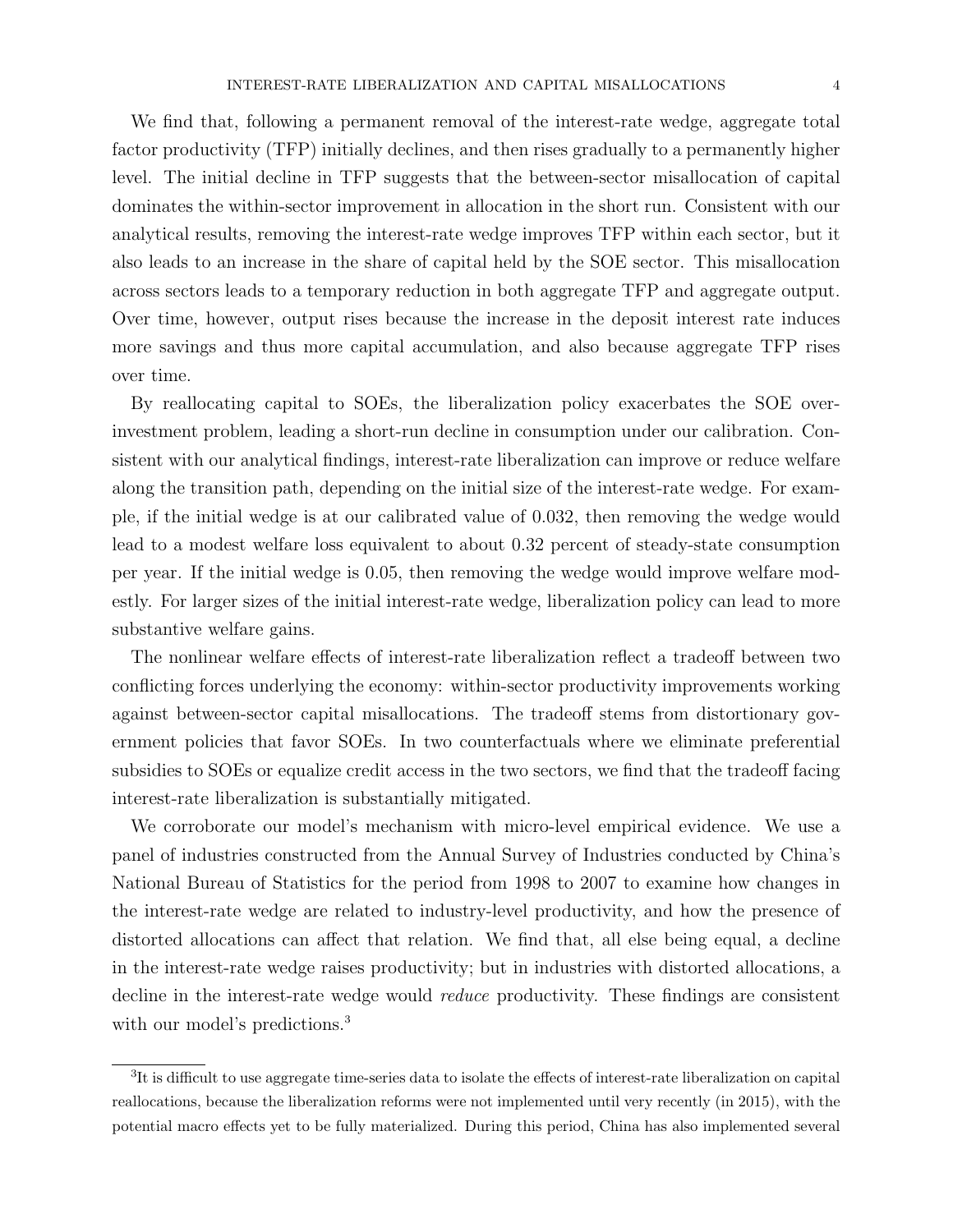We find that, following a permanent removal of the interest-rate wedge, aggregate total factor productivity (TFP) initially declines, and then rises gradually to a permanently higher level. The initial decline in TFP suggests that the between-sector misallocation of capital dominates the within-sector improvement in allocation in the short run. Consistent with our analytical results, removing the interest-rate wedge improves TFP within each sector, but it also leads to an increase in the share of capital held by the SOE sector. This misallocation across sectors leads to a temporary reduction in both aggregate TFP and aggregate output. Over time, however, output rises because the increase in the deposit interest rate induces more savings and thus more capital accumulation, and also because aggregate TFP rises over time.

By reallocating capital to SOEs, the liberalization policy exacerbates the SOE over-investment problem, leading a short-run decline in consumption under our calibration. Consistent with our analytical findings, interest-rate liberalization can improve or reduce welfare along the transition path, depending on the initial size of the interest-rate wedge. For example, if the initial wedge is at our calibrated value of 0.032, then removing the wedge would lead to a modest welfare loss equivalent to about 0.32 percent of steady-state consumption per year. If the initial wedge is 0.05, then removing the wedge would improve welfare modestly. For larger sizes of the initial interest-rate wedge, liberalization policy can lead to more substantive welfare gains.

The nonlinear welfare effects of interest-rate liberalization reflect a tradeoff between two conflicting forces underlying the economy: within-sector productivity improvements working against between-sector capital misallocations. The tradeoff stems from distortionary government policies that favor SOEs. In two counterfactuals where we eliminate preferential subsidies to SOEs or equalize credit access in the two sectors, we find that the tradeoff facing interest-rate liberalization is substantially mitigated.

We corroborate our model's mechanism with micro-level empirical evidence. We use a panel of industries constructed from the Annual Survey of Industries conducted by China's National Bureau of Statistics for the period from 1998 to 2007 to examine how changes in the interest-rate wedge are related to industry-level productivity, and how the presence of distorted allocations can affect that relation. We find that, all else being equal, a decline in the interest-rate wedge raises productivity; but in industries with distorted allocations, a decline in the interest-rate wedge would *reduce* productivity. These findings are consistent with our model's predictions.[3]

[3]It is difficult to use aggregate time-series data to isolate the effects of interest-rate liberalization on capital reallocations, because the liberalization reforms were not implemented until very recently (in 2015), with the potential macro effects yet to be fully materialized. During this period, China has also implemented several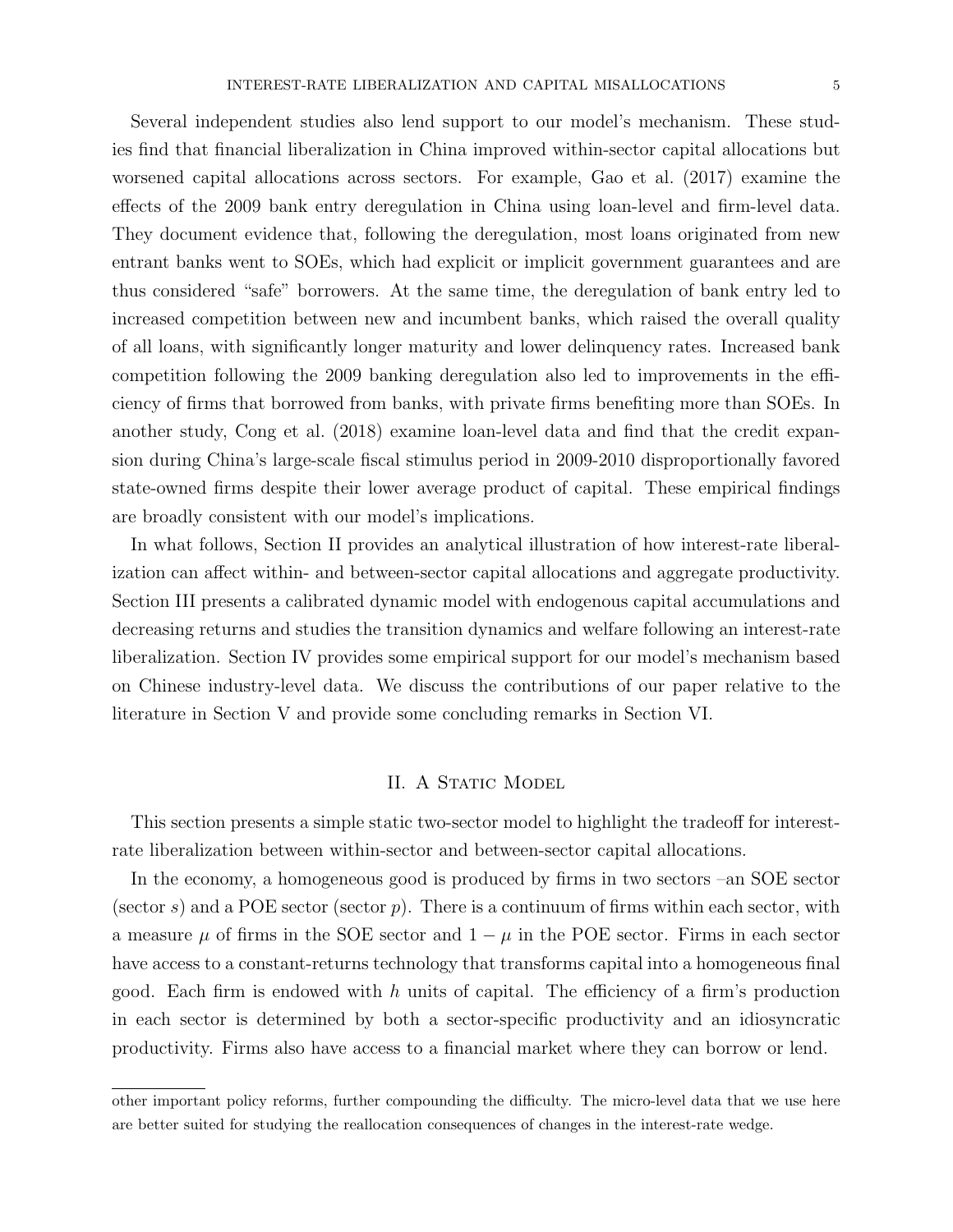Several independent studies also lend support to our model's mechanism. These studies find that financial liberalization in China improved within-sector capital allocations but worsened capital allocations across sectors. For example, Gao et al. (2017) examine the effects of the 2009 bank entry deregulation in China using loan-level and firm-level data. They document evidence that, following the deregulation, most loans originated from new entrant banks went to SOEs, which had explicit or implicit government guarantees and are thus considered "safe" borrowers. At the same time, the deregulation of bank entry led to increased competition between new and incumbent banks, which raised the overall quality of all loans, with significantly longer maturity and lower delinquency rates. Increased bank competition following the 2009 banking deregulation also led to improvements in the efficiency of firms that borrowed from banks, with private firms benefiting more than SOEs. In another study, Cong et al. (2018) examine loan-level data and find that the credit expansion during China's large-scale fiscal stimulus period in 2009-2010 disproportionally favored state-owned firms despite their lower average product of capital. These empirical findings are broadly consistent with our model's implications.

In what follows, Section II provides an analytical illustration of how interest-rate liberalization can affect within- and between-sector capital allocations and aggregate productivity. Section III presents a calibrated dynamic model with endogenous capital accumulations and decreasing returns and studies the transition dynamics and welfare following an interest-rate liberalization. Section IV provides some empirical support for our model's mechanism based on Chinese industry-level data. We discuss the contributions of our paper relative to the literature in Section V and provide some concluding remarks in Section VI.

## II. A Static Model

This section presents a simple static two-sector model to highlight the tradeoff for interest-rate liberalization between within-sector and between-sector capital allocations.

In the economy, a homogeneous good is produced by firms in two sectors –an SOE sector (sector $s$) and a POE sector (sector $p$). There is a continuum of firms within each sector, with a measure $\mu$ of firms in the SOE sector and $1 - \mu$ in the POE sector. Firms in each sector have access to a constant-returns technology that transforms capital into a homogeneous final good. Each firm is endowed with $h$ units of capital. The efficiency of a firm's production in each sector is determined by both a sector-specific productivity and an idiosyncratic productivity. Firms also have access to a financial market where they can borrow or lend.

---

other important policy reforms, further compounding the difficulty. The micro-level data that we use here are better suited for studying the reallocation consequences of changes in the interest-rate wedge.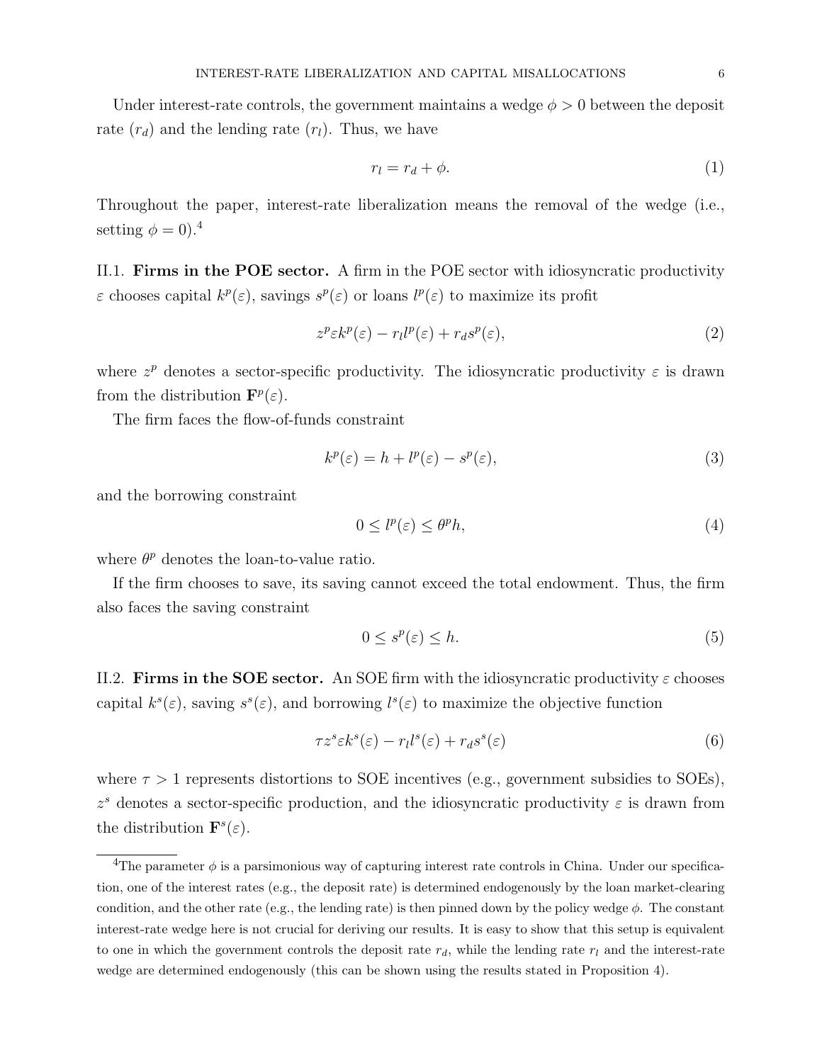Under interest-rate controls, the government maintains a wedge $\phi > 0$ between the deposit rate ($r_d$) and the lending rate ($r_l$). Thus, we have

$$r_l = r_d + \phi. \tag{1}$$

Throughout the paper, interest-rate liberalization means the removal of the wedge (i.e., setting $\phi = 0$).[4]

II.1. **Firms in the POE sector.** A firm in the POE sector with idiosyncratic productivity $\varepsilon$ chooses capital $k^p(\varepsilon)$, savings $s^p(\varepsilon)$ or loans $l^p(\varepsilon)$ to maximize its profit

$$z^p \varepsilon k^p(\varepsilon) - r_l l^p(\varepsilon) + r_d s^p(\varepsilon), \tag{2}$$

where $z^p$ denotes a sector-specific productivity. The idiosyncratic productivity $\varepsilon$ is drawn from the distribution $\mathbf{F}^p(\varepsilon)$.

The firm faces the flow-of-funds constraint

$$k^p(\varepsilon) = h + l^p(\varepsilon) - s^p(\varepsilon), \tag{3}$$

and the borrowing constraint

$$0 \leq l^p(\varepsilon) \leq \theta^p h, \tag{4}$$

where $\theta^p$ denotes the loan-to-value ratio.

If the firm chooses to save, its saving cannot exceed the total endowment. Thus, the firm also faces the saving constraint

$$0 \leq s^p(\varepsilon) \leq h. \tag{5}$$

II.2. **Firms in the SOE sector.** An SOE firm with the idiosyncratic productivity $\varepsilon$ chooses capital $k^s(\varepsilon)$, saving $s^s(\varepsilon)$, and borrowing $l^s(\varepsilon)$ to maximize the objective function

$$\tau z^s \varepsilon k^s(\varepsilon) - r_l l^s(\varepsilon) + r_d s^s(\varepsilon) \tag{6}$$

where $\tau > 1$ represents distortions to SOE incentives (e.g., government subsidies to SOEs), $z^s$ denotes a sector-specific production, and the idiosyncratic productivity $\varepsilon$ is drawn from the distribution $\mathbf{F}^s(\varepsilon)$.

[4]The parameter $\phi$ is a parsimonious way of capturing interest rate controls in China. Under our specification, one of the interest rates (e.g., the deposit rate) is determined endogenously by the loan market-clearing condition, and the other rate (e.g., the lending rate) is then pinned down by the policy wedge $\phi$. The constant interest-rate wedge here is not crucial for deriving our results. It is easy to show that this setup is equivalent to one in which the government controls the deposit rate $r_d$, while the lending rate $r_l$ and the interest-rate wedge are determined endogenously (this can be shown using the results stated in Proposition 4).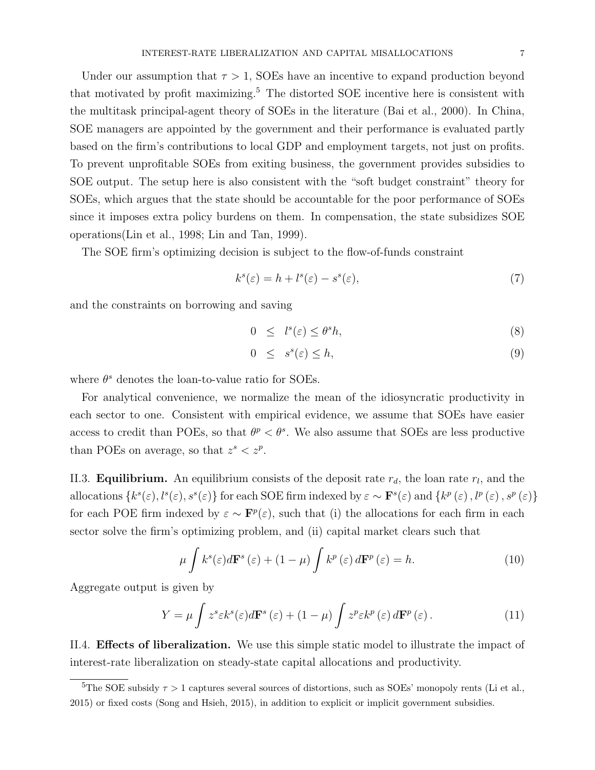Under our assumption that $\tau > 1$, SOEs have an incentive to expand production beyond that motivated by profit maximizing.[5] The distorted SOE incentive here is consistent with the multitask principal-agent theory of SOEs in the literature (Bai et al., 2000). In China, SOE managers are appointed by the government and their performance is evaluated partly based on the firm's contributions to local GDP and employment targets, not just on profits. To prevent unprofitable SOEs from exiting business, the government provides subsidies to SOE output. The setup here is also consistent with the "soft budget constraint" theory for SOEs, which argues that the state should be accountable for the poor performance of SOEs since it imposes extra policy burdens on them. In compensation, the state subsidizes SOE operations(Lin et al., 1998; Lin and Tan, 1999).

The SOE firm's optimizing decision is subject to the flow-of-funds constraint

$$k^s(\varepsilon) = h + l^s(\varepsilon) - s^s(\varepsilon), \tag{7}$$

and the constraints on borrowing and saving

$$0 \leq l^s(\varepsilon) \leq \theta^s h, \tag{8}$$

$$0 \leq s^s(\varepsilon) \leq h, \tag{9}$$

where $\theta^s$ denotes the loan-to-value ratio for SOEs.

For analytical convenience, we normalize the mean of the idiosyncratic productivity in each sector to one. Consistent with empirical evidence, we assume that SOEs have easier access to credit than POEs, so that $\theta^p < \theta^s$. We also assume that SOEs are less productive than POEs on average, so that $z^s < z^p$.

II.3. **Equilibrium.** An equilibrium consists of the deposit rate $r_d$, the loan rate $r_l$, and the allocations $\{k^s(\varepsilon), l^s(\varepsilon), s^s(\varepsilon)\}$ for each SOE firm indexed by $\varepsilon \sim \mathbf{F}^s(\varepsilon)$ and $\{k^p(\varepsilon), l^p(\varepsilon), s^p(\varepsilon)\}$ for each POE firm indexed by $\varepsilon \sim \mathbf{F}^p(\varepsilon)$, such that (i) the allocations for each firm in each sector solve the firm's optimizing problem, and (ii) capital market clears such that

$$\mu \int k^s(\varepsilon) d\mathbf{F}^s(\varepsilon) + (1 - \mu) \int k^p(\varepsilon) d\mathbf{F}^p(\varepsilon) = h. \tag{10}$$

Aggregate output is given by

$$Y = \mu \int z^s \varepsilon k^s(\varepsilon) d\mathbf{F}^s(\varepsilon) + (1 - \mu) \int z^p \varepsilon k^p(\varepsilon) d\mathbf{F}^p(\varepsilon). \tag{11}$$

II.4. **Effects of liberalization.** We use this simple static model to illustrate the impact of interest-rate liberalization on steady-state capital allocations and productivity.

[5] The SOE subsidy $\tau > 1$ captures several sources of distortions, such as SOEs' monopoly rents (Li et al., 2015) or fixed costs (Song and Hsieh, 2015), in addition to explicit or implicit government subsidies.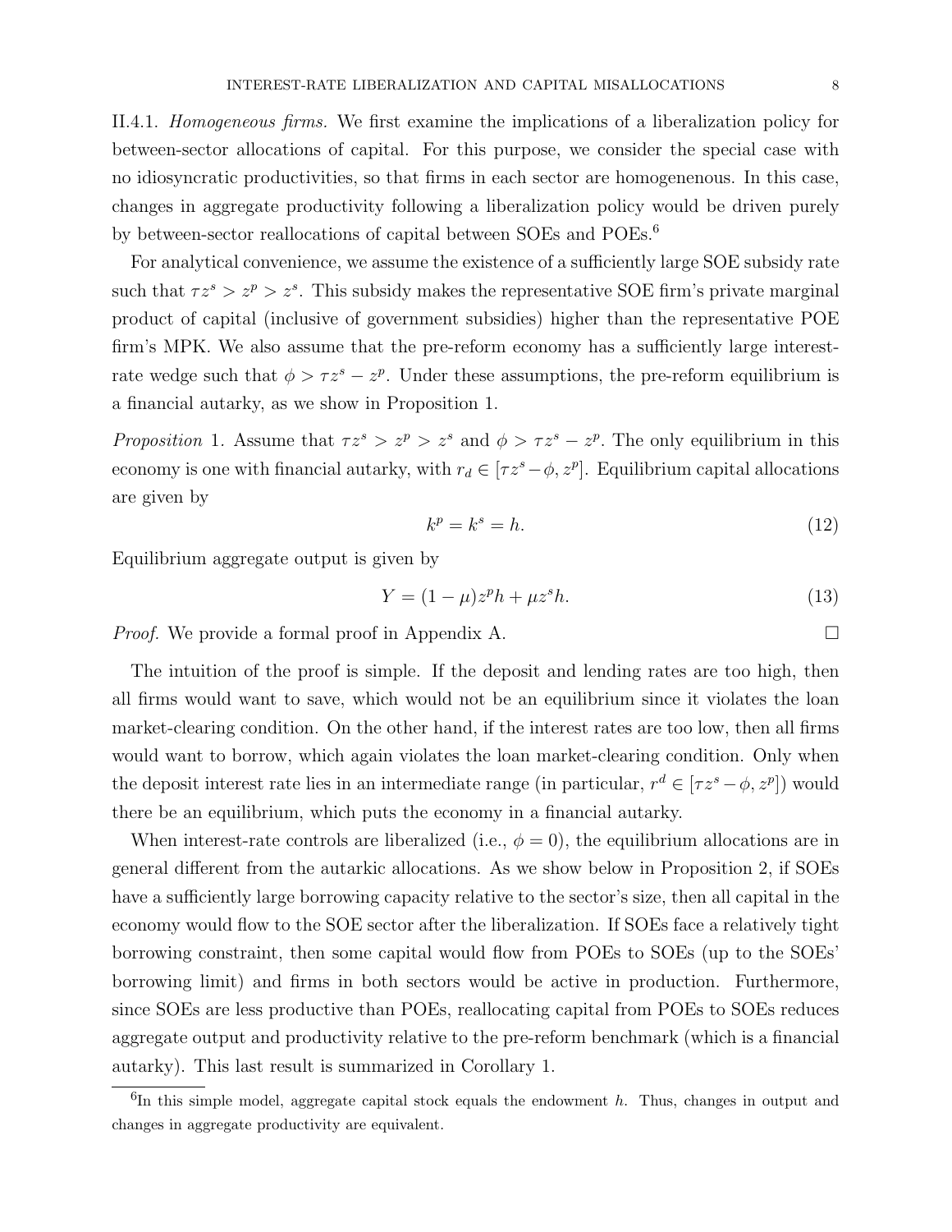II.4.1. *Homogeneous firms.* We first examine the implications of a liberalization policy for between-sector allocations of capital. For this purpose, we consider the special case with no idiosyncratic productivities, so that firms in each sector are homogenenous. In this case, changes in aggregate productivity following a liberalization policy would be driven purely by between-sector reallocations of capital between SOEs and POEs.[6]

For analytical convenience, we assume the existence of a sufficiently large SOE subsidy rate such that $\tau z^s > z^p > z^s$. This subsidy makes the representative SOE firm's private marginal product of capital (inclusive of government subsidies) higher than the representative POE firm's MPK. We also assume that the pre-reform economy has a sufficiently large interest-rate wedge such that $\phi > \tau z^s - z^p$. Under these assumptions, the pre-reform equilibrium is a financial autarky, as we show in Proposition 1.

*Proposition* 1. Assume that $\tau z^s > z^p > z^s$ and $\phi > \tau z^s - z^p$. The only equilibrium in this economy is one with financial autarky, with $r_d \in [\tau z^s - \phi, z^p]$. Equilibrium capital allocations are given by

$$k^p = k^s = h. \tag{12}$$

Equilibrium aggregate output is given by

$$Y = (1-\mu) z^p h + \mu z^s h. \tag{13}$$

*Proof.* We provide a formal proof in Appendix A. □

The intuition of the proof is simple. If the deposit and lending rates are too high, then all firms would want to save, which would not be an equilibrium since it violates the loan market-clearing condition. On the other hand, if the interest rates are too low, then all firms would want to borrow, which again violates the loan market-clearing condition. Only when the deposit interest rate lies in an intermediate range (in particular, $r^d \in [\tau z^s - \phi, z^p]$) would there be an equilibrium, which puts the economy in a financial autarky.

When interest-rate controls are liberalized (i.e., $\phi = 0$), the equilibrium allocations are in general different from the autarkic allocations. As we show below in Proposition 2, if SOEs have a sufficiently large borrowing capacity relative to the sector's size, then all capital in the economy would flow to the SOE sector after the liberalization. If SOEs face a relatively tight borrowing constraint, then some capital would flow from POEs to SOEs (up to the SOEs' borrowing limit) and firms in both sectors would be active in production. Furthermore, since SOEs are less productive than POEs, reallocating capital from POEs to SOEs reduces aggregate output and productivity relative to the pre-reform benchmark (which is a financial autarky). This last result is summarized in Corollary 1.

[6] In this simple model, aggregate capital stock equals the endowment $h$. Thus, changes in output and changes in aggregate productivity are equivalent.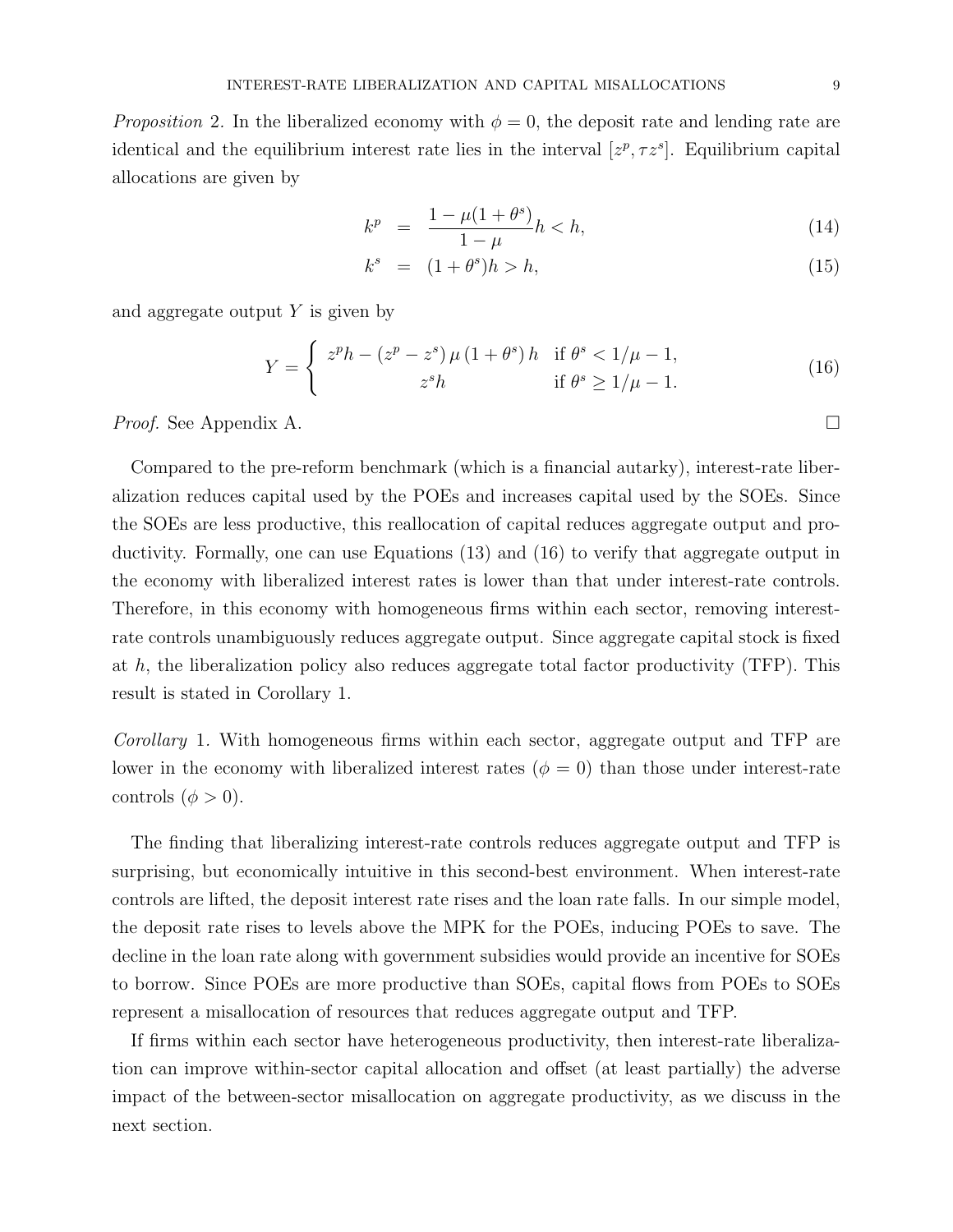*Proposition* 2. In the liberalized economy with $\phi = 0$, the deposit rate and lending rate are identical and the equilibrium interest rate lies in the interval $[z^p, \tau z^s]$. Equilibrium capital allocations are given by

$$
\begin{aligned}
k^p &= \frac{1 - \mu(1 + \theta^s)}{1 - \mu} h < h, \qquad (14) \\
k^s &= (1 + \theta^s) h > h, \qquad (15)
\end{aligned}
$$

and aggregate output $Y$ is given by

$$
Y = \begin{cases} z^p h - (z^p - z^s)\, \mu\, (1 + \theta^s)\, h & \text{if } \theta^s < 1/\mu - 1, \\ z^s h & \text{if } \theta^s \geq 1/\mu - 1. \end{cases} \qquad (16)
$$

*Proof.* See Appendix A. □

Compared to the pre-reform benchmark (which is a financial autarky), interest-rate liberalization reduces capital used by the POEs and increases capital used by the SOEs. Since the SOEs are less productive, this reallocation of capital reduces aggregate output and productivity. Formally, one can use Equations (13) and (16) to verify that aggregate output in the economy with liberalized interest rates is lower than that under interest-rate controls. Therefore, in this economy with homogeneous firms within each sector, removing interest-rate controls unambiguously reduces aggregate output. Since aggregate capital stock is fixed at $h$, the liberalization policy also reduces aggregate total factor productivity (TFP). This result is stated in Corollary 1.

*Corollary* 1. With homogeneous firms within each sector, aggregate output and TFP are lower in the economy with liberalized interest rates ($\phi = 0$) than those under interest-rate controls ($\phi > 0$).

The finding that liberalizing interest-rate controls reduces aggregate output and TFP is surprising, but economically intuitive in this second-best environment. When interest-rate controls are lifted, the deposit interest rate rises and the loan rate falls. In our simple model, the deposit rate rises to levels above the MPK for the POEs, inducing POEs to save. The decline in the loan rate along with government subsidies would provide an incentive for SOEs to borrow. Since POEs are more productive than SOEs, capital flows from POEs to SOEs represent a misallocation of resources that reduces aggregate output and TFP.

If firms within each sector have heterogeneous productivity, then interest-rate liberalization can improve within-sector capital allocation and offset (at least partially) the adverse impact of the between-sector misallocation on aggregate productivity, as we discuss in the next section.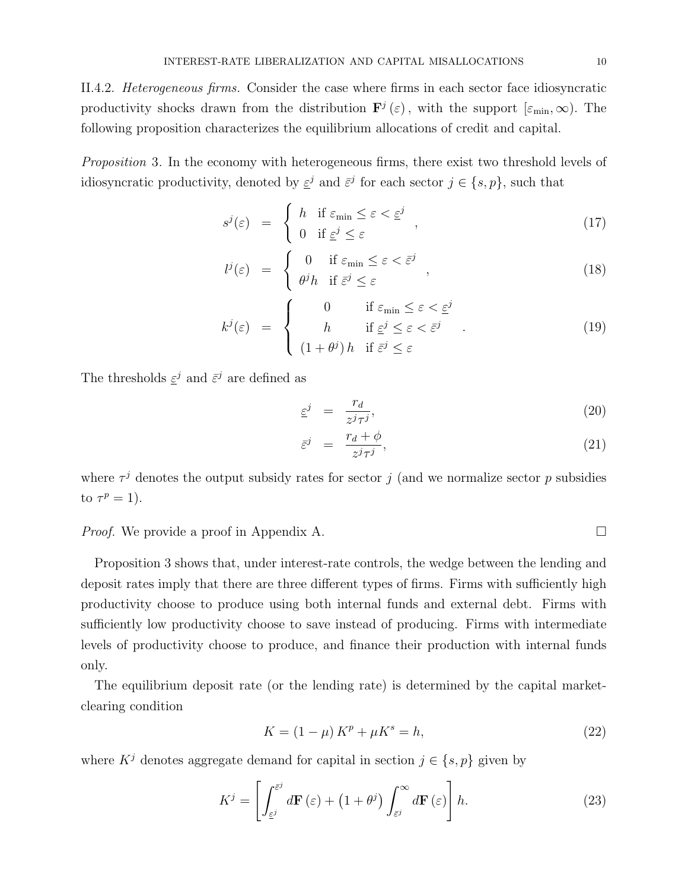II.4.2. *Heterogeneous firms.* Consider the case where firms in each sector face idiosyncratic productivity shocks drawn from the distribution $\mathbf{F}^j(\varepsilon)$, with the support $[\varepsilon_{\min}, \infty)$. The following proposition characterizes the equilibrium allocations of credit and capital.

*Proposition* 3. In the economy with heterogeneous firms, there exist two threshold levels of idiosyncratic productivity, denoted by $\underline{\varepsilon}^j$ and $\bar{\varepsilon}^j$ for each sector $j \in \{s, p\}$, such that

$$s^j(\varepsilon) = \begin{cases} h & \text{if } \varepsilon_{\min} \leq \varepsilon < \underline{\varepsilon}^j \\ 0 & \text{if } \underline{\varepsilon}^j \leq \varepsilon \end{cases}, \tag{17}$$

$$l^j(\varepsilon) = \begin{cases} 0 & \text{if } \varepsilon_{\min} \leq \varepsilon < \bar{\varepsilon}^j \\ \theta^j h & \text{if } \bar{\varepsilon}^j \leq \varepsilon \end{cases}, \tag{18}$$

$$k^j(\varepsilon) = \begin{cases} 0 & \text{if } \varepsilon_{\min} \leq \varepsilon < \underline{\varepsilon}^j \\ h & \text{if } \underline{\varepsilon}^j \leq \varepsilon < \bar{\varepsilon}^j \\ (1+\theta^j)\, h & \text{if } \bar{\varepsilon}^j \leq \varepsilon \end{cases}. \tag{19}$$

The thresholds $\underline{\varepsilon}^j$ and $\bar{\varepsilon}^j$ are defined as

$$\underline{\varepsilon}^j = \frac{r_d}{z^j \tau^j}, \tag{20}$$

$$\bar{\varepsilon}^j = \frac{r_d + \phi}{z^j \tau^j}, \tag{21}$$

where $\tau^j$ denotes the output subsidy rates for sector $j$ (and we normalize sector $p$ subsidies to $\tau^p = 1$).

*Proof.* We provide a proof in Appendix A. □

Proposition 3 shows that, under interest-rate controls, the wedge between the lending and deposit rates imply that there are three different types of firms. Firms with sufficiently high productivity choose to produce using both internal funds and external debt. Firms with sufficiently low productivity choose to save instead of producing. Firms with intermediate levels of productivity choose to produce, and finance their production with internal funds only.

The equilibrium deposit rate (or the lending rate) is determined by the capital market-clearing condition

$$K = (1-\mu) K^p + \mu K^s = h, \tag{22}$$

where $K^j$ denotes aggregate demand for capital in section $j \in \{s, p\}$ given by

$$K^j = \left[ \int_{\underline{\varepsilon}^j}^{\bar{\varepsilon}^j} d\mathbf{F}(\varepsilon) + \left(1 + \theta^j\right) \int_{\bar{\varepsilon}^j}^{\infty} d\mathbf{F}(\varepsilon) \right] h. \tag{23}$$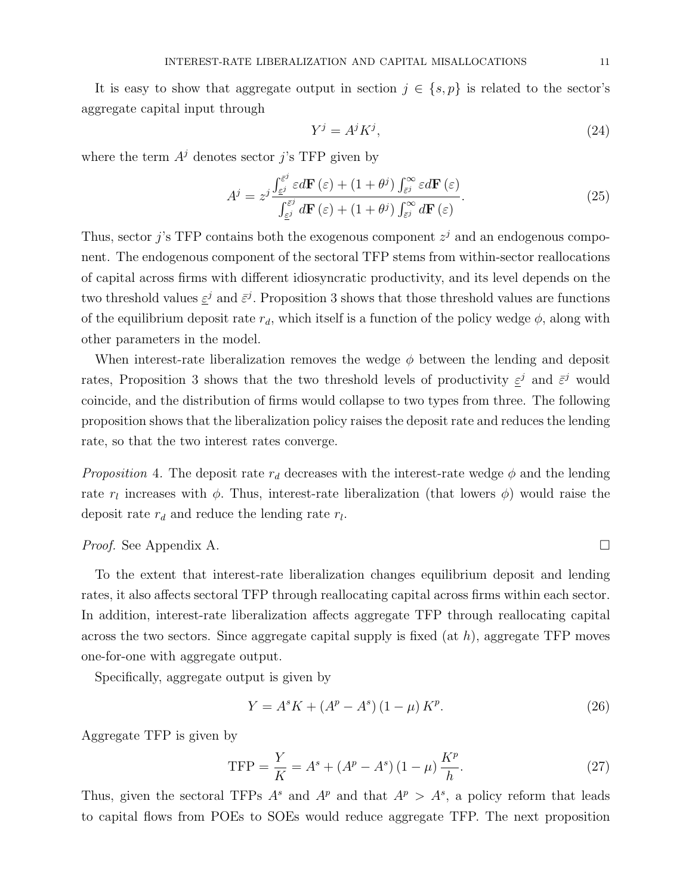It is easy to show that aggregate output in section $j \in \{s, p\}$ is related to the sector's aggregate capital input through

$$Y^j = A^j K^j, \tag{24}$$

where the term $A^j$ denotes sector $j$'s TFP given by

$$A^j = z^j \frac{\int_{\underline{\varepsilon}^j}^{\bar{\varepsilon}^j} \varepsilon d\mathbf{F}(\varepsilon) + (1+\theta^j) \int_{\bar{\varepsilon}^j}^{\infty} \varepsilon d\mathbf{F}(\varepsilon)}{\int_{\underline{\varepsilon}^j}^{\bar{\varepsilon}^j} d\mathbf{F}(\varepsilon) + (1+\theta^j) \int_{\bar{\varepsilon}^j}^{\infty} d\mathbf{F}(\varepsilon)}. \tag{25}$$

Thus, sector $j$'s TFP contains both the exogenous component $z^j$ and an endogenous component. The endogenous component of the sectoral TFP stems from within-sector reallocations of capital across firms with different idiosyncratic productivity, and its level depends on the two threshold values $\underline{\varepsilon}^j$ and $\bar{\varepsilon}^j$. Proposition 3 shows that those threshold values are functions of the equilibrium deposit rate $r_d$, which itself is a function of the policy wedge $\phi$, along with other parameters in the model.

When interest-rate liberalization removes the wedge $\phi$ between the lending and deposit rates, Proposition 3 shows that the two threshold levels of productivity $\underline{\varepsilon}^j$ and $\bar{\varepsilon}^j$ would coincide, and the distribution of firms would collapse to two types from three. The following proposition shows that the liberalization policy raises the deposit rate and reduces the lending rate, so that the two interest rates converge.

*Proposition* 4. The deposit rate $r_d$ decreases with the interest-rate wedge $\phi$ and the lending rate $r_l$ increases with $\phi$. Thus, interest-rate liberalization (that lowers $\phi$) would raise the deposit rate $r_d$ and reduce the lending rate $r_l$.

*Proof.* See Appendix A. □

To the extent that interest-rate liberalization changes equilibrium deposit and lending rates, it also affects sectoral TFP through reallocating capital across firms within each sector. In addition, interest-rate liberalization affects aggregate TFP through reallocating capital across the two sectors. Since aggregate capital supply is fixed (at $h$), aggregate TFP moves one-for-one with aggregate output.

Specifically, aggregate output is given by

$$Y = A^s K + (A^p - A^s)(1-\mu) K^p. \tag{26}$$

Aggregate TFP is given by

$$\text{TFP} = \frac{Y}{K} = A^s + (A^p - A^s)(1-\mu)\frac{K^p}{h}. \tag{27}$$

Thus, given the sectoral TFPs $A^s$ and $A^p$ and that $A^p > A^s$, a policy reform that leads to capital flows from POEs to SOEs would reduce aggregate TFP. The next proposition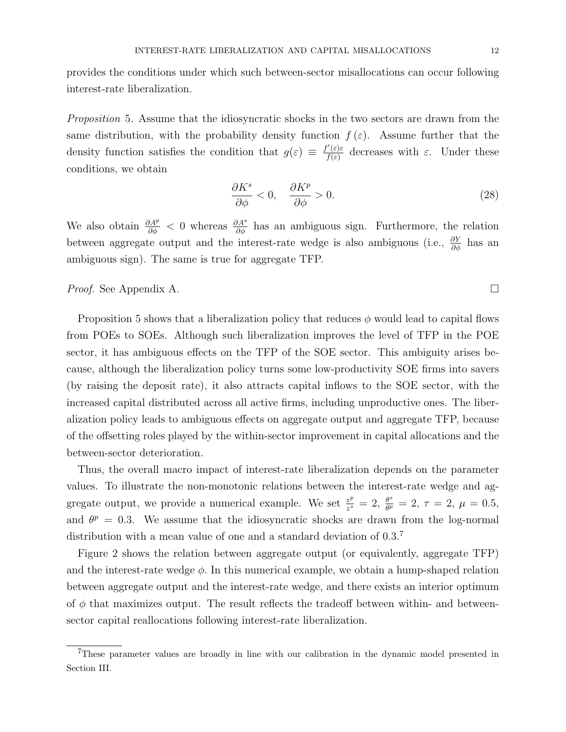provides the conditions under which such between-sector misallocations can occur following interest-rate liberalization.

*Proposition* 5. Assume that the idiosyncratic shocks in the two sectors are drawn from the same distribution, with the probability density function $f(\varepsilon)$. Assume further that the density function satisfies the condition that $g(\varepsilon) \equiv \frac{f'(\varepsilon)\varepsilon}{f(\varepsilon)}$ decreases with $\varepsilon$. Under these conditions, we obtain

$$\frac{\partial K^s}{\partial \phi} < 0, \quad \frac{\partial K^p}{\partial \phi} > 0. \tag{28}$$

We also obtain $\frac{\partial A^p}{\partial \phi} < 0$ whereas $\frac{\partial A^s}{\partial \phi}$ has an ambiguous sign. Furthermore, the relation between aggregate output and the interest-rate wedge is also ambiguous (i.e., $\frac{\partial Y}{\partial \phi}$ has an ambiguous sign). The same is true for aggregate TFP.

*Proof.* See Appendix A. □

Proposition 5 shows that a liberalization policy that reduces $\phi$ would lead to capital flows from POEs to SOEs. Although such liberalization improves the level of TFP in the POE sector, it has ambiguous effects on the TFP of the SOE sector. This ambiguity arises because, although the liberalization policy turns some low-productivity SOE firms into savers (by raising the deposit rate), it also attracts capital inflows to the SOE sector, with the increased capital distributed across all active firms, including unproductive ones. The liberalization policy leads to ambiguous effects on aggregate output and aggregate TFP, because of the offsetting roles played by the within-sector improvement in capital allocations and the between-sector deterioration.

Thus, the overall macro impact of interest-rate liberalization depends on the parameter values. To illustrate the non-monotonic relations between the interest-rate wedge and aggregate output, we provide a numerical example. We set $\frac{z^p}{z^s} = 2$, $\frac{\theta^s}{\theta^p} = 2$, $\tau = 2$, $\mu = 0.5$, and $\theta^p = 0.3$. We assume that the idiosyncratic shocks are drawn from the log-normal distribution with a mean value of one and a standard deviation of 0.3.[7]

Figure 2 shows the relation between aggregate output (or equivalently, aggregate TFP) and the interest-rate wedge $\phi$. In this numerical example, we obtain a hump-shaped relation between aggregate output and the interest-rate wedge, and there exists an interior optimum of $\phi$ that maximizes output. The result reflects the tradeoff between within- and between-sector capital reallocations following interest-rate liberalization.

[7] These parameter values are broadly in line with our calibration in the dynamic model presented in Section III.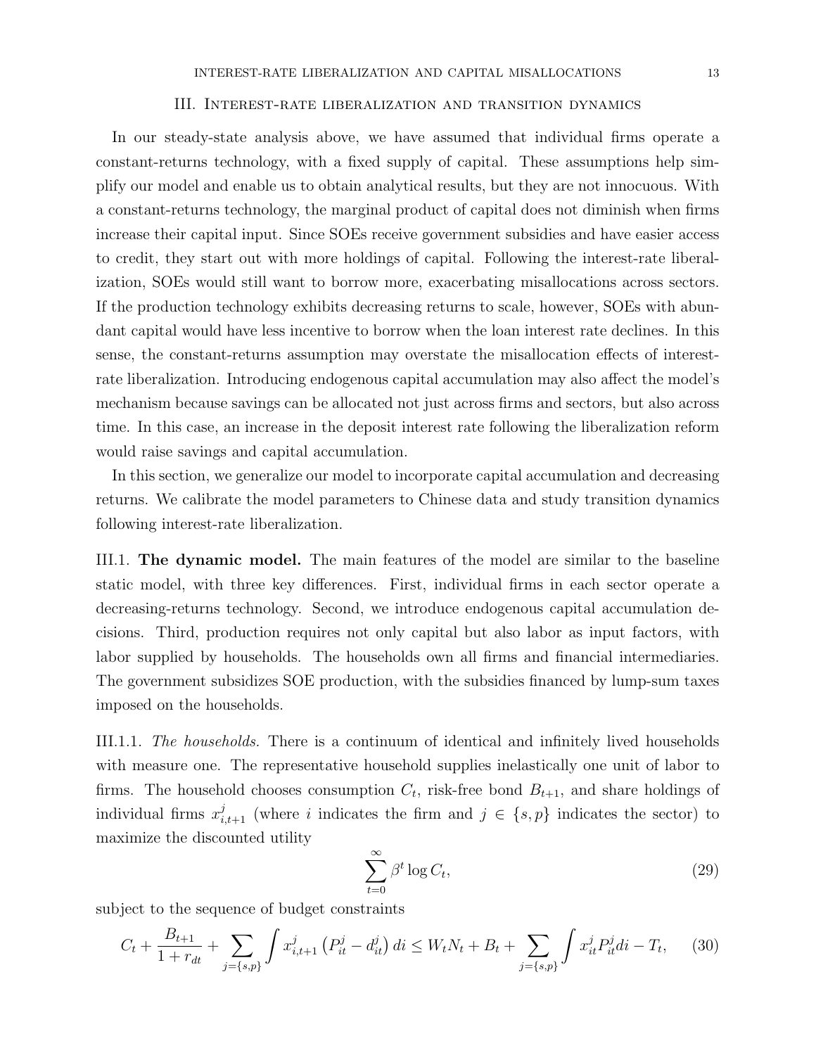## III. Interest-rate liberalization and transition dynamics

In our steady-state analysis above, we have assumed that individual firms operate a constant-returns technology, with a fixed supply of capital. These assumptions help simplify our model and enable us to obtain analytical results, but they are not innocuous. With a constant-returns technology, the marginal product of capital does not diminish when firms increase their capital input. Since SOEs receive government subsidies and have easier access to credit, they start out with more holdings of capital. Following the interest-rate liberalization, SOEs would still want to borrow more, exacerbating misallocations across sectors. If the production technology exhibits decreasing returns to scale, however, SOEs with abundant capital would have less incentive to borrow when the loan interest rate declines. In this sense, the constant-returns assumption may overstate the misallocation effects of interest-rate liberalization. Introducing endogenous capital accumulation may also affect the model's mechanism because savings can be allocated not just across firms and sectors, but also across time. In this case, an increase in the deposit interest rate following the liberalization reform would raise savings and capital accumulation.

In this section, we generalize our model to incorporate capital accumulation and decreasing returns. We calibrate the model parameters to Chinese data and study transition dynamics following interest-rate liberalization.

### III.1. **The dynamic model.**

The main features of the model are similar to the baseline static model, with three key differences. First, individual firms in each sector operate a decreasing-returns technology. Second, we introduce endogenous capital accumulation decisions. Third, production requires not only capital but also labor as input factors, with labor supplied by households. The households own all firms and financial intermediaries. The government subsidizes SOE production, with the subsidies financed by lump-sum taxes imposed on the households.

#### III.1.1. *The households.*

There is a continuum of identical and infinitely lived households with measure one. The representative household supplies inelastically one unit of labor to firms. The household chooses consumption $C_t$, risk-free bond $B_{t+1}$, and share holdings of individual firms $x^j_{i,t+1}$ (where $i$ indicates the firm and $j \in \{s, p\}$ indicates the sector) to maximize the discounted utility

$$\sum_{t=0}^{\infty} \beta^t \log C_t, \tag{29}$$

subject to the sequence of budget constraints

$$C_t + \frac{B_{t+1}}{1 + r_{dt}} + \sum_{j=\{s,p\}} \int x^j_{i,t+1} \left(P^j_{it} - d^j_{it}\right) di \leq W_t N_t + B_t + \sum_{j=\{s,p\}} \int x^j_{it} P^j_{it} di - T_t, \tag{30}$$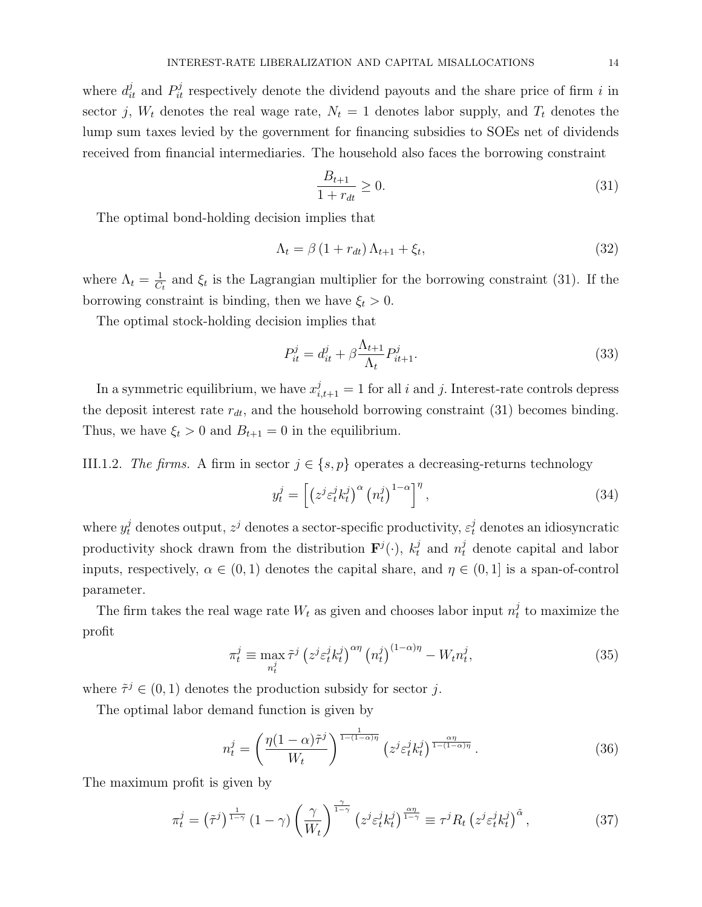where $d_{it}^j$ and $P_{it}^j$ respectively denote the dividend payouts and the share price of firm $i$ in sector $j$, $W_t$ denotes the real wage rate, $N_t = 1$ denotes labor supply, and $T_t$ denotes the lump sum taxes levied by the government for financing subsidies to SOEs net of dividends received from financial intermediaries. The household also faces the borrowing constraint

$$\frac{B_{t+1}}{1 + r_{dt}} \geq 0. \tag{31}$$

The optimal bond-holding decision implies that

$$\Lambda_t = \beta \left(1 + r_{dt}\right) \Lambda_{t+1} + \xi_t, \tag{32}$$

where $\Lambda_t = \frac{1}{C_t}$ and $\xi_t$ is the Lagrangian multiplier for the borrowing constraint (31). If the borrowing constraint is binding, then we have $\xi_t > 0$.

The optimal stock-holding decision implies that

$$P_{it}^j = d_{it}^j + \beta \frac{\Lambda_{t+1}}{\Lambda_t} P_{it+1}^j. \tag{33}$$

In a symmetric equilibrium, we have $x_{i,t+1}^j = 1$ for all $i$ and $j$. Interest-rate controls depress the deposit interest rate $r_{dt}$, and the household borrowing constraint (31) becomes binding. Thus, we have $\xi_t > 0$ and $B_{t+1} = 0$ in the equilibrium.

III.1.2. *The firms.* A firm in sector $j \in \{s, p\}$ operates a decreasing-returns technology

$$y_t^j = \left[ \left( z^j \varepsilon_t^j k_t^j \right)^{\alpha} \left( n_t^j \right)^{1-\alpha} \right]^{\eta}, \tag{34}$$

where $y_t^j$ denotes output, $z^j$ denotes a sector-specific productivity, $\varepsilon_t^j$ denotes an idiosyncratic productivity shock drawn from the distribution $\mathbf{F}^j(\cdot)$, $k_t^j$ and $n_t^j$ denote capital and labor inputs, respectively, $\alpha \in (0,1)$ denotes the capital share, and $\eta \in (0, 1]$ is a span-of-control parameter.

The firm takes the real wage rate $W_t$ as given and chooses labor input $n_t^j$ to maximize the profit

$$\pi_t^j \equiv \max_{n_t^j} \tilde{\tau}^j \left( z^j \varepsilon_t^j k_t^j \right)^{\alpha \eta} \left( n_t^j \right)^{(1-\alpha)\eta} - W_t n_t^j, \tag{35}$$

where $\tilde{\tau}^j \in (0, 1)$ denotes the production subsidy for sector $j$.

The optimal labor demand function is given by

$$n_t^j = \left( \frac{\eta(1-\alpha)\tilde{\tau}^j}{W_t} \right)^{\frac{1}{1-(1-\alpha)\eta}} \left( z^j \varepsilon_t^j k_t^j \right)^{\frac{\alpha\eta}{1-(1-\alpha)\eta}}. \tag{36}$$

The maximum profit is given by

$$\pi_t^j = \left( \tilde{\tau}^j \right)^{\frac{1}{1-\gamma}} (1 - \gamma) \left( \frac{\gamma}{W_t} \right)^{\frac{\gamma}{1-\gamma}} \left( z^j \varepsilon_t^j k_t^j \right)^{\frac{\alpha\eta}{1-\gamma}} \equiv \tau^j R_t \left( z^j \varepsilon_t^j k_t^j \right)^{\tilde{\alpha}}, \tag{37}$$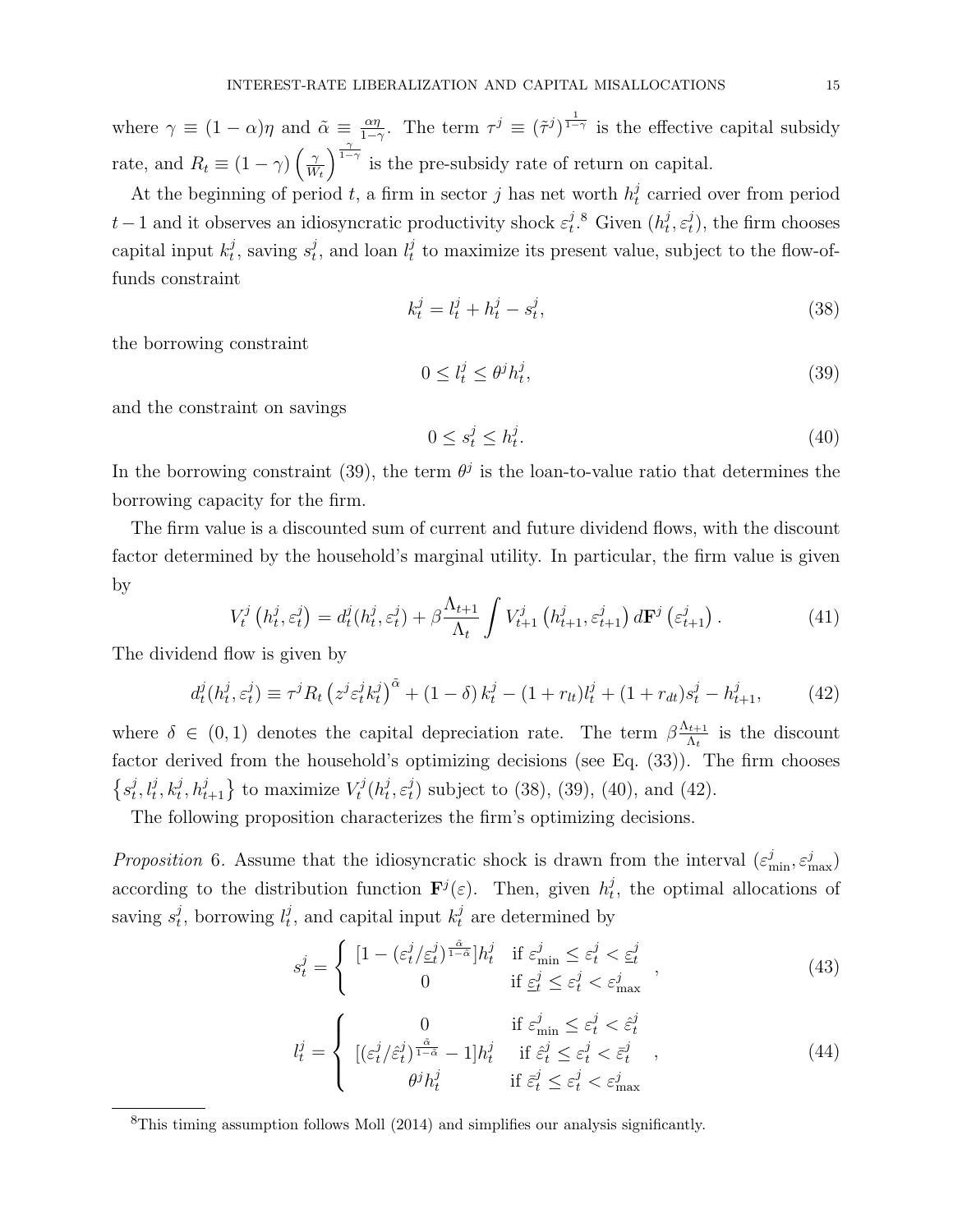where $\gamma \equiv (1-\alpha)\eta$ and $\tilde{\alpha} \equiv \frac{\alpha\eta}{1-\gamma}$. The term $\tau^j \equiv (\tilde{\tau}^j)^{\frac{1}{1-\gamma}}$ is the effective capital subsidy rate, and $R_t \equiv (1-\gamma)\left(\frac{\gamma}{W_t}\right)^{\frac{\gamma}{1-\gamma}}$ is the pre-subsidy rate of return on capital.

At the beginning of period $t$, a firm in sector $j$ has net worth $h_t^j$ carried over from period $t-1$ and it observes an idiosyncratic productivity shock $\varepsilon_t^j$.[8] Given $(h_t^j, \varepsilon_t^j)$, the firm chooses capital input $k_t^j$, saving $s_t^j$, and loan $l_t^j$ to maximize its present value, subject to the flow-of-funds constraint

$$k_t^j = l_t^j + h_t^j - s_t^j, \tag{38}$$

the borrowing constraint

$$0 \leq l_t^j \leq \theta^j h_t^j, \tag{39}$$

and the constraint on savings

$$0 \leq s_t^j \leq h_t^j. \tag{40}$$

In the borrowing constraint (39), the term $\theta^j$ is the loan-to-value ratio that determines the borrowing capacity for the firm.

The firm value is a discounted sum of current and future dividend flows, with the discount factor determined by the household's marginal utility. In particular, the firm value is given by

$$V_t^j\left(h_t^j, \varepsilon_t^j\right) = d_t^j(h_t^j, \varepsilon_t^j) + \beta \frac{\Lambda_{t+1}}{\Lambda_t} \int V_{t+1}^j\left(h_{t+1}^j, \varepsilon_{t+1}^j\right) d\mathbf{F}^j\left(\varepsilon_{t+1}^j\right). \tag{41}$$

The dividend flow is given by

$$d_t^j(h_t^j, \varepsilon_t^j) \equiv \tau^j R_t \left(z^j \varepsilon_t^j k_t^j\right)^{\tilde{\alpha}} + (1-\delta) k_t^j - (1+r_{lt}) l_t^j + (1+r_{dt}) s_t^j - h_{t+1}^j, \tag{42}$$

where $\delta \in (0,1)$ denotes the capital depreciation rate. The term $\beta \frac{\Lambda_{t+1}}{\Lambda_t}$ is the discount factor derived from the household's optimizing decisions (see Eq. (33)). The firm chooses $\left\{s_t^j, l_t^j, k_t^j, h_{t+1}^j\right\}$ to maximize $V_t^j(h_t^j, \varepsilon_t^j)$ subject to (38), (39), (40), and (42).

The following proposition characterizes the firm's optimizing decisions.

*Proposition* 6. Assume that the idiosyncratic shock is drawn from the interval $(\varepsilon_{\min}^j, \varepsilon_{\max}^j)$ according to the distribution function $\mathbf{F}^j(\varepsilon)$. Then, given $h_t^j$, the optimal allocations of saving $s_t^j$, borrowing $l_t^j$, and capital input $k_t^j$ are determined by

$$s_t^j = \begin{cases} [1 - (\varepsilon_t^j / \underline{\varepsilon}_t^j)^{\frac{\tilde{\alpha}}{1-\tilde{\alpha}}}] h_t^j & \text{if } \varepsilon_{\min}^j \leq \varepsilon_t^j < \underline{\varepsilon}_t^j \\ 0 & \text{if } \underline{\varepsilon}_t^j \leq \varepsilon_t^j < \varepsilon_{\max}^j \end{cases}, \tag{43}$$

$$l_t^j = \begin{cases} 0 & \text{if } \varepsilon_{\min}^j \leq \varepsilon_t^j < \hat{\varepsilon}_t^j \\ [(\varepsilon_t^j / \hat{\varepsilon}_t^j)^{\frac{\tilde{\alpha}}{1-\tilde{\alpha}}} - 1] h_t^j & \text{if } \hat{\varepsilon}_t^j \leq \varepsilon_t^j < \bar{\varepsilon}_t^j \\ \theta^j h_t^j & \text{if } \bar{\varepsilon}_t^j \leq \varepsilon_t^j < \varepsilon_{\max}^j \end{cases}, \tag{44}$$

[8] This timing assumption follows Moll (2014) and simplifies our analysis significantly.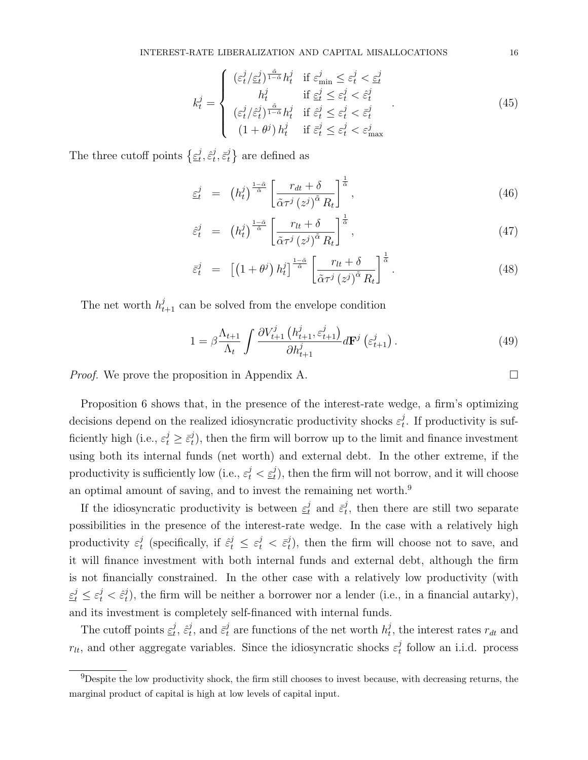$$
k_t^j = \begin{cases} \left(\varepsilon_t^j/\underline{\varepsilon}_t^j\right)^{\frac{\tilde{\alpha}}{1-\tilde{\alpha}}} h_t^j & \text{if } \varepsilon_{\min}^j \leq \varepsilon_t^j < \underline{\varepsilon}_t^j \\ h_t^j & \text{if } \underline{\varepsilon}_t^j \leq \varepsilon_t^j < \hat{\varepsilon}_t^j \\ \left(\varepsilon_t^j/\hat{\varepsilon}_t^j\right)^{\frac{\tilde{\alpha}}{1-\tilde{\alpha}}} h_t^j & \text{if } \hat{\varepsilon}_t^j \leq \varepsilon_t^j < \bar{\varepsilon}_t^j \\ \left(1+\theta^j\right) h_t^j & \text{if } \bar{\varepsilon}_t^j \leq \varepsilon_t^j < \varepsilon_{\max}^j \end{cases} . \tag{45}
$$

The three cutoff points $\left\{\underline{\varepsilon}_t^j, \hat{\varepsilon}_t^j, \bar{\varepsilon}_t^j\right\}$ are defined as

$$
\underline{\varepsilon}_t^j = \left(h_t^j\right)^{\frac{1-\tilde{\alpha}}{\tilde{\alpha}}} \left[\frac{r_{dt}+\delta}{\tilde{\alpha}\tau^j \left(z^j\right)^{\tilde{\alpha}} R_t}\right]^{\frac{1}{\tilde{\alpha}}}, \tag{46}
$$

$$
\hat{\varepsilon}_t^j = \left(h_t^j\right)^{\frac{1-\tilde{\alpha}}{\tilde{\alpha}}} \left[\frac{r_{lt}+\delta}{\tilde{\alpha}\tau^j \left(z^j\right)^{\tilde{\alpha}} R_t}\right]^{\frac{1}{\tilde{\alpha}}}, \tag{47}
$$

$$
\bar{\varepsilon}_t^j = \left[\left(1+\theta^j\right) h_t^j\right]^{\frac{1-\tilde{\alpha}}{\tilde{\alpha}}} \left[\frac{r_{lt}+\delta}{\tilde{\alpha}\tau^j \left(z^j\right)^{\tilde{\alpha}} R_t}\right]^{\frac{1}{\tilde{\alpha}}}. \tag{48}
$$

The net worth $h_{t+1}^j$ can be solved from the envelope condition

$$
1 = \beta \frac{\Lambda_{t+1}}{\Lambda_t} \int \frac{\partial V_{t+1}^j \left(h_{t+1}^j, \varepsilon_{t+1}^j\right)}{\partial h_{t+1}^j} d\mathbf{F}^j \left(\varepsilon_{t+1}^j\right). \tag{49}
$$

*Proof.* We prove the proposition in Appendix A. □

Proposition 6 shows that, in the presence of the interest-rate wedge, a firm's optimizing decisions depend on the realized idiosyncratic productivity shocks $\varepsilon_t^j$. If productivity is sufficiently high (i.e., $\varepsilon_t^j \geq \bar{\varepsilon}_t^j$), then the firm will borrow up to the limit and finance investment using both its internal funds (net worth) and external debt. In the other extreme, if the productivity is sufficiently low (i.e., $\varepsilon_t^j < \underline{\varepsilon}_t^j$), then the firm will not borrow, and it will choose an optimal amount of saving, and to invest the remaining net worth.[9]

If the idiosyncratic productivity is between $\underline{\varepsilon}_t^j$ and $\bar{\varepsilon}_t^j$, then there are still two separate possibilities in the presence of the interest-rate wedge. In the case with a relatively high productivity $\varepsilon_t^j$ (specifically, if $\hat{\varepsilon}_t^j \leq \varepsilon_t^j < \bar{\varepsilon}_t^j$), then the firm will choose not to save, and it will finance investment with both internal funds and external debt, although the firm is not financially constrained. In the other case with a relatively low productivity (with $\underline{\varepsilon}_t^j \leq \varepsilon_t^j < \hat{\varepsilon}_t^j$), the firm will be neither a borrower nor a lender (i.e., in a financial autarky), and its investment is completely self-financed with internal funds.

The cutoff points $\underline{\varepsilon}_t^j$, $\hat{\varepsilon}_t^j$, and $\bar{\varepsilon}_t^j$ are functions of the net worth $h_t^j$, the interest rates $r_{dt}$ and $r_{lt}$, and other aggregate variables. Since the idiosyncratic shocks $\varepsilon_t^j$ follow an i.i.d. process

[9] Despite the low productivity shock, the firm still chooses to invest because, with decreasing returns, the marginal product of capital is high at low levels of capital input.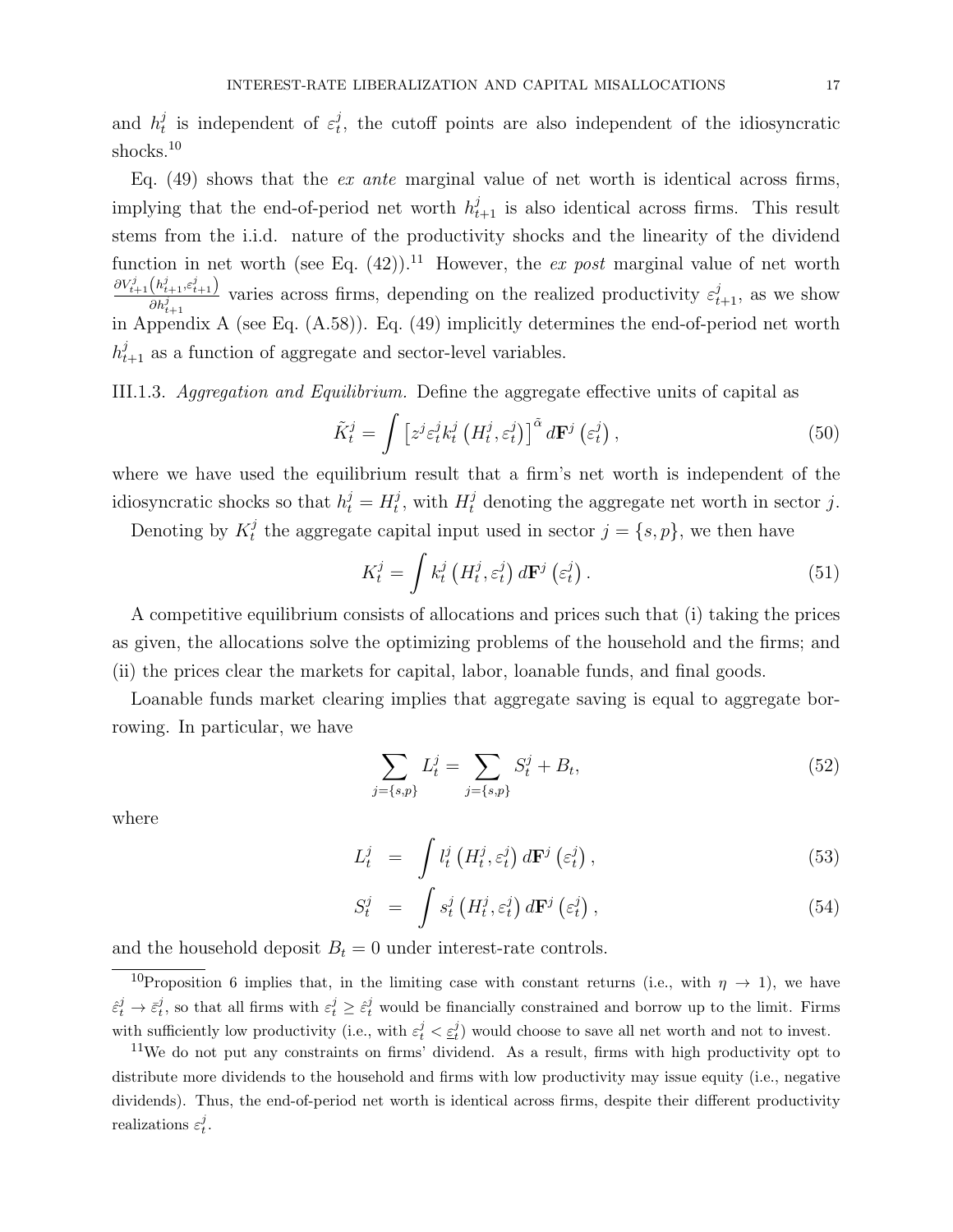and $h_t^j$ is independent of $\varepsilon_t^j$, the cutoff points are also independent of the idiosyncratic shocks.[10]

Eq. (49) shows that the *ex ante* marginal value of net worth is identical across firms, implying that the end-of-period net worth $h_{t+1}^j$ is also identical across firms. This result stems from the i.i.d. nature of the productivity shocks and the linearity of the dividend function in net worth (see Eq. (42)).[11] However, the *ex post* marginal value of net worth $\frac{\partial V_{t+1}^j\left(h_{t+1}^j,\varepsilon_{t+1}^j\right)}{\partial h_{t+1}^j}$ varies across firms, depending on the realized productivity $\varepsilon_{t+1}^j$, as we show in Appendix A (see Eq. (A.58)). Eq. (49) implicitly determines the end-of-period net worth $h_{t+1}^j$ as a function of aggregate and sector-level variables.

III.1.3. *Aggregation and Equilibrium.* Define the aggregate effective units of capital as

$$\tilde{K}_t^j = \int \left[z^j \varepsilon_t^j k_t^j \left(H_t^j, \varepsilon_t^j\right)\right]^{\tilde{\alpha}} d\mathbf{F}^j\left(\varepsilon_t^j\right), \tag{50}$$

where we have used the equilibrium result that a firm's net worth is independent of the idiosyncratic shocks so that $h_t^j = H_t^j$, with $H_t^j$ denoting the aggregate net worth in sector $j$.

Denoting by $K_t^j$ the aggregate capital input used in sector $j = \{s, p\}$, we then have

$$K_t^j = \int k_t^j \left(H_t^j, \varepsilon_t^j\right) d\mathbf{F}^j\left(\varepsilon_t^j\right). \tag{51}$$

A competitive equilibrium consists of allocations and prices such that (i) taking the prices as given, the allocations solve the optimizing problems of the household and the firms; and (ii) the prices clear the markets for capital, labor, loanable funds, and final goods.

Loanable funds market clearing implies that aggregate saving is equal to aggregate borrowing. In particular, we have

$$\sum_{j=\{s,p\}} L_t^j = \sum_{j=\{s,p\}} S_t^j + B_t, \tag{52}$$

where

$$L_t^j = \int l_t^j \left(H_t^j, \varepsilon_t^j\right) d\mathbf{F}^j\left(\varepsilon_t^j\right), \tag{53}$$

$$S_t^j = \int s_t^j \left(H_t^j, \varepsilon_t^j\right) d\mathbf{F}^j\left(\varepsilon_t^j\right), \tag{54}$$

and the household deposit $B_t = 0$ under interest-rate controls.

[10] Proposition 6 implies that, in the limiting case with constant returns (i.e., with $\eta \to 1$), we have $\hat{\varepsilon}_t^j \to \bar{\varepsilon}_t^j$, so that all firms with $\varepsilon_t^j \geq \hat{\varepsilon}_t^j$ would be financially constrained and borrow up to the limit. Firms with sufficiently low productivity (i.e., with $\varepsilon_t^j < \underline{\varepsilon}_t^j$) would choose to save all net worth and not to invest.

[11] We do not put any constraints on firms' dividend. As a result, firms with high productivity opt to distribute more dividends to the household and firms with low productivity may issue equity (i.e., negative dividends). Thus, the end-of-period net worth is identical across firms, despite their different productivity realizations $\varepsilon_t^j$.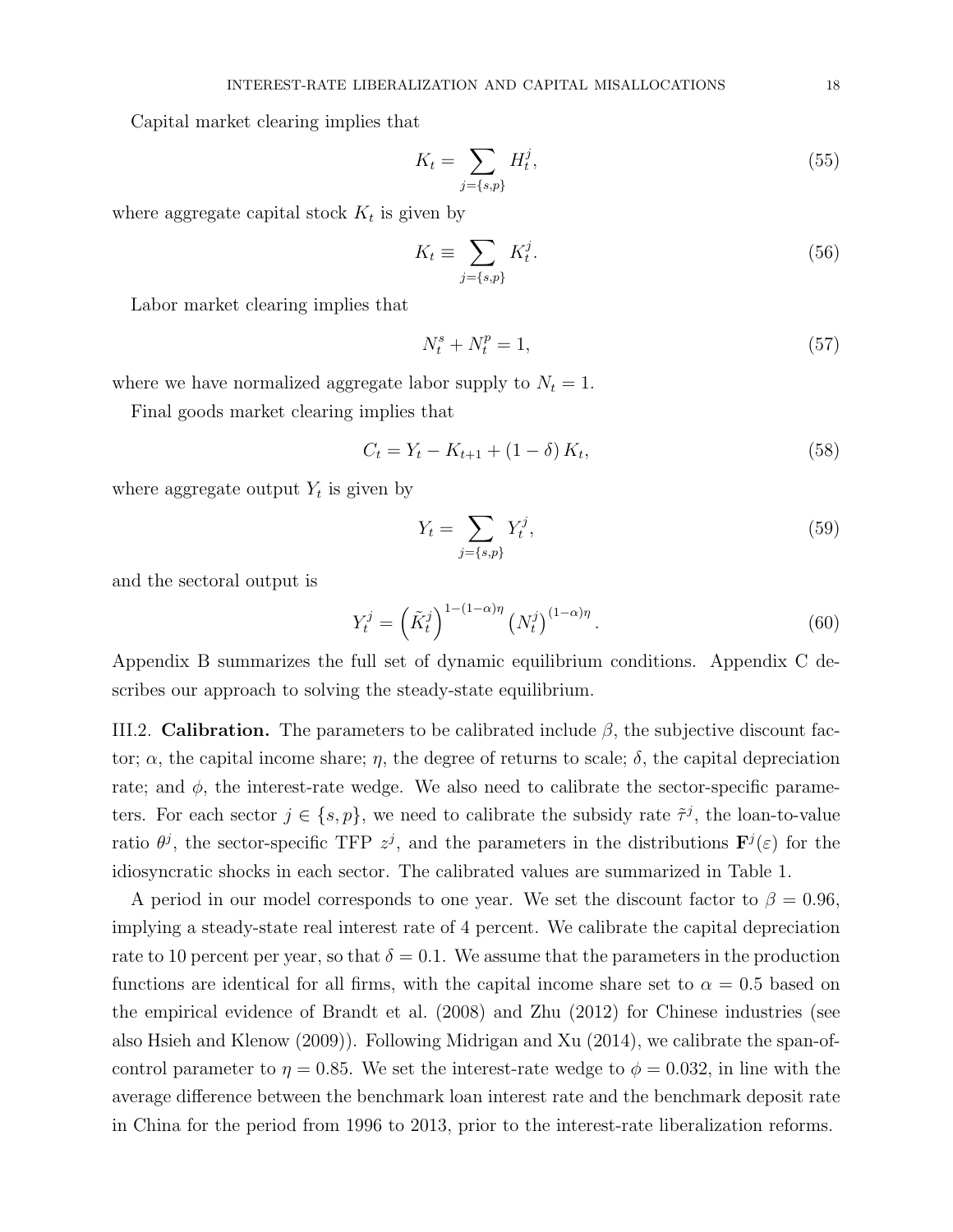Capital market clearing implies that

$$K_t = \sum_{j=\{s,p\}} H_t^j, \tag{55}$$

where aggregate capital stock $K_t$ is given by

$$K_t \equiv \sum_{j=\{s,p\}} K_t^j. \tag{56}$$

Labor market clearing implies that

$$N_t^s + N_t^p = 1, \tag{57}$$

where we have normalized aggregate labor supply to $N_t = 1$.

Final goods market clearing implies that

$$C_t = Y_t - K_{t+1} + (1 - \delta) K_t, \tag{58}$$

where aggregate output $Y_t$ is given by

$$Y_t = \sum_{j=\{s,p\}} Y_t^j, \tag{59}$$

and the sectoral output is

$$Y_t^j = \left(\tilde{K}_t^j\right)^{1-(1-\alpha)\eta} \left(N_t^j\right)^{(1-\alpha)\eta}. \tag{60}$$

Appendix B summarizes the full set of dynamic equilibrium conditions. Appendix C describes our approach to solving the steady-state equilibrium.

III.2. **Calibration.** The parameters to be calibrated include $\beta$, the subjective discount factor; $\alpha$, the capital income share; $\eta$, the degree of returns to scale; $\delta$, the capital depreciation rate; and $\phi$, the interest-rate wedge. We also need to calibrate the sector-specific parameters. For each sector $j \in \{s, p\}$, we need to calibrate the subsidy rate $\tilde{\tau}^j$, the loan-to-value ratio $\theta^j$, the sector-specific TFP $z^j$, and the parameters in the distributions $\mathbf{F}^j(\varepsilon)$ for the idiosyncratic shocks in each sector. The calibrated values are summarized in Table 1.

A period in our model corresponds to one year. We set the discount factor to $\beta = 0.96$, implying a steady-state real interest rate of 4 percent. We calibrate the capital depreciation rate to 10 percent per year, so that $\delta = 0.1$. We assume that the parameters in the production functions are identical for all firms, with the capital income share set to $\alpha = 0.5$ based on the empirical evidence of Brandt et al. (2008) and Zhu (2012) for Chinese industries (see also Hsieh and Klenow (2009)). Following Midrigan and Xu (2014), we calibrate the span-of-control parameter to $\eta = 0.85$. We set the interest-rate wedge to $\phi = 0.032$, in line with the average difference between the benchmark loan interest rate and the benchmark deposit rate in China for the period from 1996 to 2013, prior to the interest-rate liberalization reforms.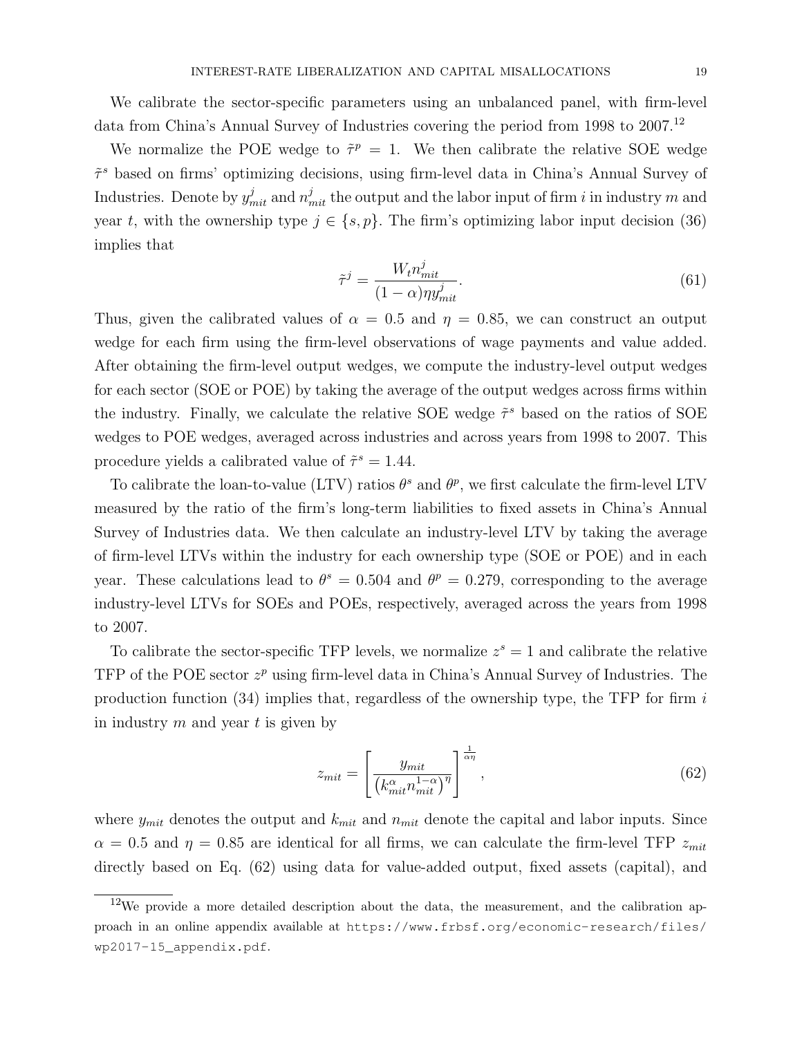We calibrate the sector-specific parameters using an unbalanced panel, with firm-level data from China's Annual Survey of Industries covering the period from 1998 to 2007.[12]

We normalize the POE wedge to $\tilde{\tau}^p = 1$. We then calibrate the relative SOE wedge $\tilde{\tau}^s$ based on firms' optimizing decisions, using firm-level data in China's Annual Survey of Industries. Denote by $y^j_{mit}$ and $n^j_{mit}$ the output and the labor input of firm $i$ in industry $m$ and year $t$, with the ownership type $j \in \{s, p\}$. The firm's optimizing labor input decision (36) implies that

$$\tilde{\tau}^j = \frac{W_t n^j_{mit}}{(1-\alpha)\eta y^j_{mit}}. \tag{61}$$

Thus, given the calibrated values of $\alpha = 0.5$ and $\eta = 0.85$, we can construct an output wedge for each firm using the firm-level observations of wage payments and value added. After obtaining the firm-level output wedges, we compute the industry-level output wedges for each sector (SOE or POE) by taking the average of the output wedges across firms within the industry. Finally, we calculate the relative SOE wedge $\tilde{\tau}^s$ based on the ratios of SOE wedges to POE wedges, averaged across industries and across years from 1998 to 2007. This procedure yields a calibrated value of $\tilde{\tau}^s = 1.44$.

To calibrate the loan-to-value (LTV) ratios $\theta^s$ and $\theta^p$, we first calculate the firm-level LTV measured by the ratio of the firm's long-term liabilities to fixed assets in China's Annual Survey of Industries data. We then calculate an industry-level LTV by taking the average of firm-level LTVs within the industry for each ownership type (SOE or POE) and in each year. These calculations lead to $\theta^s = 0.504$ and $\theta^p = 0.279$, corresponding to the average industry-level LTVs for SOEs and POEs, respectively, averaged across the years from 1998 to 2007.

To calibrate the sector-specific TFP levels, we normalize $z^s = 1$ and calibrate the relative TFP of the POE sector $z^p$ using firm-level data in China's Annual Survey of Industries. The production function (34) implies that, regardless of the ownership type, the TFP for firm $i$ in industry $m$ and year $t$ is given by

$$z_{mit} = \left[ \frac{y_{mit}}{\left(k^{\alpha}_{mit} n^{1-\alpha}_{mit}\right)^{\eta}} \right]^{\frac{1}{\alpha\eta}}, \tag{62}$$

where $y_{mit}$ denotes the output and $k_{mit}$ and $n_{mit}$ denote the capital and labor inputs. Since $\alpha = 0.5$ and $\eta = 0.85$ are identical for all firms, we can calculate the firm-level TFP $z_{mit}$ directly based on Eq. (62) using data for value-added output, fixed assets (capital), and

[12]We provide a more detailed description about the data, the measurement, and the calibration approach in an online appendix available at https://www.frbsf.org/economic-research/files/wp2017-15_appendix.pdf.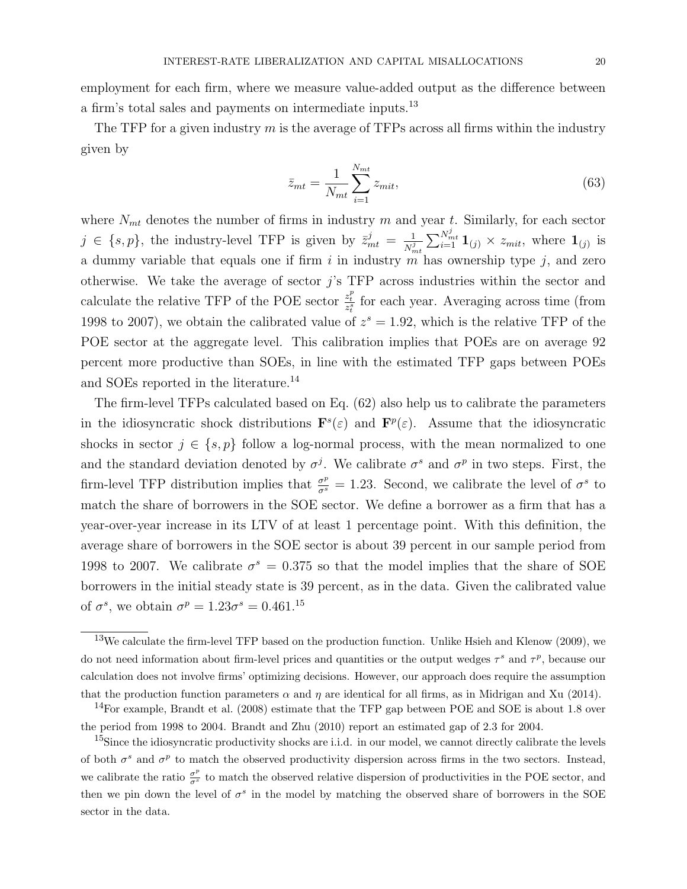employment for each firm, where we measure value-added output as the difference between a firm's total sales and payments on intermediate inputs.[13]

The TFP for a given industry $m$ is the average of TFPs across all firms within the industry given by

$$\bar{z}_{mt} = \frac{1}{N_{mt}} \sum_{i=1}^{N_{mt}} z_{mit}, \tag{63}$$

where $N_{mt}$ denotes the number of firms in industry $m$ and year $t$. Similarly, for each sector $j \in \{s, p\}$, the industry-level TFP is given by $\bar{z}_{mt}^j = \frac{1}{N_{mt}^j} \sum_{i=1}^{N_{mt}^j} \mathbf{1}_{(j)} \times z_{mit}$, where $\mathbf{1}_{(j)}$ is a dummy variable that equals one if firm $i$ in industry $m$ has ownership type $j$, and zero otherwise. We take the average of sector $j$'s TFP across industries within the sector and calculate the relative TFP of the POE sector $\frac{z_t^p}{z_t^s}$ for each year. Averaging across time (from 1998 to 2007), we obtain the calibrated value of $z^s = 1.92$, which is the relative TFP of the POE sector at the aggregate level. This calibration implies that POEs are on average 92 percent more productive than SOEs, in line with the estimated TFP gaps between POEs and SOEs reported in the literature.[14]

The firm-level TFPs calculated based on Eq. (62) also help us to calibrate the parameters in the idiosyncratic shock distributions $\mathbf{F}^s(\varepsilon)$ and $\mathbf{F}^p(\varepsilon)$. Assume that the idiosyncratic shocks in sector $j \in \{s, p\}$ follow a log-normal process, with the mean normalized to one and the standard deviation denoted by $\sigma^j$. We calibrate $\sigma^s$ and $\sigma^p$ in two steps. First, the firm-level TFP distribution implies that $\frac{\sigma^p}{\sigma^s} = 1.23$. Second, we calibrate the level of $\sigma^s$ to match the share of borrowers in the SOE sector. We define a borrower as a firm that has a year-over-year increase in its LTV of at least 1 percentage point. With this definition, the average share of borrowers in the SOE sector is about 39 percent in our sample period from 1998 to 2007. We calibrate $\sigma^s = 0.375$ so that the model implies that the share of SOE borrowers in the initial steady state is 39 percent, as in the data. Given the calibrated value of $\sigma^s$, we obtain $\sigma^p = 1.23\sigma^s = 0.461$.[15]

---

[13] We calculate the firm-level TFP based on the production function. Unlike Hsieh and Klenow (2009), we do not need information about firm-level prices and quantities or the output wedges $\tau^s$ and $\tau^p$, because our calculation does not involve firms' optimizing decisions. However, our approach does require the assumption that the production function parameters $\alpha$ and $\eta$ are identical for all firms, as in Midrigan and Xu (2014).

[14] For example, Brandt et al. (2008) estimate that the TFP gap between POE and SOE is about 1.8 over the period from 1998 to 2004. Brandt and Zhu (2010) report an estimated gap of 2.3 for 2004.

[15] Since the idiosyncratic productivity shocks are i.i.d. in our model, we cannot directly calibrate the levels of both $\sigma^s$ and $\sigma^p$ to match the observed productivity dispersion across firms in the two sectors. Instead, we calibrate the ratio $\frac{\sigma^p}{\sigma^s}$ to match the observed relative dispersion of productivities in the POE sector, and then we pin down the level of $\sigma^s$ in the model by matching the observed share of borrowers in the SOE sector in the data.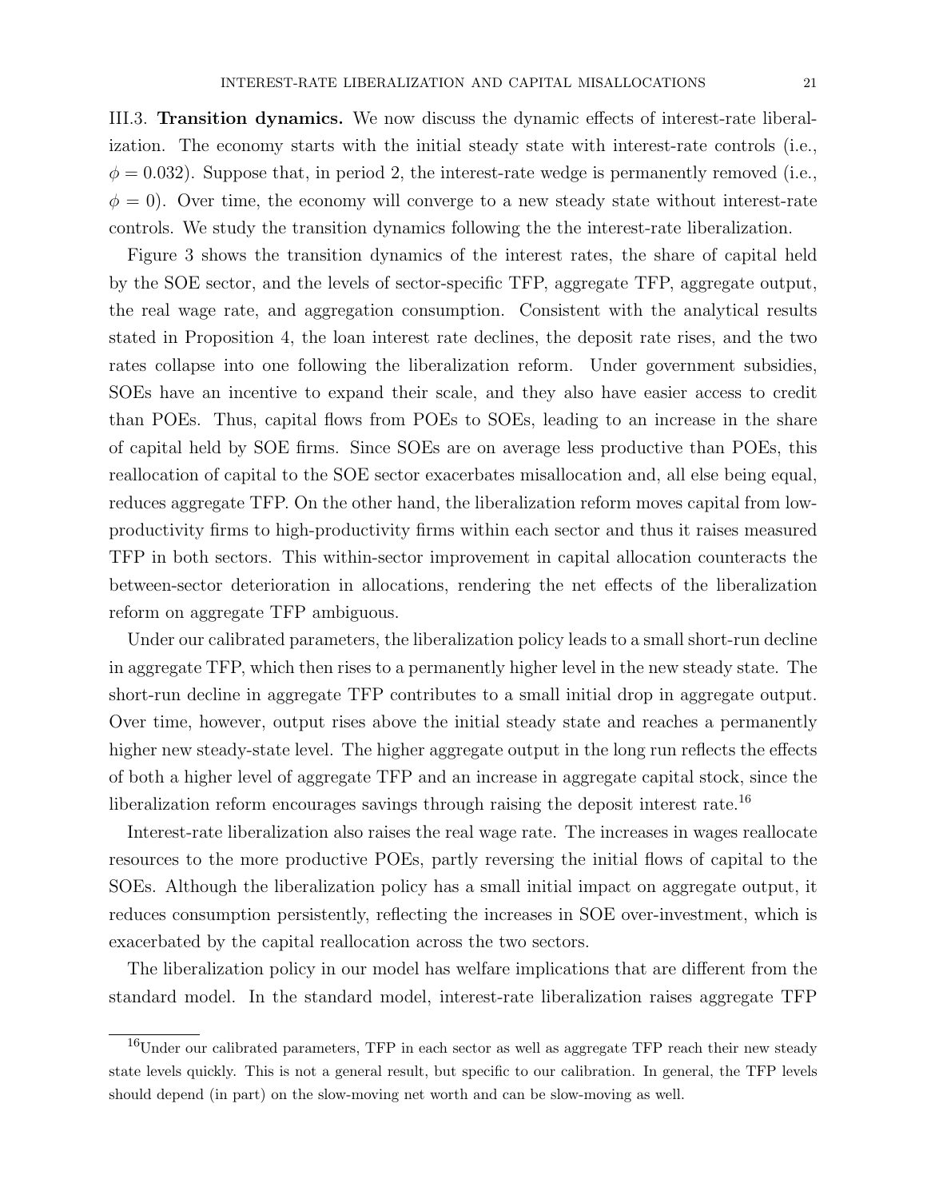III.3. **Transition dynamics.** We now discuss the dynamic effects of interest-rate liberalization. The economy starts with the initial steady state with interest-rate controls (i.e., $\phi = 0.032$). Suppose that, in period 2, the interest-rate wedge is permanently removed (i.e., $\phi = 0$). Over time, the economy will converge to a new steady state without interest-rate controls. We study the transition dynamics following the the interest-rate liberalization.

Figure 3 shows the transition dynamics of the interest rates, the share of capital held by the SOE sector, and the levels of sector-specific TFP, aggregate TFP, aggregate output, the real wage rate, and aggregation consumption. Consistent with the analytical results stated in Proposition 4, the loan interest rate declines, the deposit rate rises, and the two rates collapse into one following the liberalization reform. Under government subsidies, SOEs have an incentive to expand their scale, and they also have easier access to credit than POEs. Thus, capital flows from POEs to SOEs, leading to an increase in the share of capital held by SOE firms. Since SOEs are on average less productive than POEs, this reallocation of capital to the SOE sector exacerbates misallocation and, all else being equal, reduces aggregate TFP. On the other hand, the liberalization reform moves capital from low-productivity firms to high-productivity firms within each sector and thus it raises measured TFP in both sectors. This within-sector improvement in capital allocation counteracts the between-sector deterioration in allocations, rendering the net effects of the liberalization reform on aggregate TFP ambiguous.

Under our calibrated parameters, the liberalization policy leads to a small short-run decline in aggregate TFP, which then rises to a permanently higher level in the new steady state. The short-run decline in aggregate TFP contributes to a small initial drop in aggregate output. Over time, however, output rises above the initial steady state and reaches a permanently higher new steady-state level. The higher aggregate output in the long run reflects the effects of both a higher level of aggregate TFP and an increase in aggregate capital stock, since the liberalization reform encourages savings through raising the deposit interest rate.[16]

Interest-rate liberalization also raises the real wage rate. The increases in wages reallocate resources to the more productive POEs, partly reversing the initial flows of capital to the SOEs. Although the liberalization policy has a small initial impact on aggregate output, it reduces consumption persistently, reflecting the increases in SOE over-investment, which is exacerbated by the capital reallocation across the two sectors.

The liberalization policy in our model has welfare implications that are different from the standard model. In the standard model, interest-rate liberalization raises aggregate TFP

[16]Under our calibrated parameters, TFP in each sector as well as aggregate TFP reach their new steady state levels quickly. This is not a general result, but specific to our calibration. In general, the TFP levels should depend (in part) on the slow-moving net worth and can be slow-moving as well.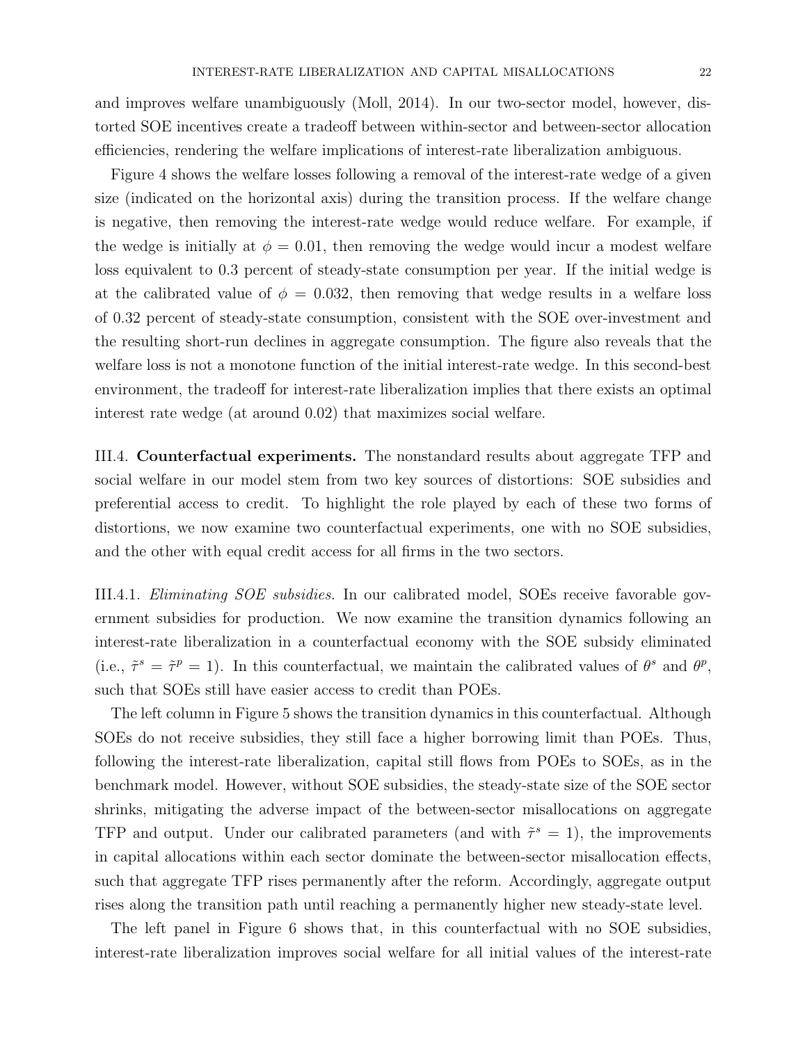and improves welfare unambiguously (Moll, 2014). In our two-sector model, however, distorted SOE incentives create a tradeoff between within-sector and between-sector allocation efficiencies, rendering the welfare implications of interest-rate liberalization ambiguous.

Figure 4 shows the welfare losses following a removal of the interest-rate wedge of a given size (indicated on the horizontal axis) during the transition process. If the welfare change is negative, then removing the interest-rate wedge would reduce welfare. For example, if the wedge is initially at $\phi = 0.01$, then removing the wedge would incur a modest welfare loss equivalent to 0.3 percent of steady-state consumption per year. If the initial wedge is at the calibrated value of $\phi = 0.032$, then removing that wedge results in a welfare loss of 0.32 percent of steady-state consumption, consistent with the SOE over-investment and the resulting short-run declines in aggregate consumption. The figure also reveals that the welfare loss is not a monotone function of the initial interest-rate wedge. In this second-best environment, the tradeoff for interest-rate liberalization implies that there exists an optimal interest rate wedge (at around 0.02) that maximizes social welfare.

III.4. **Counterfactual experiments.** The nonstandard results about aggregate TFP and social welfare in our model stem from two key sources of distortions: SOE subsidies and preferential access to credit. To highlight the role played by each of these two forms of distortions, we now examine two counterfactual experiments, one with no SOE subsidies, and the other with equal credit access for all firms in the two sectors.

III.4.1. *Eliminating SOE subsidies.* In our calibrated model, SOEs receive favorable government subsidies for production. We now examine the transition dynamics following an interest-rate liberalization in a counterfactual economy with the SOE subsidy eliminated (i.e., $\tilde{\tau}^s = \tilde{\tau}^p = 1$). In this counterfactual, we maintain the calibrated values of $\theta^s$ and $\theta^p$, such that SOEs still have easier access to credit than POEs.

The left column in Figure 5 shows the transition dynamics in this counterfactual. Although SOEs do not receive subsidies, they still face a higher borrowing limit than POEs. Thus, following the interest-rate liberalization, capital still flows from POEs to SOEs, as in the benchmark model. However, without SOE subsidies, the steady-state size of the SOE sector shrinks, mitigating the adverse impact of the between-sector misallocations on aggregate TFP and output. Under our calibrated parameters (and with $\tilde{\tau}^s = 1$), the improvements in capital allocations within each sector dominate the between-sector misallocation effects, such that aggregate TFP rises permanently after the reform. Accordingly, aggregate output rises along the transition path until reaching a permanently higher new steady-state level.

The left panel in Figure 6 shows that, in this counterfactual with no SOE subsidies, interest-rate liberalization improves social welfare for all initial values of the interest-rate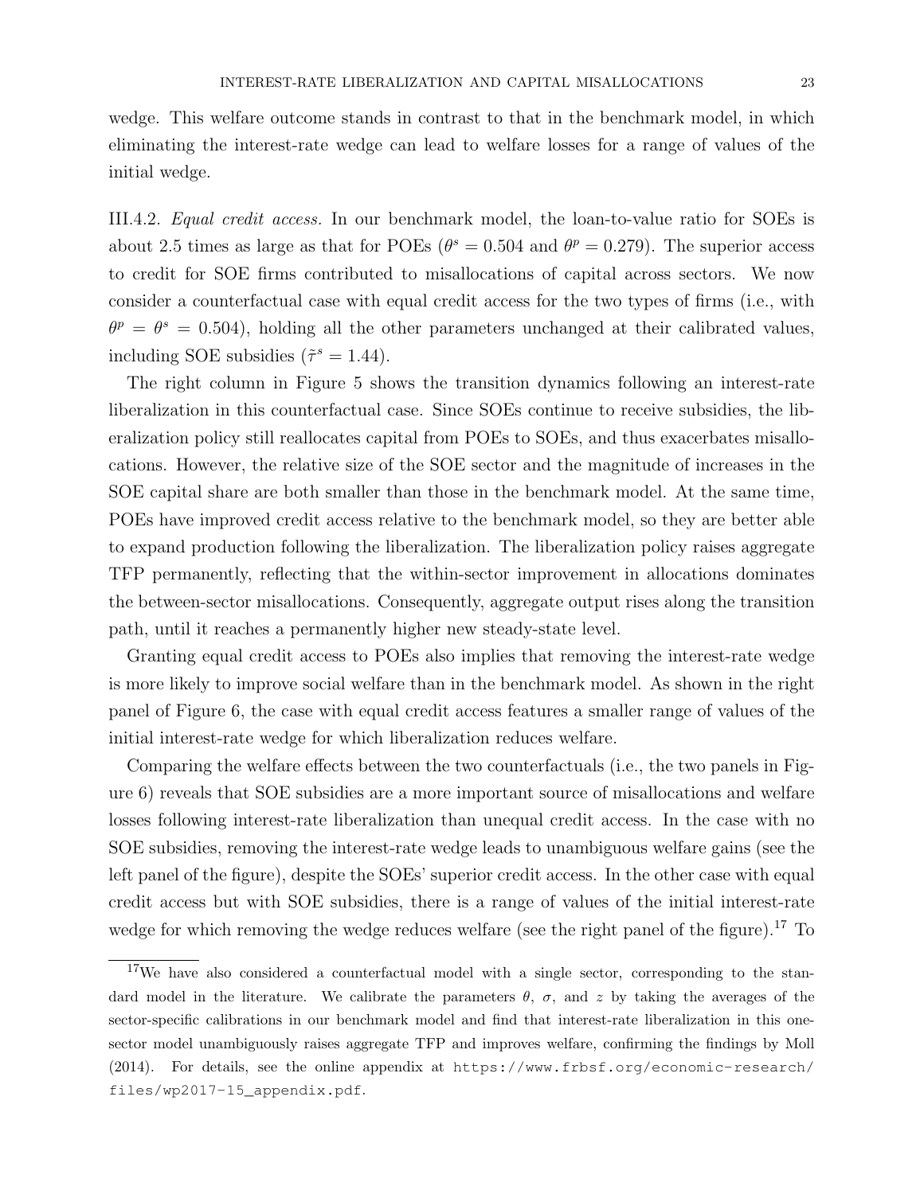wedge. This welfare outcome stands in contrast to that in the benchmark model, in which eliminating the interest-rate wedge can lead to welfare losses for a range of values of the initial wedge.

III.4.2. *Equal credit access.* In our benchmark model, the loan-to-value ratio for SOEs is about 2.5 times as large as that for POEs ($\theta^s = 0.504$ and $\theta^p = 0.279$). The superior access to credit for SOE firms contributed to misallocations of capital across sectors. We now consider a counterfactual case with equal credit access for the two types of firms (i.e., with $\theta^p = \theta^s = 0.504$), holding all the other parameters unchanged at their calibrated values, including SOE subsidies ($\tilde{\tau}^s = 1.44$).

The right column in Figure 5 shows the transition dynamics following an interest-rate liberalization in this counterfactual case. Since SOEs continue to receive subsidies, the liberalization policy still reallocates capital from POEs to SOEs, and thus exacerbates misallocations. However, the relative size of the SOE sector and the magnitude of increases in the SOE capital share are both smaller than those in the benchmark model. At the same time, POEs have improved credit access relative to the benchmark model, so they are better able to expand production following the liberalization. The liberalization policy raises aggregate TFP permanently, reflecting that the within-sector improvement in allocations dominates the between-sector misallocations. Consequently, aggregate output rises along the transition path, until it reaches a permanently higher new steady-state level.

Granting equal credit access to POEs also implies that removing the interest-rate wedge is more likely to improve social welfare than in the benchmark model. As shown in the right panel of Figure 6, the case with equal credit access features a smaller range of values of the initial interest-rate wedge for which liberalization reduces welfare.

Comparing the welfare effects between the two counterfactuals (i.e., the two panels in Figure 6) reveals that SOE subsidies are a more important source of misallocations and welfare losses following interest-rate liberalization than unequal credit access. In the case with no SOE subsidies, removing the interest-rate wedge leads to unambiguous welfare gains (see the left panel of the figure), despite the SOEs' superior credit access. In the other case with equal credit access but with SOE subsidies, there is a range of values of the initial interest-rate wedge for which removing the wedge reduces welfare (see the right panel of the figure).[17] To

[17] We have also considered a counterfactual model with a single sector, corresponding to the standard model in the literature. We calibrate the parameters $\theta$, $\sigma$, and $z$ by taking the averages of the sector-specific calibrations in our benchmark model and find that interest-rate liberalization in this one-sector model unambiguously raises aggregate TFP and improves welfare, confirming the findings by Moll (2014). For details, see the online appendix at `https://www.frbsf.org/economic-research/files/wp2017-15_appendix.pdf`.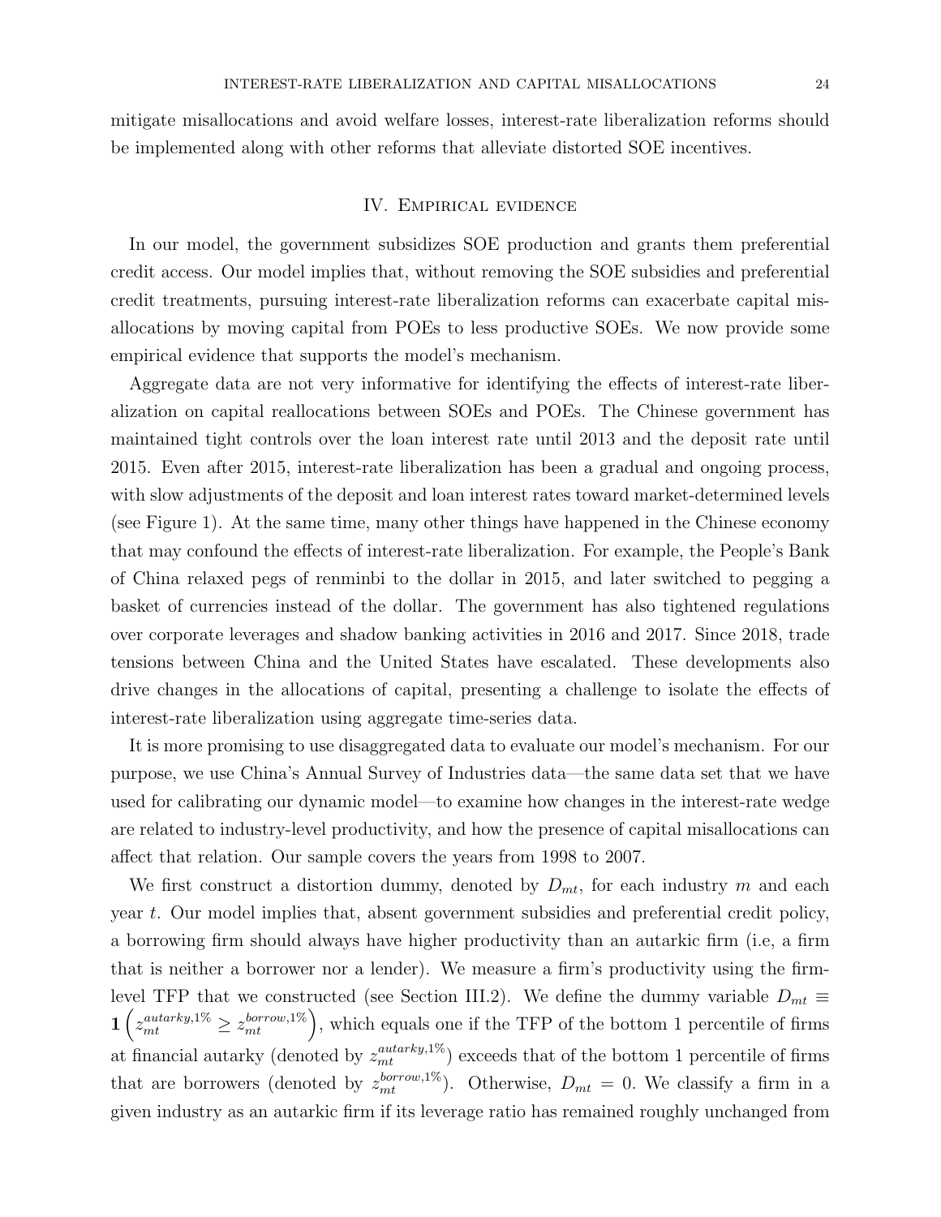mitigate misallocations and avoid welfare losses, interest-rate liberalization reforms should be implemented along with other reforms that alleviate distorted SOE incentives.

## IV. Empirical evidence

In our model, the government subsidizes SOE production and grants them preferential credit access. Our model implies that, without removing the SOE subsidies and preferential credit treatments, pursuing interest-rate liberalization reforms can exacerbate capital misallocations by moving capital from POEs to less productive SOEs. We now provide some empirical evidence that supports the model's mechanism.

Aggregate data are not very informative for identifying the effects of interest-rate liberalization on capital reallocations between SOEs and POEs. The Chinese government has maintained tight controls over the loan interest rate until 2013 and the deposit rate until 2015. Even after 2015, interest-rate liberalization has been a gradual and ongoing process, with slow adjustments of the deposit and loan interest rates toward market-determined levels (see Figure 1). At the same time, many other things have happened in the Chinese economy that may confound the effects of interest-rate liberalization. For example, the People's Bank of China relaxed pegs of renminbi to the dollar in 2015, and later switched to pegging a basket of currencies instead of the dollar. The government has also tightened regulations over corporate leverages and shadow banking activities in 2016 and 2017. Since 2018, trade tensions between China and the United States have escalated. These developments also drive changes in the allocations of capital, presenting a challenge to isolate the effects of interest-rate liberalization using aggregate time-series data.

It is more promising to use disaggregated data to evaluate our model's mechanism. For our purpose, we use China's Annual Survey of Industries data—the same data set that we have used for calibrating our dynamic model—to examine how changes in the interest-rate wedge are related to industry-level productivity, and how the presence of capital misallocations can affect that relation. Our sample covers the years from 1998 to 2007.

We first construct a distortion dummy, denoted by $D_{mt}$, for each industry $m$ and each year $t$. Our model implies that, absent government subsidies and preferential credit policy, a borrowing firm should always have higher productivity than an autarkic firm (i.e, a firm that is neither a borrower nor a lender). We measure a firm's productivity using the firm-level TFP that we constructed (see Section III.2). We define the dummy variable $D_{mt} \equiv \mathbf{1}\left(z_{mt}^{autarky,1\%} \geq z_{mt}^{borrow,1\%}\right)$, which equals one if the TFP of the bottom 1 percentile of firms at financial autarky (denoted by $z_{mt}^{autarky,1\%}$) exceeds that of the bottom 1 percentile of firms that are borrowers (denoted by $z_{mt}^{borrow,1\%}$). Otherwise, $D_{mt} = 0$. We classify a firm in a given industry as an autarkic firm if its leverage ratio has remained roughly unchanged from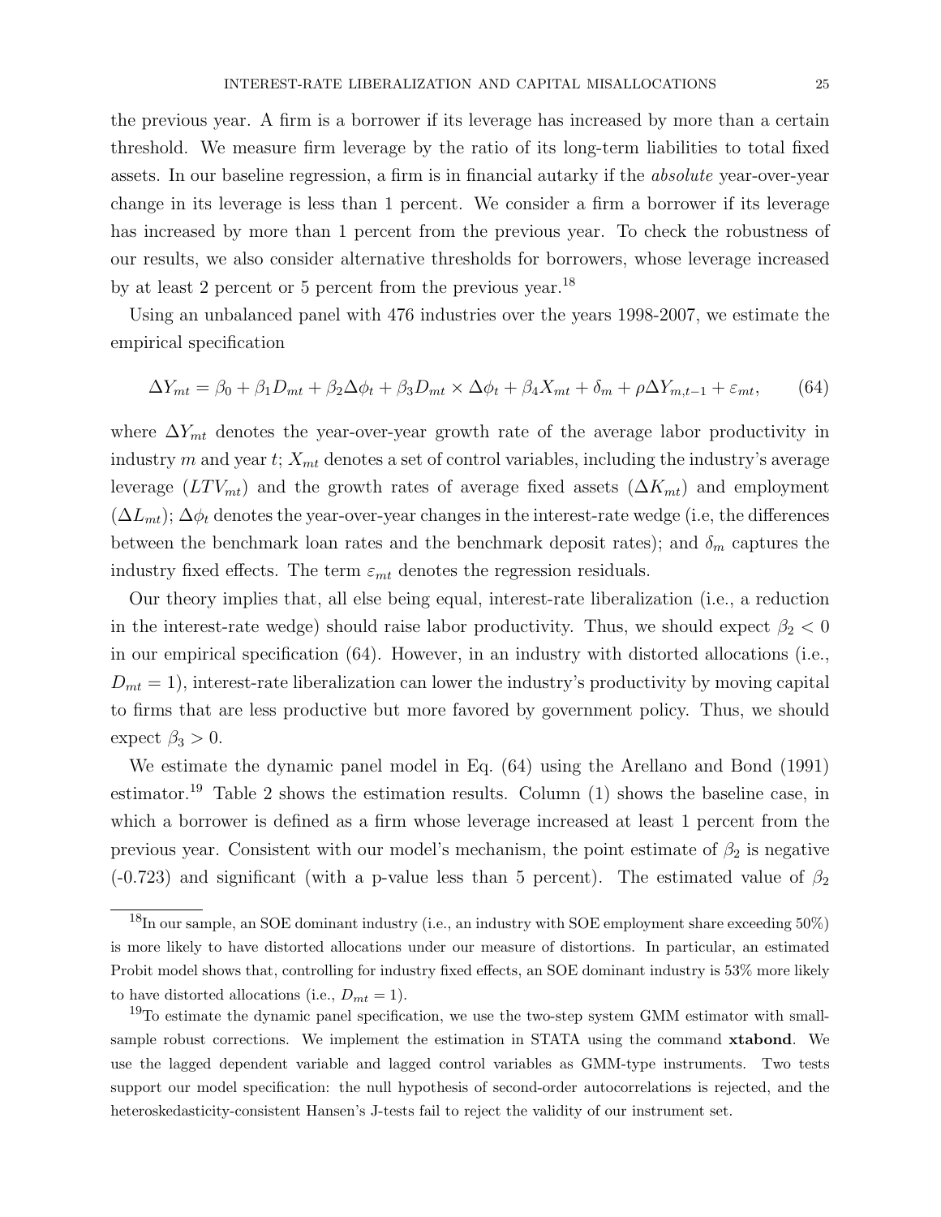the previous year. A firm is a borrower if its leverage has increased by more than a certain threshold. We measure firm leverage by the ratio of its long-term liabilities to total fixed assets. In our baseline regression, a firm is in financial autarky if the *absolute* year-over-year change in its leverage is less than 1 percent. We consider a firm a borrower if its leverage has increased by more than 1 percent from the previous year. To check the robustness of our results, we also consider alternative thresholds for borrowers, whose leverage increased by at least 2 percent or 5 percent from the previous year.[18]

Using an unbalanced panel with 476 industries over the years 1998-2007, we estimate the empirical specification

$$\Delta Y_{mt} = \beta_0 + \beta_1 D_{mt} + \beta_2 \Delta\phi_t + \beta_3 D_{mt} \times \Delta\phi_t + \beta_4 X_{mt} + \delta_m + \rho \Delta Y_{m,t-1} + \varepsilon_{mt}, \tag{64}$$

where $\Delta Y_{mt}$ denotes the year-over-year growth rate of the average labor productivity in industry $m$ and year $t$; $X_{mt}$ denotes a set of control variables, including the industry's average leverage ($LTV_{mt}$) and the growth rates of average fixed assets ($\Delta K_{mt}$) and employment ($\Delta L_{mt}$); $\Delta\phi_t$ denotes the year-over-year changes in the interest-rate wedge (i.e, the differences between the benchmark loan rates and the benchmark deposit rates); and $\delta_m$ captures the industry fixed effects. The term $\varepsilon_{mt}$ denotes the regression residuals.

Our theory implies that, all else being equal, interest-rate liberalization (i.e., a reduction in the interest-rate wedge) should raise labor productivity. Thus, we should expect $\beta_2 < 0$ in our empirical specification (64). However, in an industry with distorted allocations (i.e., $D_{mt} = 1$), interest-rate liberalization can lower the industry's productivity by moving capital to firms that are less productive but more favored by government policy. Thus, we should expect $\beta_3 > 0$.

We estimate the dynamic panel model in Eq. (64) using the Arellano and Bond (1991) estimator.[19] Table 2 shows the estimation results. Column (1) shows the baseline case, in which a borrower is defined as a firm whose leverage increased at least 1 percent from the previous year. Consistent with our model's mechanism, the point estimate of $\beta_2$ is negative (-0.723) and significant (with a p-value less than 5 percent). The estimated value of $\beta_2$

[18] In our sample, an SOE dominant industry (i.e., an industry with SOE employment share exceeding 50%) is more likely to have distorted allocations under our measure of distortions. In particular, an estimated Probit model shows that, controlling for industry fixed effects, an SOE dominant industry is 53% more likely to have distorted allocations (i.e., $D_{mt} = 1$).

[19] To estimate the dynamic panel specification, we use the two-step system GMM estimator with small-sample robust corrections. We implement the estimation in STATA using the command **xtabond**. We use the lagged dependent variable and lagged control variables as GMM-type instruments. Two tests support our model specification: the null hypothesis of second-order autocorrelations is rejected, and the heteroskedasticity-consistent Hansen's J-tests fail to reject the validity of our instrument set.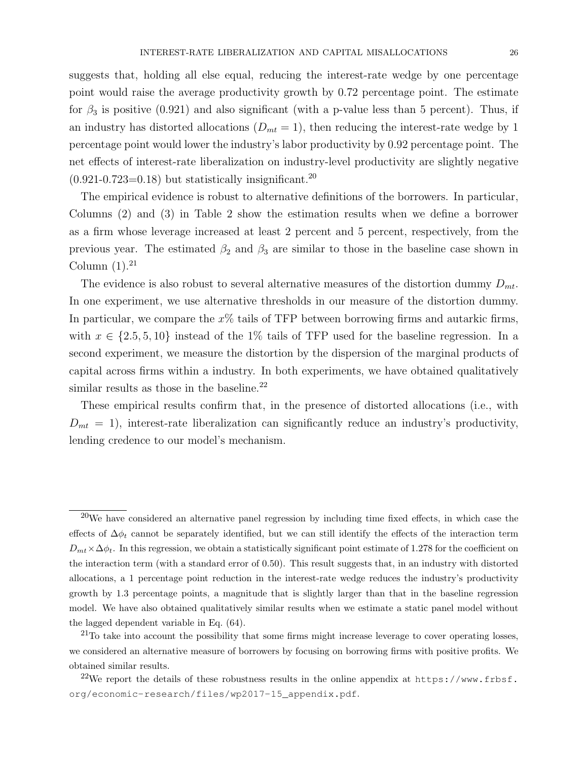suggests that, holding all else equal, reducing the interest-rate wedge by one percentage point would raise the average productivity growth by 0.72 percentage point. The estimate for $\beta_3$ is positive (0.921) and also significant (with a p-value less than 5 percent). Thus, if an industry has distorted allocations ($D_{mt} = 1$), then reducing the interest-rate wedge by 1 percentage point would lower the industry's labor productivity by 0.92 percentage point. The net effects of interest-rate liberalization on industry-level productivity are slightly negative (0.921-0.723=0.18) but statistically insignificant.[20]

The empirical evidence is robust to alternative definitions of the borrowers. In particular, Columns (2) and (3) in Table 2 show the estimation results when we define a borrower as a firm whose leverage increased at least 2 percent and 5 percent, respectively, from the previous year. The estimated $\beta_2$ and $\beta_3$ are similar to those in the baseline case shown in Column (1).[21]

The evidence is also robust to several alternative measures of the distortion dummy $D_{mt}$. In one experiment, we use alternative thresholds in our measure of the distortion dummy. In particular, we compare the $x\%$ tails of TFP between borrowing firms and autarkic firms, with $x \in \{2.5, 5, 10\}$ instead of the 1% tails of TFP used for the baseline regression. In a second experiment, we measure the distortion by the dispersion of the marginal products of capital across firms within a industry. In both experiments, we have obtained qualitatively similar results as those in the baseline.[22]

These empirical results confirm that, in the presence of distorted allocations (i.e., with $D_{mt} = 1$), interest-rate liberalization can significantly reduce an industry's productivity, lending credence to our model's mechanism.

---

[20] We have considered an alternative panel regression by including time fixed effects, in which case the effects of $\Delta\phi_t$ cannot be separately identified, but we can still identify the effects of the interaction term $D_{mt} \times \Delta\phi_t$. In this regression, we obtain a statistically significant point estimate of 1.278 for the coefficient on the interaction term (with a standard error of 0.50). This result suggests that, in an industry with distorted allocations, a 1 percentage point reduction in the interest-rate wedge reduces the industry's productivity growth by 1.3 percentage points, a magnitude that is slightly larger than that in the baseline regression model. We have also obtained qualitatively similar results when we estimate a static panel model without the lagged dependent variable in Eq. (64).

[21] To take into account the possibility that some firms might increase leverage to cover operating losses, we considered an alternative measure of borrowers by focusing on borrowing firms with positive profits. We obtained similar results.

[22] We report the details of these robustness results in the online appendix at https://www.frbsf.org/economic-research/files/wp2017-15_appendix.pdf.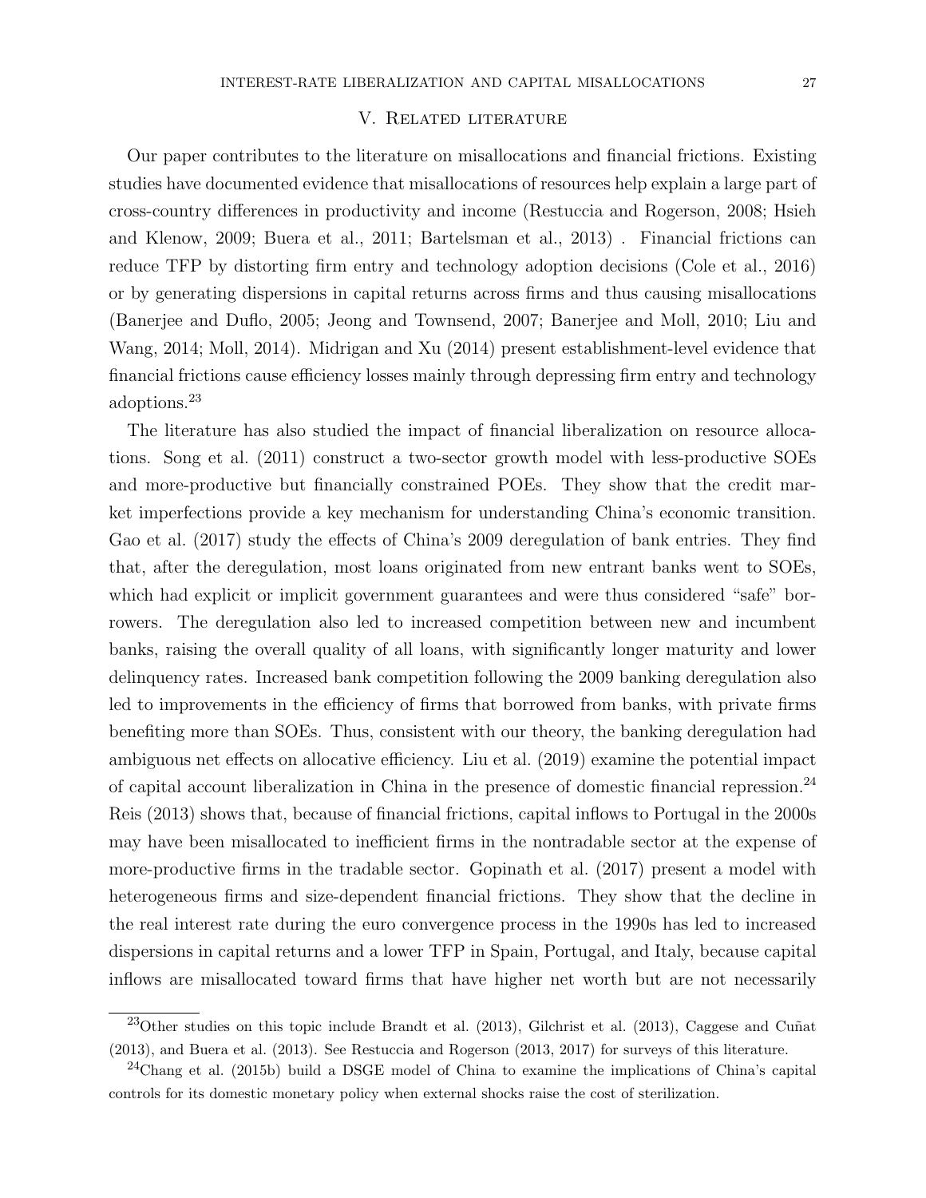## V. Related literature

Our paper contributes to the literature on misallocations and financial frictions. Existing studies have documented evidence that misallocations of resources help explain a large part of cross-country differences in productivity and income (Restuccia and Rogerson, 2008; Hsieh and Klenow, 2009; Buera et al., 2011; Bartelsman et al., 2013) . Financial frictions can reduce TFP by distorting firm entry and technology adoption decisions (Cole et al., 2016) or by generating dispersions in capital returns across firms and thus causing misallocations (Banerjee and Duflo, 2005; Jeong and Townsend, 2007; Banerjee and Moll, 2010; Liu and Wang, 2014; Moll, 2014). Midrigan and Xu (2014) present establishment-level evidence that financial frictions cause efficiency losses mainly through depressing firm entry and technology adoptions.[23]

The literature has also studied the impact of financial liberalization on resource allocations. Song et al. (2011) construct a two-sector growth model with less-productive SOEs and more-productive but financially constrained POEs. They show that the credit market imperfections provide a key mechanism for understanding China's economic transition. Gao et al. (2017) study the effects of China's 2009 deregulation of bank entries. They find that, after the deregulation, most loans originated from new entrant banks went to SOEs, which had explicit or implicit government guarantees and were thus considered "safe" borrowers. The deregulation also led to increased competition between new and incumbent banks, raising the overall quality of all loans, with significantly longer maturity and lower delinquency rates. Increased bank competition following the 2009 banking deregulation also led to improvements in the efficiency of firms that borrowed from banks, with private firms benefiting more than SOEs. Thus, consistent with our theory, the banking deregulation had ambiguous net effects on allocative efficiency. Liu et al. (2019) examine the potential impact of capital account liberalization in China in the presence of domestic financial repression.[24] Reis (2013) shows that, because of financial frictions, capital inflows to Portugal in the 2000s may have been misallocated to inefficient firms in the nontradable sector at the expense of more-productive firms in the tradable sector. Gopinath et al. (2017) present a model with heterogeneous firms and size-dependent financial frictions. They show that the decline in the real interest rate during the euro convergence process in the 1990s has led to increased dispersions in capital returns and a lower TFP in Spain, Portugal, and Italy, because capital inflows are misallocated toward firms that have higher net worth but are not necessarily

---

[23] Other studies on this topic include Brandt et al. (2013), Gilchrist et al. (2013), Caggese and Cuñat (2013), and Buera et al. (2013). See Restuccia and Rogerson (2013, 2017) for surveys of this literature.

[24] Chang et al. (2015b) build a DSGE model of China to examine the implications of China's capital controls for its domestic monetary policy when external shocks raise the cost of sterilization.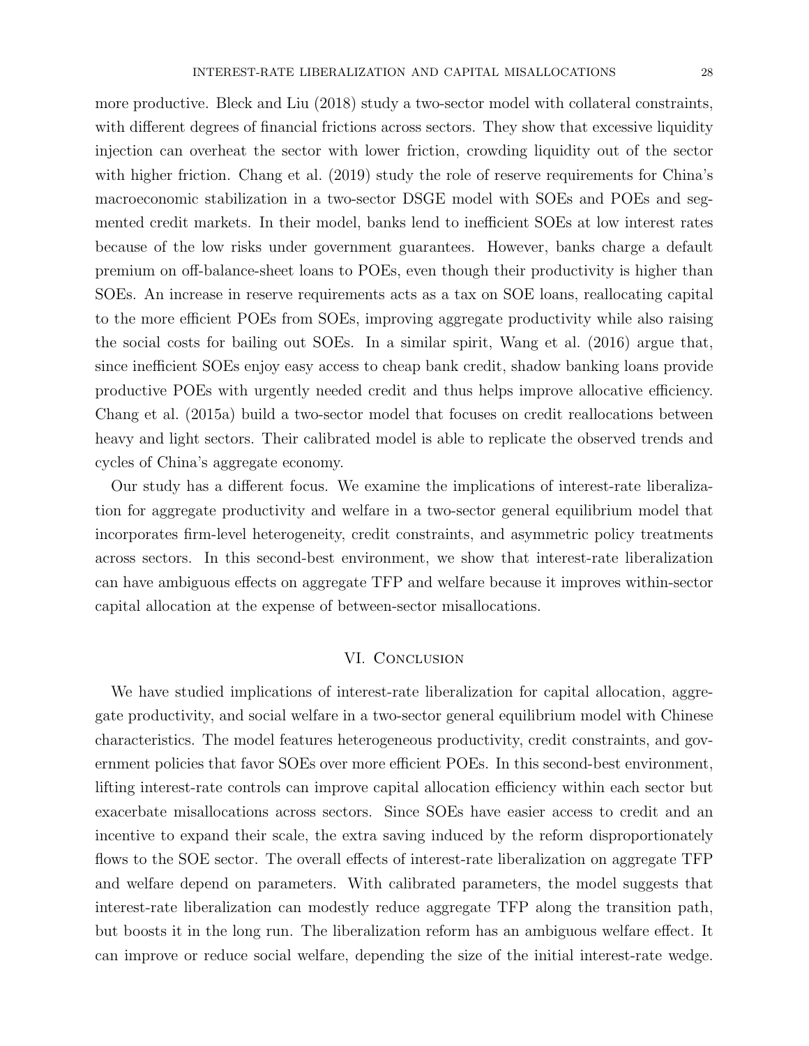more productive. Bleck and Liu (2018) study a two-sector model with collateral constraints, with different degrees of financial frictions across sectors. They show that excessive liquidity injection can overheat the sector with lower friction, crowding liquidity out of the sector with higher friction. Chang et al. (2019) study the role of reserve requirements for China's macroeconomic stabilization in a two-sector DSGE model with SOEs and POEs and segmented credit markets. In their model, banks lend to inefficient SOEs at low interest rates because of the low risks under government guarantees. However, banks charge a default premium on off-balance-sheet loans to POEs, even though their productivity is higher than SOEs. An increase in reserve requirements acts as a tax on SOE loans, reallocating capital to the more efficient POEs from SOEs, improving aggregate productivity while also raising the social costs for bailing out SOEs. In a similar spirit, Wang et al. (2016) argue that, since inefficient SOEs enjoy easy access to cheap bank credit, shadow banking loans provide productive POEs with urgently needed credit and thus helps improve allocative efficiency. Chang et al. (2015a) build a two-sector model that focuses on credit reallocations between heavy and light sectors. Their calibrated model is able to replicate the observed trends and cycles of China's aggregate economy.

Our study has a different focus. We examine the implications of interest-rate liberalization for aggregate productivity and welfare in a two-sector general equilibrium model that incorporates firm-level heterogeneity, credit constraints, and asymmetric policy treatments across sectors. In this second-best environment, we show that interest-rate liberalization can have ambiguous effects on aggregate TFP and welfare because it improves within-sector capital allocation at the expense of between-sector misallocations.

## VI. Conclusion

We have studied implications of interest-rate liberalization for capital allocation, aggregate productivity, and social welfare in a two-sector general equilibrium model with Chinese characteristics. The model features heterogeneous productivity, credit constraints, and government policies that favor SOEs over more efficient POEs. In this second-best environment, lifting interest-rate controls can improve capital allocation efficiency within each sector but exacerbate misallocations across sectors. Since SOEs have easier access to credit and an incentive to expand their scale, the extra saving induced by the reform disproportionately flows to the SOE sector. The overall effects of interest-rate liberalization on aggregate TFP and welfare depend on parameters. With calibrated parameters, the model suggests that interest-rate liberalization can modestly reduce aggregate TFP along the transition path, but boosts it in the long run. The liberalization reform has an ambiguous welfare effect. It can improve or reduce social welfare, depending the size of the initial interest-rate wedge.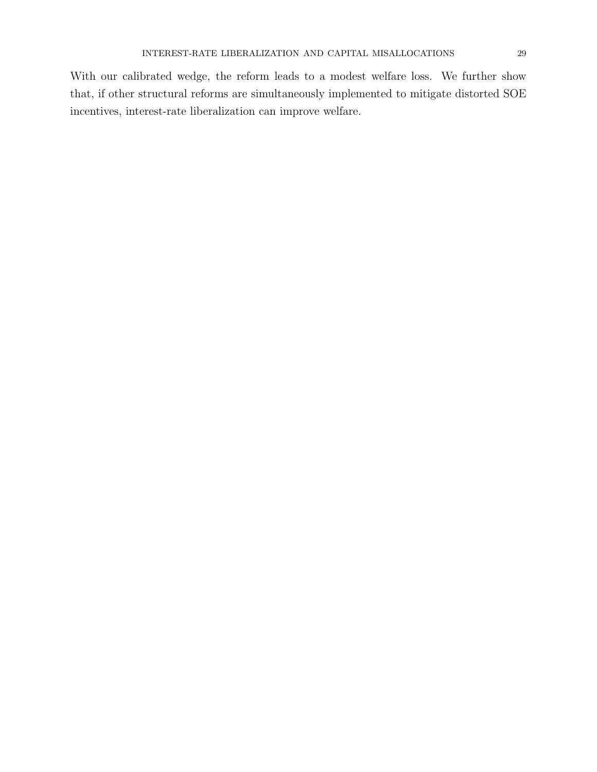With our calibrated wedge, the reform leads to a modest welfare loss. We further show that, if other structural reforms are simultaneously implemented to mitigate distorted SOE incentives, interest-rate liberalization can improve welfare.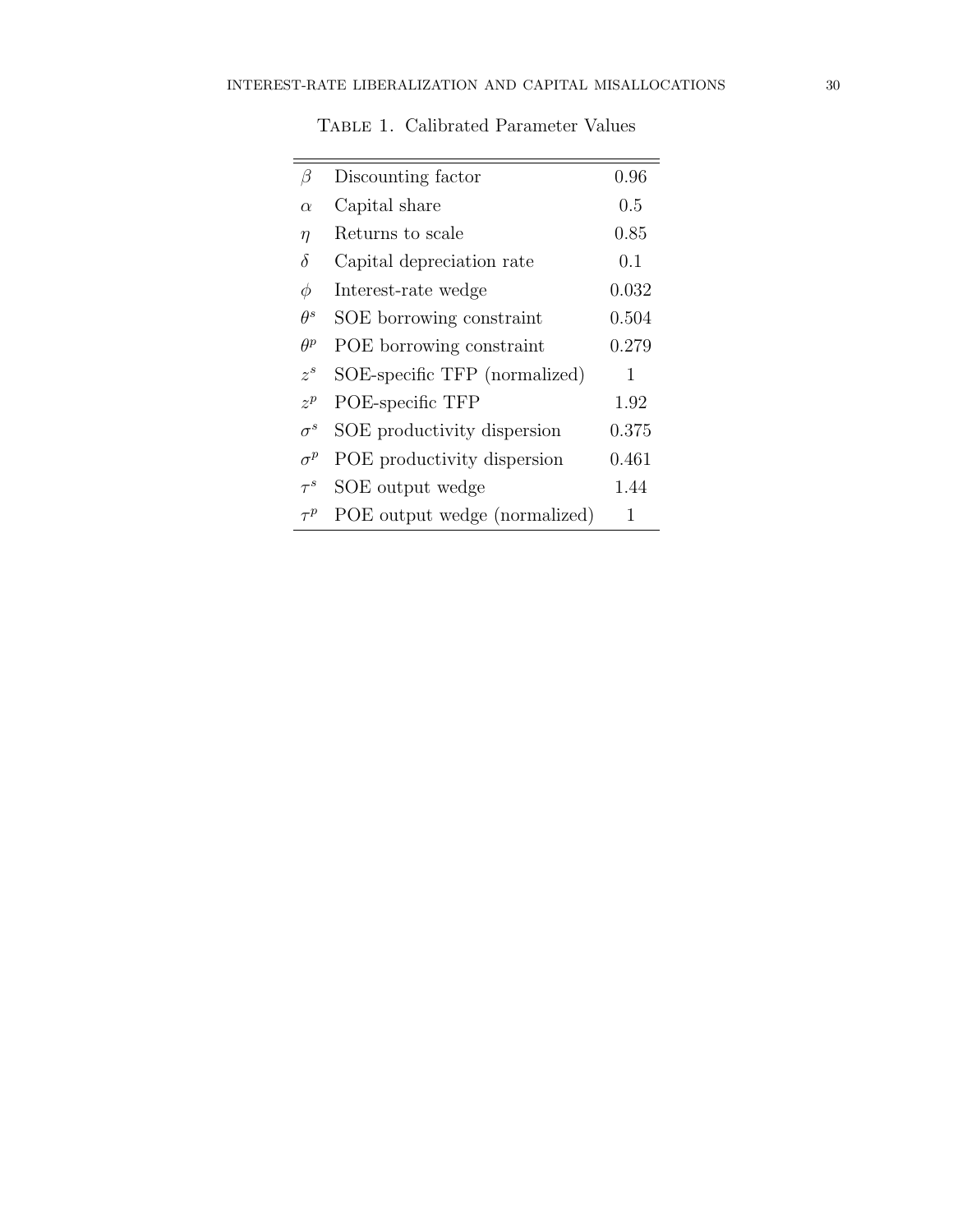Table 1. Calibrated Parameter Values

| | | |
|---|---|---|
| $\beta$ | Discounting factor | 0.96 |
| $\alpha$ | Capital share | 0.5 |
| $\eta$ | Returns to scale | 0.85 |
| $\delta$ | Capital depreciation rate | 0.1 |
| $\phi$ | Interest-rate wedge | 0.032 |
| $\theta^s$ | SOE borrowing constraint | 0.504 |
| $\theta^p$ | POE borrowing constraint | 0.279 |
| $z^s$ | SOE-specific TFP (normalized) | 1 |
| $z^p$ | POE-specific TFP | 1.92 |
| $\sigma^s$ | SOE productivity dispersion | 0.375 |
| $\sigma^p$ | POE productivity dispersion | 0.461 |
| $\tau^s$ | SOE output wedge | 1.44 |
| $\tau^p$ | POE output wedge (normalized) | 1 |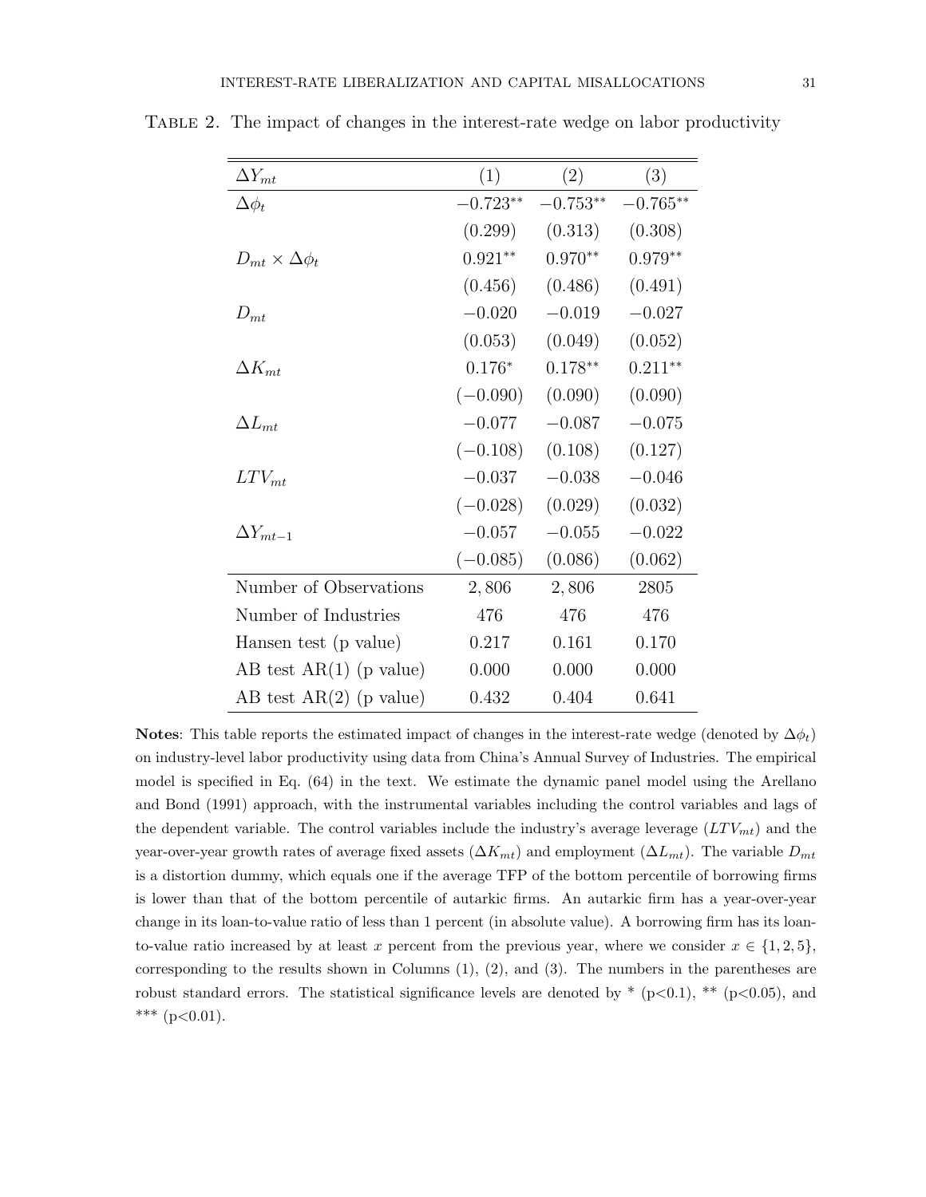Table 2. The impact of changes in the interest-rate wedge on labor productivity

| $\Delta Y_{mt}$ | (1) | (2) | (3) |
|---|---|---|---|
| $\Delta \phi_t$ | $-0.723^{**}$ | $-0.753^{**}$ | $-0.765^{**}$ |
| | (0.299) | (0.313) | (0.308) |
| $D_{mt} \times \Delta \phi_t$ | $0.921^{**}$ | $0.970^{**}$ | $0.979^{**}$ |
| | (0.456) | (0.486) | (0.491) |
| $D_{mt}$ | $-0.020$ | $-0.019$ | $-0.027$ |
| | (0.053) | (0.049) | (0.052) |
| $\Delta K_{mt}$ | $0.176^{*}$ | $0.178^{**}$ | $0.211^{**}$ |
| | $(-0.090)$ | (0.090) | (0.090) |
| $\Delta L_{mt}$ | $-0.077$ | $-0.087$ | $-0.075$ |
| | $(-0.108)$ | (0.108) | (0.127) |
| $LTV_{mt}$ | $-0.037$ | $-0.038$ | $-0.046$ |
| | $(-0.028)$ | (0.029) | (0.032) |
| $\Delta Y_{mt-1}$ | $-0.057$ | $-0.055$ | $-0.022$ |
| | $(-0.085)$ | (0.086) | (0.062) |
| Number of Observations | 2,806 | 2,806 | 2805 |
| Number of Industries | 476 | 476 | 476 |
| Hansen test (p value) | 0.217 | 0.161 | 0.170 |
| AB test AR(1) (p value) | 0.000 | 0.000 | 0.000 |
| AB test AR(2) (p value) | 0.432 | 0.404 | 0.641 |

**Notes**: This table reports the estimated impact of changes in the interest-rate wedge (denoted by $\Delta \phi_t$) on industry-level labor productivity using data from China's Annual Survey of Industries. The empirical model is specified in Eq. (64) in the text. We estimate the dynamic panel model using the Arellano and Bond (1991) approach, with the instrumental variables including the control variables and lags of the dependent variable. The control variables include the industry's average leverage ($LTV_{mt}$) and the year-over-year growth rates of average fixed assets ($\Delta K_{mt}$) and employment ($\Delta L_{mt}$). The variable $D_{mt}$ is a distortion dummy, which equals one if the average TFP of the bottom percentile of borrowing firms is lower than that of the bottom percentile of autarkic firms. An autarkic firm has a year-over-year change in its loan-to-value ratio of less than 1 percent (in absolute value). A borrowing firm has its loan-to-value ratio increased by at least $x$ percent from the previous year, where we consider $x \in \{1, 2, 5\}$, corresponding to the results shown in Columns (1), (2), and (3). The numbers in the parentheses are robust standard errors. The statistical significance levels are denoted by * ($p<0.1$), ** ($p<0.05$), and *** ($p<0.01$).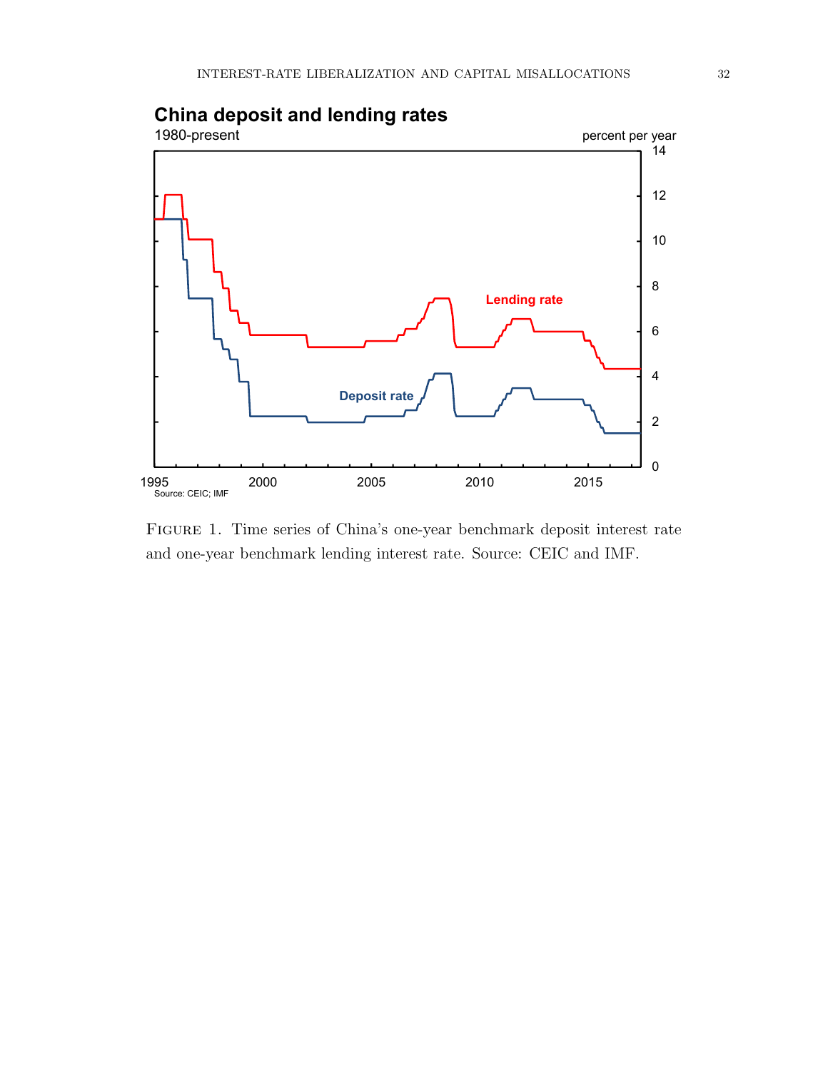FIGURE 1. Time series of China's one-year benchmark deposit interest rate and one-year benchmark lending interest rate. Source: CEIC and IMF.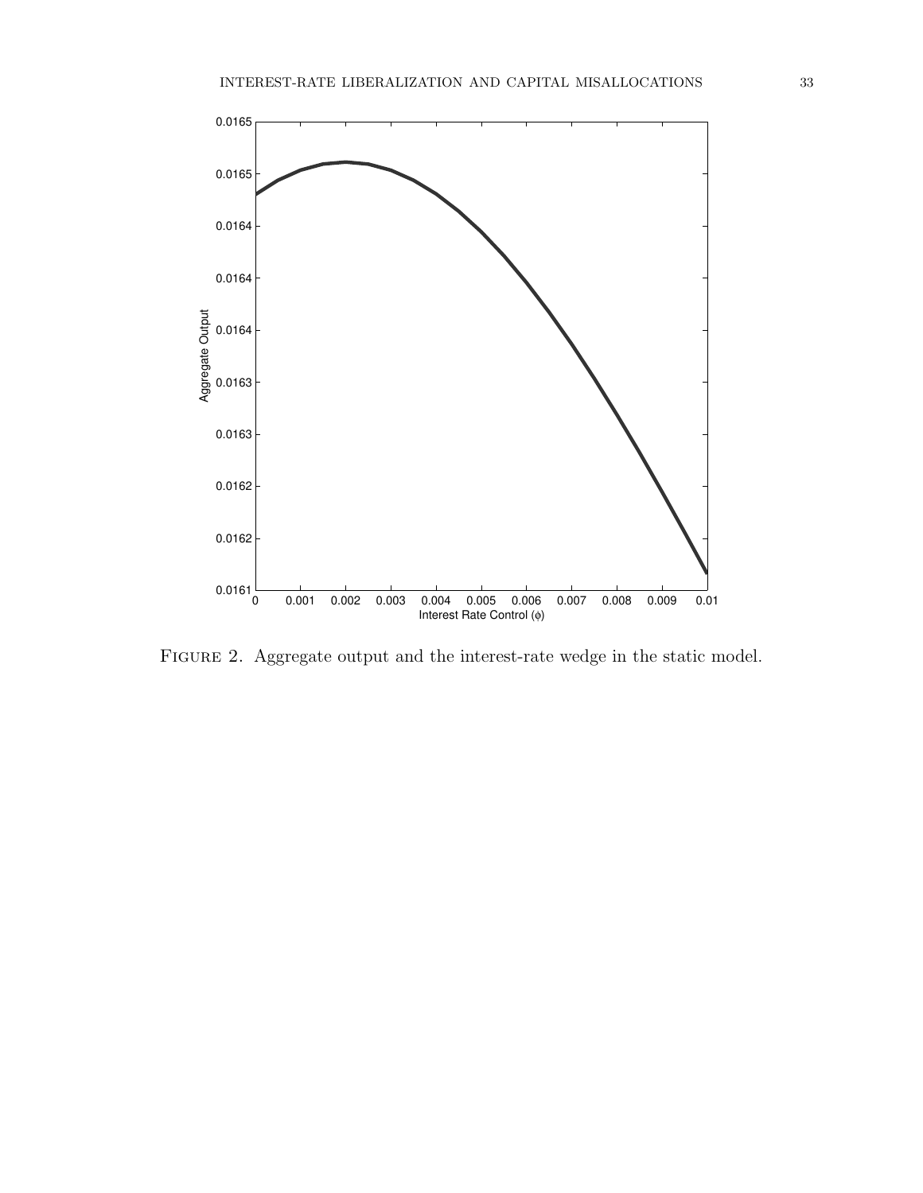Figure 2. Aggregate output and the interest-rate wedge in the static model.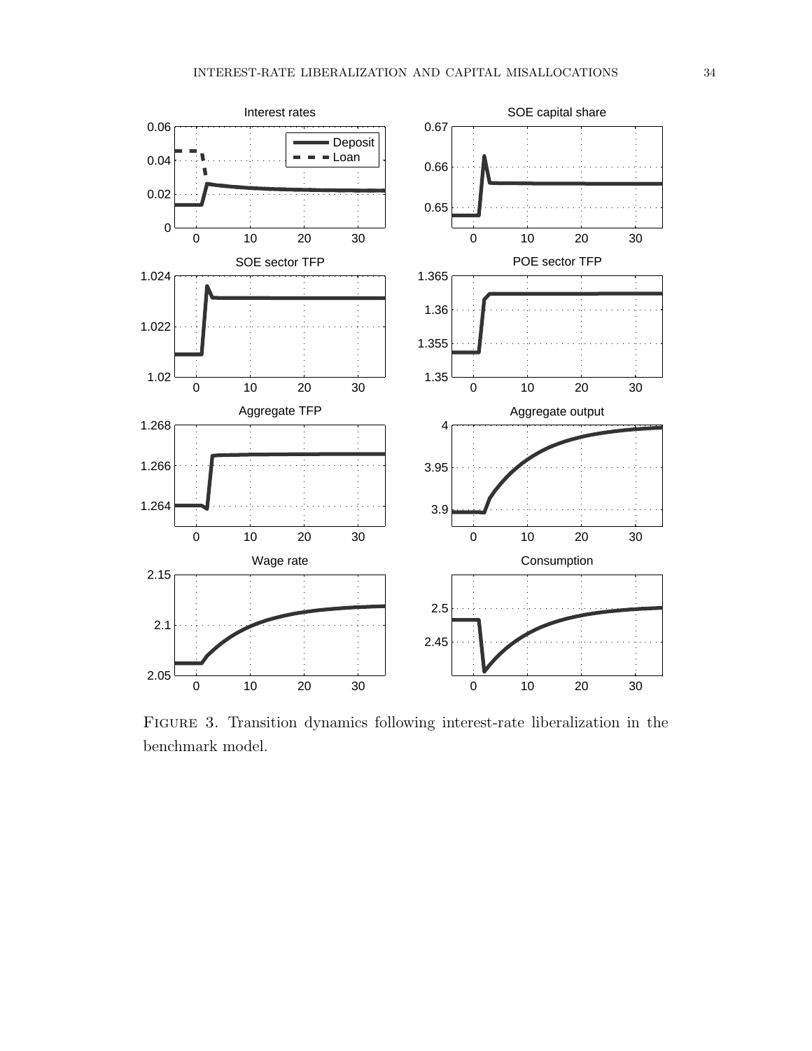Figure 3. Transition dynamics following interest-rate liberalization in the benchmark model.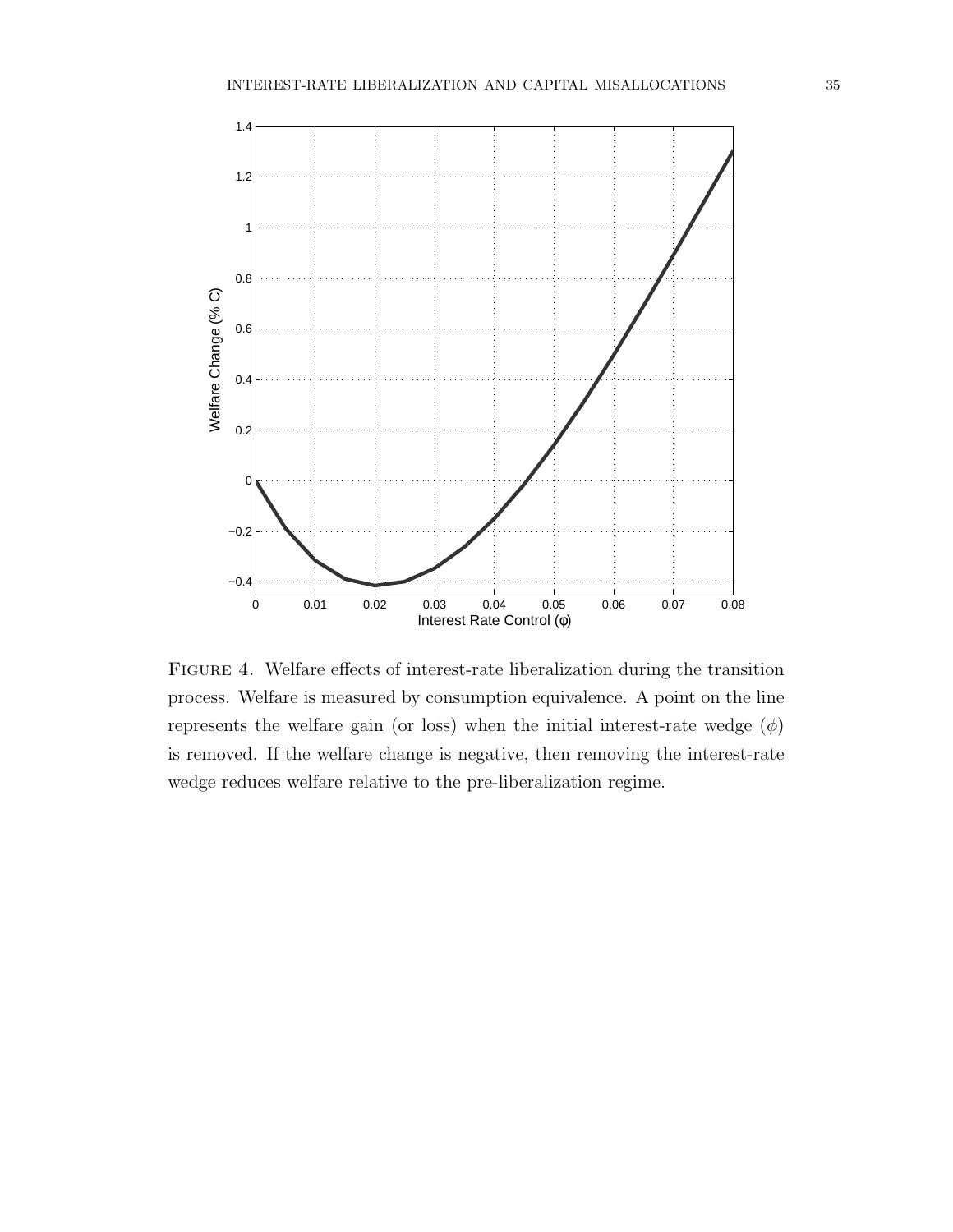Figure 4. Welfare effects of interest-rate liberalization during the transition process. Welfare is measured by consumption equivalence. A point on the line represents the welfare gain (or loss) when the initial interest-rate wedge ($\phi$) is removed. If the welfare change is negative, then removing the interest-rate wedge reduces welfare relative to the pre-liberalization regime.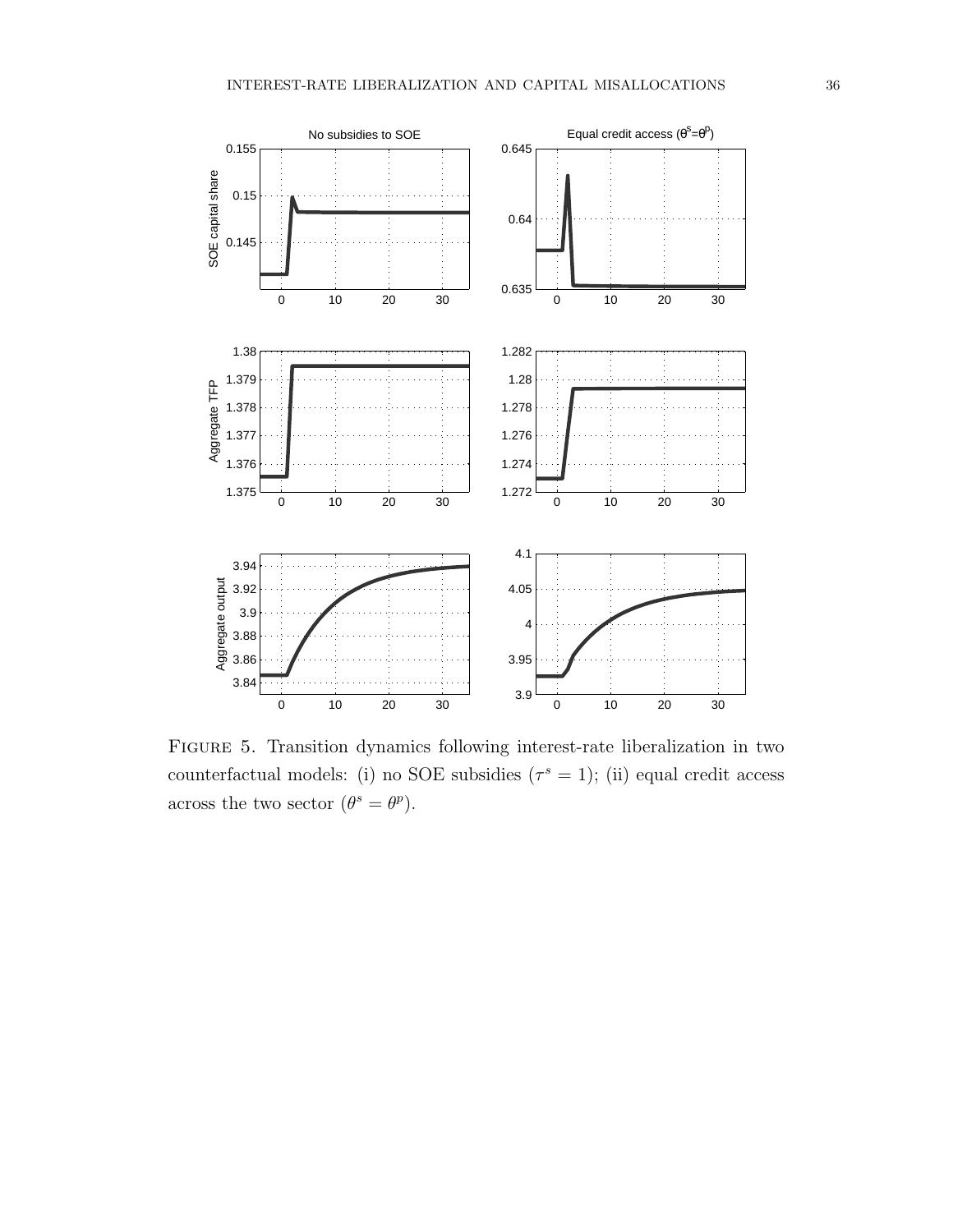Figure 5. Transition dynamics following interest-rate liberalization in two counterfactual models: (i) no SOE subsidies ($\tau^s = 1$); (ii) equal credit access across the two sector ($\theta^s = \theta^p$).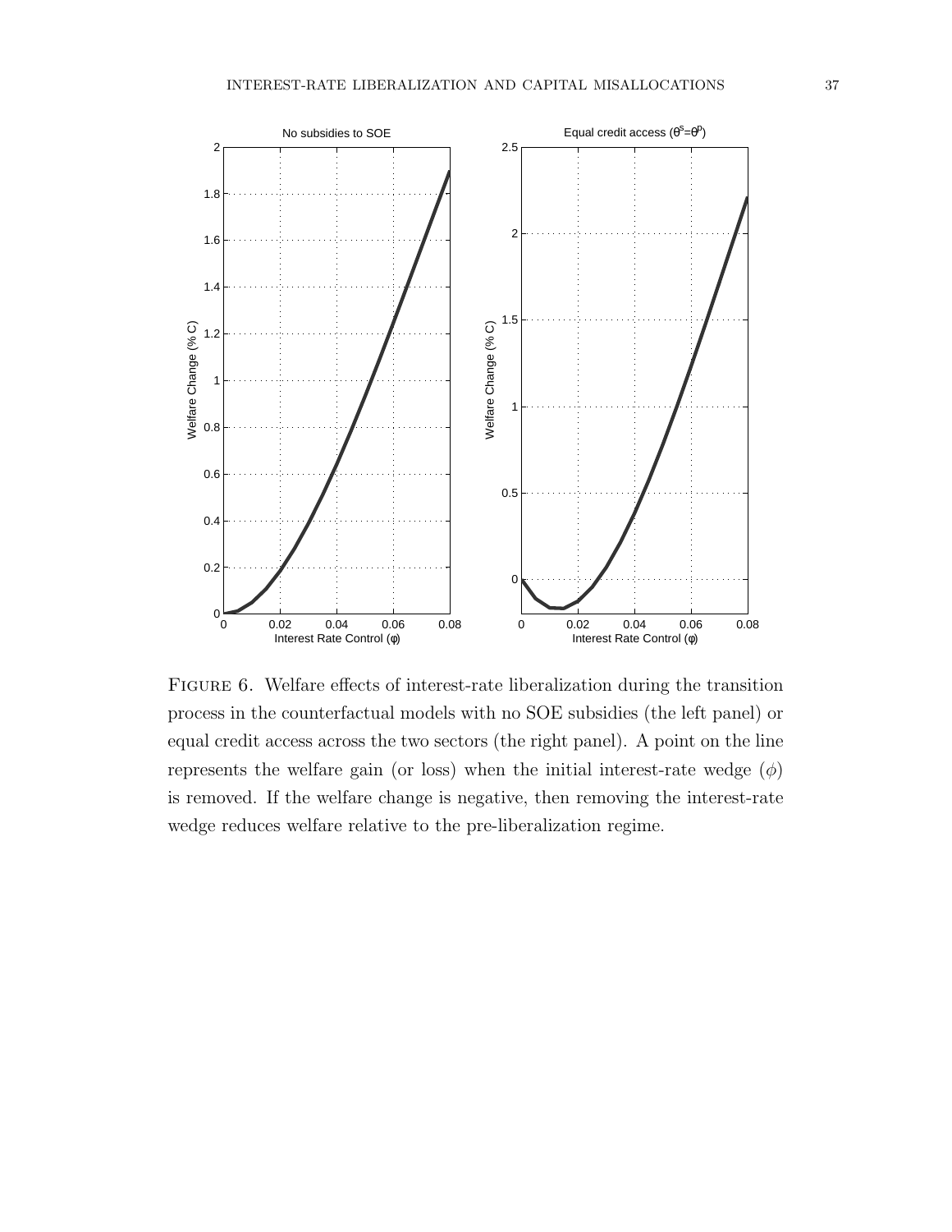Figure 6. Welfare effects of interest-rate liberalization during the transition process in the counterfactual models with no SOE subsidies (the left panel) or equal credit access across the two sectors (the right panel). A point on the line represents the welfare gain (or loss) when the initial interest-rate wedge ($\phi$) is removed. If the welfare change is negative, then removing the interest-rate wedge reduces welfare relative to the pre-liberalization regime.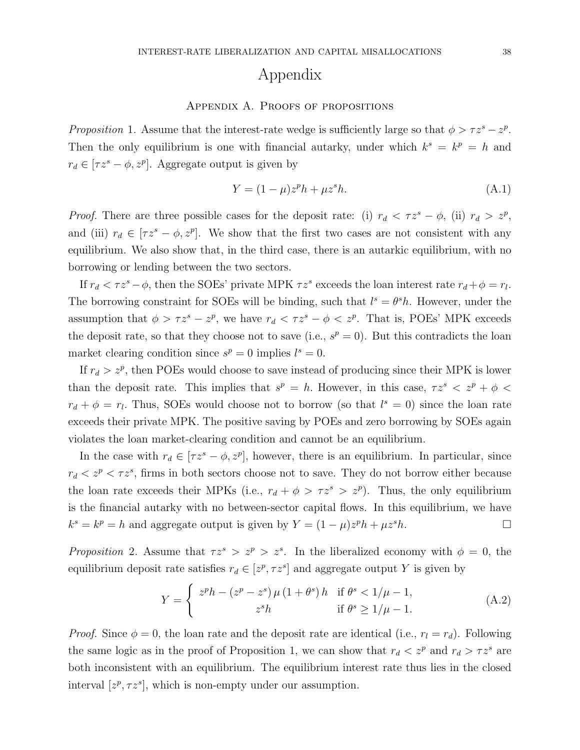# Appendix

## Appendix A. Proofs of propositions

*Proposition* 1. Assume that the interest-rate wedge is sufficiently large so that $\phi > \tau z^s - z^p$. Then the only equilibrium is one with financial autarky, under which $k^s = k^p = h$ and $r_d \in [\tau z^s - \phi, z^p]$. Aggregate output is given by

$$Y = (1-\mu) z^p h + \mu z^s h. \tag{A.1}$$

*Proof.* There are three possible cases for the deposit rate: (i) $r_d < \tau z^s - \phi$, (ii) $r_d > z^p$, and (iii) $r_d \in [\tau z^s - \phi, z^p]$. We show that the first two cases are not consistent with any equilibrium. We also show that, in the third case, there is an autarkic equilibrium, with no borrowing or lending between the two sectors.

If $r_d < \tau z^s - \phi$, then the SOEs' private MPK $\tau z^s$ exceeds the loan interest rate $r_d + \phi = r_l$. The borrowing constraint for SOEs will be binding, such that $l^s = \theta^s h$. However, under the assumption that $\phi > \tau z^s - z^p$, we have $r_d < \tau z^s - \phi < z^p$. That is, POEs' MPK exceeds the deposit rate, so that they choose not to save (i.e., $s^p = 0$). But this contradicts the loan market clearing condition since $s^p = 0$ implies $l^s = 0$.

If $r_d > z^p$, then POEs would choose to save instead of producing since their MPK is lower than the deposit rate. This implies that $s^p = h$. However, in this case, $\tau z^s < z^p + \phi < r_d + \phi = r_l$. Thus, SOEs would choose not to borrow (so that $l^s = 0$) since the loan rate exceeds their private MPK. The positive saving by POEs and zero borrowing by SOEs again violates the loan market-clearing condition and cannot be an equilibrium.

In the case with $r_d \in [\tau z^s - \phi, z^p]$, however, there is an equilibrium. In particular, since $r_d < z^p < \tau z^s$, firms in both sectors choose not to save. They do not borrow either because the loan rate exceeds their MPKs (i.e., $r_d + \phi > \tau z^s > z^p$). Thus, the only equilibrium is the financial autarky with no between-sector capital flows. In this equilibrium, we have $k^s = k^p = h$ and aggregate output is given by $Y = (1-\mu) z^p h + \mu z^s h$. □

*Proposition* 2. Assume that $\tau z^s > z^p > z^s$. In the liberalized economy with $\phi = 0$, the equilibrium deposit rate satisfies $r_d \in [z^p, \tau z^s]$ and aggregate output $Y$ is given by

$$Y = \begin{cases} z^p h - (z^p - z^s)\mu(1+\theta^s)h & \text{if } \theta^s < 1/\mu - 1, \\ z^s h & \text{if } \theta^s \geq 1/\mu - 1. \end{cases} \tag{A.2}$$

*Proof.* Since $\phi = 0$, the loan rate and the deposit rate are identical (i.e., $r_l = r_d$). Following the same logic as in the proof of Proposition 1, we can show that $r_d < z^p$ and $r_d > \tau z^s$ are both inconsistent with an equilibrium. The equilibrium interest rate thus lies in the closed interval $[z^p, \tau z^s]$, which is non-empty under our assumption.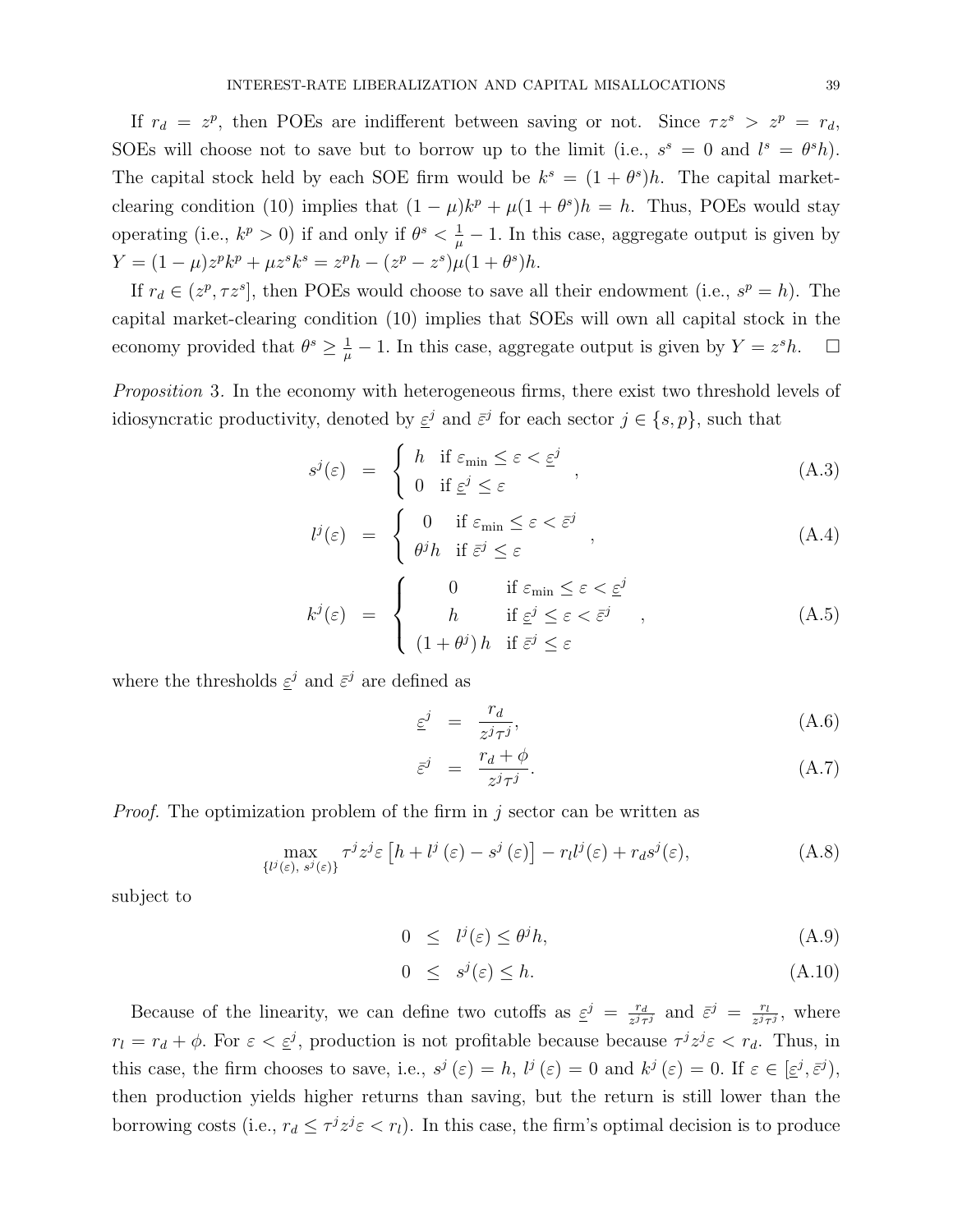If $r_d = z^p$, then POEs are indifferent between saving or not. Since $\tau z^s > z^p = r_d$, SOEs will choose not to save but to borrow up to the limit (i.e., $s^s = 0$ and $l^s = \theta^s h$). The capital stock held by each SOE firm would be $k^s = (1+\theta^s)h$. The capital market-clearing condition (10) implies that $(1-\mu)k^p + \mu(1+\theta^s)h = h$. Thus, POEs would stay operating (i.e., $k^p > 0$) if and only if $\theta^s < \frac{1}{\mu} - 1$. In this case, aggregate output is given by $Y = (1-\mu)z^p k^p + \mu z^s k^s = z^p h - (z^p - z^s)\mu(1+\theta^s)h$.

If $r_d \in (z^p, \tau z^s]$, then POEs would choose to save all their endowment (i.e., $s^p = h$). The capital market-clearing condition (10) implies that SOEs will own all capital stock in the economy provided that $\theta^s \geq \frac{1}{\mu} - 1$. In this case, aggregate output is given by $Y = z^s h$. □

*Proposition* 3. In the economy with heterogeneous firms, there exist two threshold levels of idiosyncratic productivity, denoted by $\underline{\varepsilon}^j$ and $\bar{\varepsilon}^j$ for each sector $j \in \{s, p\}$, such that

$$s^j(\varepsilon) = \begin{cases} h & \text{if } \varepsilon_{\min} \leq \varepsilon < \underline{\varepsilon}^j \\ 0 & \text{if } \underline{\varepsilon}^j \leq \varepsilon \end{cases}, \tag{A.3}$$

$$l^j(\varepsilon) = \begin{cases} 0 & \text{if } \varepsilon_{\min} \leq \varepsilon < \bar{\varepsilon}^j \\ \theta^j h & \text{if } \bar{\varepsilon}^j \leq \varepsilon \end{cases}, \tag{A.4}$$

$$k^j(\varepsilon) = \begin{cases} 0 & \text{if } \varepsilon_{\min} \leq \varepsilon < \underline{\varepsilon}^j \\ h & \text{if } \underline{\varepsilon}^j \leq \varepsilon < \bar{\varepsilon}^j \\ (1+\theta^j)\, h & \text{if } \bar{\varepsilon}^j \leq \varepsilon \end{cases}, \tag{A.5}$$

where the thresholds $\underline{\varepsilon}^j$ and $\bar{\varepsilon}^j$ are defined as

$$\underline{\varepsilon}^j = \frac{r_d}{z^j \tau^j}, \tag{A.6}$$

$$\bar{\varepsilon}^j = \frac{r_d + \phi}{z^j \tau^j}. \tag{A.7}$$

*Proof.* The optimization problem of the firm in $j$ sector can be written as

$$\max_{\{l^j(\varepsilon),\, s^j(\varepsilon)\}} \tau^j z^j \varepsilon \left[h + l^j(\varepsilon) - s^j(\varepsilon)\right] - r_l l^j(\varepsilon) + r_d s^j(\varepsilon), \tag{A.8}$$

subject to

$$0 \leq l^j(\varepsilon) \leq \theta^j h, \tag{A.9}$$

$$0 \leq s^j(\varepsilon) \leq h. \tag{A.10}$$

Because of the linearity, we can define two cutoffs as $\underline{\varepsilon}^j = \frac{r_d}{z^j \tau^j}$ and $\bar{\varepsilon}^j = \frac{r_l}{z^j \tau^j}$, where $r_l = r_d + \phi$. For $\varepsilon < \underline{\varepsilon}^j$, production is not profitable because because $\tau^j z^j \varepsilon < r_d$. Thus, in this case, the firm chooses to save, i.e., $s^j(\varepsilon) = h$, $l^j(\varepsilon) = 0$ and $k^j(\varepsilon) = 0$. If $\varepsilon \in [\underline{\varepsilon}^j, \bar{\varepsilon}^j)$, then production yields higher returns than saving, but the return is still lower than the borrowing costs (i.e., $r_d \leq \tau^j z^j \varepsilon < r_l$). In this case, the firm's optimal decision is to produce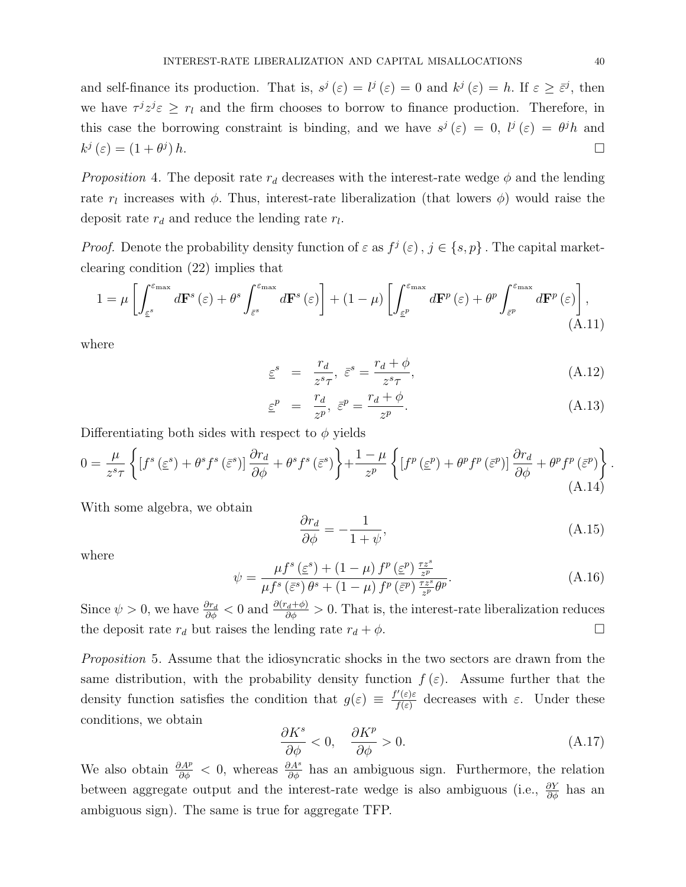and self-finance its production. That is, $s^j(\varepsilon) = l^j(\varepsilon) = 0$ and $k^j(\varepsilon) = h$. If $\varepsilon \geq \bar{\varepsilon}^j$, then we have $\tau^j z^j \varepsilon \geq r_l$ and the firm chooses to borrow to finance production. Therefore, in this case the borrowing constraint is binding, and we have $s^j(\varepsilon) = 0$, $l^j(\varepsilon) = \theta^j h$ and $k^j(\varepsilon) = (1+\theta^j) h$. □

*Proposition* 4. The deposit rate $r_d$ decreases with the interest-rate wedge $\phi$ and the lending rate $r_l$ increases with $\phi$. Thus, interest-rate liberalization (that lowers $\phi$) would raise the deposit rate $r_d$ and reduce the lending rate $r_l$.

*Proof.* Denote the probability density function of $\varepsilon$ as $f^j(\varepsilon)$, $j \in \{s, p\}$. The capital market-clearing condition (22) implies that

$$1 = \mu \left[ \int_{\underline{\varepsilon}^s}^{\varepsilon_{\max}} d\mathbf{F}^s(\varepsilon) + \theta^s \int_{\bar{\varepsilon}^s}^{\varepsilon_{\max}} d\mathbf{F}^s(\varepsilon) \right] + (1-\mu) \left[ \int_{\underline{\varepsilon}^p}^{\varepsilon_{\max}} d\mathbf{F}^p(\varepsilon) + \theta^p \int_{\bar{\varepsilon}^p}^{\varepsilon_{\max}} d\mathbf{F}^p(\varepsilon) \right], \tag{A.11}$$

where

$$\underline{\varepsilon}^s = \frac{r_d}{z^s \tau}, \; \bar{\varepsilon}^s = \frac{r_d + \phi}{z^s \tau}, \tag{A.12}$$

$$\underline{\varepsilon}^p = \frac{r_d}{z^p}, \; \bar{\varepsilon}^p = \frac{r_d + \phi}{z^p}. \tag{A.13}$$

Differentiating both sides with respect to $\phi$ yields

$$0 = \frac{\mu}{z^s \tau} \left\{ \left[ f^s(\underline{\varepsilon}^s) + \theta^s f^s(\bar{\varepsilon}^s) \right] \frac{\partial r_d}{\partial \phi} + \theta^s f^s(\bar{\varepsilon}^s) \right\} + \frac{1-\mu}{z^p} \left\{ \left[ f^p(\underline{\varepsilon}^p) + \theta^p f^p(\bar{\varepsilon}^p) \right] \frac{\partial r_d}{\partial \phi} + \theta^p f^p(\bar{\varepsilon}^p) \right\}. \tag{A.14}$$

With some algebra, we obtain

$$\frac{\partial r_d}{\partial \phi} = -\frac{1}{1+\psi}, \tag{A.15}$$

where

$$\psi = \frac{\mu f^s(\underline{\varepsilon}^s) + (1-\mu) f^p(\underline{\varepsilon}^p) \frac{\tau z^s}{z^p}}{\mu f^s(\bar{\varepsilon}^s) \theta^s + (1-\mu) f^p(\bar{\varepsilon}^p) \frac{\tau z^s}{z^p} \theta^p}. \tag{A.16}$$

Since $\psi > 0$, we have $\frac{\partial r_d}{\partial \phi} < 0$ and $\frac{\partial (r_d + \phi)}{\partial \phi} > 0$. That is, the interest-rate liberalization reduces the deposit rate $r_d$ but raises the lending rate $r_d + \phi$. □

*Proposition* 5. Assume that the idiosyncratic shocks in the two sectors are drawn from the same distribution, with the probability density function $f(\varepsilon)$. Assume further that the density function satisfies the condition that $g(\varepsilon) \equiv \frac{f'(\varepsilon)\varepsilon}{f(\varepsilon)}$ decreases with $\varepsilon$. Under these conditions, we obtain

$$\frac{\partial K^s}{\partial \phi} < 0, \quad \frac{\partial K^p}{\partial \phi} > 0. \tag{A.17}$$

We also obtain $\frac{\partial A^p}{\partial \phi} < 0$, whereas $\frac{\partial A^s}{\partial \phi}$ has an ambiguous sign. Furthermore, the relation between aggregate output and the interest-rate wedge is also ambiguous (i.e., $\frac{\partial Y}{\partial \phi}$ has an ambiguous sign). The same is true for aggregate TFP.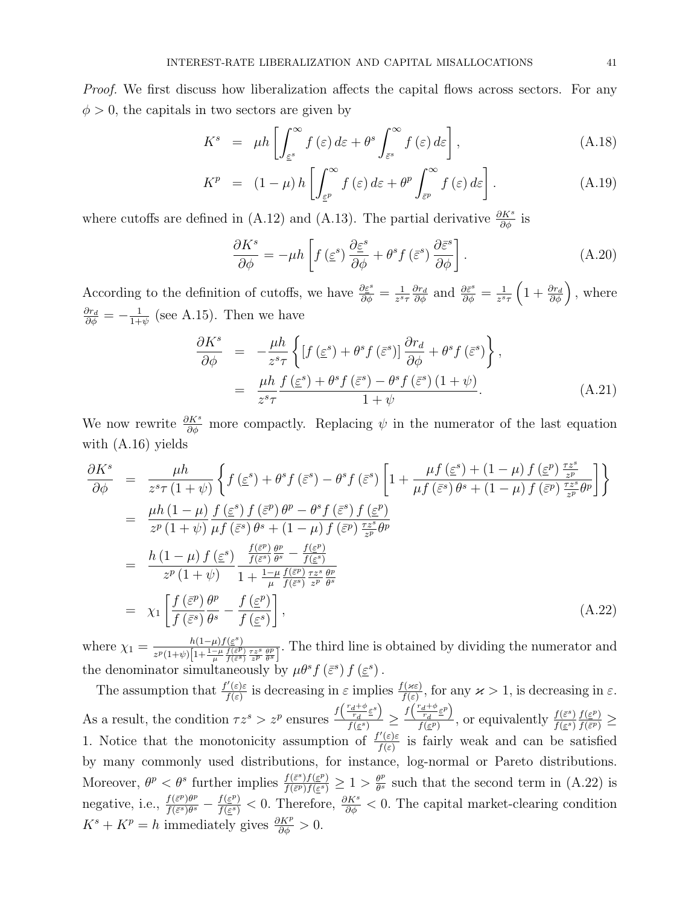*Proof.* We first discuss how liberalization affects the capital flows across sectors. For any $\phi > 0$, the capitals in two sectors are given by

$$K^s = \mu h \left[ \int_{\underline{\varepsilon}^s}^{\infty} f(\varepsilon) \, d\varepsilon + \theta^s \int_{\bar{\varepsilon}^s}^{\infty} f(\varepsilon) \, d\varepsilon \right], \tag{A.18}$$

$$K^p = (1-\mu) h \left[ \int_{\underline{\varepsilon}^p}^{\infty} f(\varepsilon) \, d\varepsilon + \theta^p \int_{\bar{\varepsilon}^p}^{\infty} f(\varepsilon) \, d\varepsilon \right]. \tag{A.19}$$

where cutoffs are defined in (A.12) and (A.13). The partial derivative $\frac{\partial K^s}{\partial \phi}$ is

$$\frac{\partial K^s}{\partial \phi} = -\mu h \left[ f(\underline{\varepsilon}^s) \frac{\partial \underline{\varepsilon}^s}{\partial \phi} + \theta^s f(\bar{\varepsilon}^s) \frac{\partial \bar{\varepsilon}^s}{\partial \phi} \right]. \tag{A.20}$$

According to the definition of cutoffs, we have $\frac{\partial \underline{\varepsilon}^s}{\partial \phi} = \frac{1}{z^s \tau} \frac{\partial r_d}{\partial \phi}$ and $\frac{\partial \bar{\varepsilon}^s}{\partial \phi} = \frac{1}{z^s \tau} \left( 1 + \frac{\partial r_d}{\partial \phi} \right)$, where $\frac{\partial r_d}{\partial \phi} = -\frac{1}{1+\psi}$ (see A.15). Then we have

$$\begin{aligned}
\frac{\partial K^s}{\partial \phi} &= -\frac{\mu h}{z^s \tau} \left\{ \left[ f(\underline{\varepsilon}^s) + \theta^s f(\bar{\varepsilon}^s) \right] \frac{\partial r_d}{\partial \phi} + \theta^s f(\bar{\varepsilon}^s) \right\}, \\
&= \frac{\mu h}{z^s \tau} \frac{f(\underline{\varepsilon}^s) + \theta^s f(\bar{\varepsilon}^s) - \theta^s f(\bar{\varepsilon}^s)(1+\psi)}{1+\psi}.
\end{aligned} \tag{A.21}$$

We now rewrite $\frac{\partial K^s}{\partial \phi}$ more compactly. Replacing $\psi$ in the numerator of the last equation with (A.16) yields

$$\begin{aligned}
\frac{\partial K^s}{\partial \phi} &= \frac{\mu h}{z^s \tau (1+\psi)} \left\{ f(\underline{\varepsilon}^s) + \theta^s f(\bar{\varepsilon}^s) - \theta^s f(\bar{\varepsilon}^s) \left[ 1 + \frac{\mu f(\underline{\varepsilon}^s) + (1-\mu) f(\underline{\varepsilon}^p) \frac{\tau z^s}{z^p}}{\mu f(\bar{\varepsilon}^s) \theta^s + (1-\mu) f(\bar{\varepsilon}^p) \frac{\tau z^s}{z^p} \theta^p} \right] \right\} \\
&= \frac{\mu h (1-\mu)}{z^p (1+\psi)} \frac{f(\underline{\varepsilon}^s) f(\bar{\varepsilon}^p) \theta^p - \theta^s f(\bar{\varepsilon}^s) f(\underline{\varepsilon}^p)}{\mu f(\bar{\varepsilon}^s) \theta^s + (1-\mu) f(\bar{\varepsilon}^p) \frac{\tau z^s}{z^p} \theta^p} \\
&= \frac{h(1-\mu) f(\underline{\varepsilon}^s)}{z^p (1+\psi)} \frac{\frac{f(\bar{\varepsilon}^p)}{f(\bar{\varepsilon}^s)} \frac{\theta^p}{\theta^s} - \frac{f(\underline{\varepsilon}^p)}{f(\underline{\varepsilon}^s)}}{1 + \frac{1-\mu}{\mu} \frac{f(\bar{\varepsilon}^p)}{f(\bar{\varepsilon}^s)} \frac{\tau z^s}{z^p} \frac{\theta^p}{\theta^s}} \\
&= \chi_1 \left[ \frac{f(\bar{\varepsilon}^p)}{f(\bar{\varepsilon}^s)} \frac{\theta^p}{\theta^s} - \frac{f(\underline{\varepsilon}^p)}{f(\underline{\varepsilon}^s)} \right],
\end{aligned} \tag{A.22}$$

where $\chi_1 = \frac{h(1-\mu) f(\underline{\varepsilon}^s)}{z^p (1+\psi) \left[ 1 + \frac{1-\mu}{\mu} \frac{f(\bar{\varepsilon}^p)}{f(\bar{\varepsilon}^s)} \frac{\tau z^s}{z^p} \frac{\theta^p}{\theta^s} \right]}$. The third line is obtained by dividing the numerator and the denominator simultaneously by $\mu \theta^s f(\bar{\varepsilon}^s) f(\underline{\varepsilon}^s)$.

The assumption that $\frac{f'(\varepsilon)\varepsilon}{f(\varepsilon)}$ is decreasing in $\varepsilon$ implies $\frac{f(\varkappa \varepsilon)}{f(\varepsilon)}$, for any $\varkappa > 1$, is decreasing in $\varepsilon$. As a result, the condition $\tau z^s > z^p$ ensures $\frac{f\left(\frac{r_d+\phi}{r_d} \underline{\varepsilon}^s\right)}{f(\underline{\varepsilon}^s)} \geq \frac{f\left(\frac{r_d+\phi}{r_d} \underline{\varepsilon}^p\right)}{f(\underline{\varepsilon}^p)}$, or equivalently $\frac{f(\bar{\varepsilon}^s)}{f(\underline{\varepsilon}^s)} \frac{f(\underline{\varepsilon}^p)}{f(\bar{\varepsilon}^p)} \geq 1$. Notice that the monotonicity assumption of $\frac{f'(\varepsilon)\varepsilon}{f(\varepsilon)}$ is fairly weak and can be satisfied by many commonly used distributions, for instance, log-normal or Pareto distributions. Moreover, $\theta^p < \theta^s$ further implies $\frac{f(\bar{\varepsilon}^s) f(\underline{\varepsilon}^p)}{f(\bar{\varepsilon}^p) f(\underline{\varepsilon}^s)} \geq 1 > \frac{\theta^p}{\theta^s}$ such that the second term in (A.22) is negative, i.e., $\frac{f(\bar{\varepsilon}^p)\theta^p}{f(\bar{\varepsilon}^s)\theta^s} - \frac{f(\underline{\varepsilon}^p)}{f(\underline{\varepsilon}^s)} < 0$. Therefore, $\frac{\partial K^s}{\partial \phi} < 0$. The capital market-clearing condition $K^s + K^p = h$ immediately gives $\frac{\partial K^p}{\partial \phi} > 0$.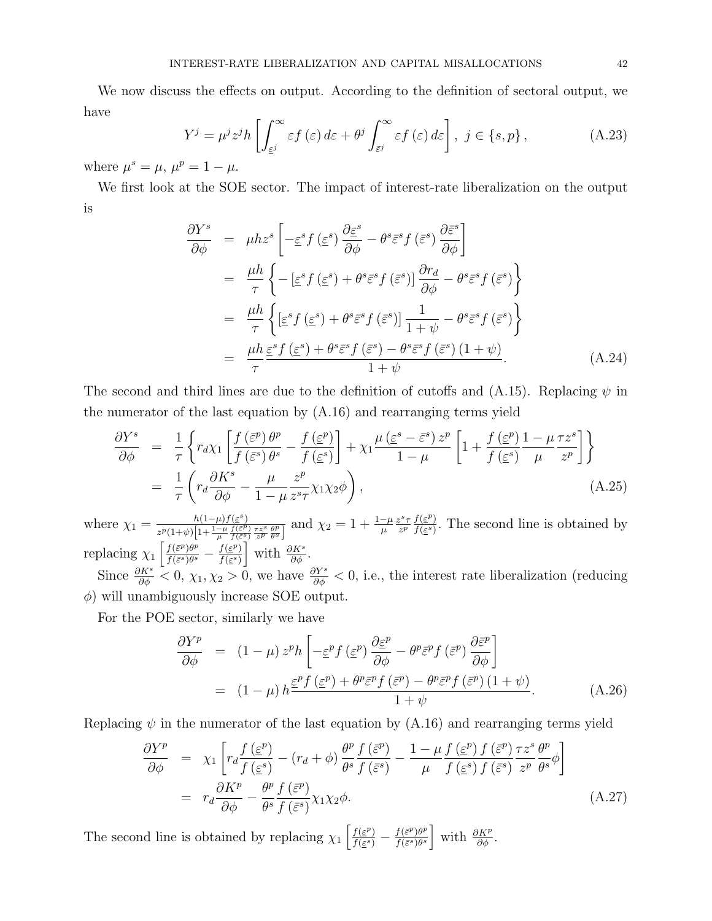We now discuss the effects on output. According to the definition of sectoral output, we have

$$Y^j = \mu^j z^j h \left[ \int_{\underline{\varepsilon}^j}^{\infty} \varepsilon f(\varepsilon) d\varepsilon + \theta^j \int_{\bar{\varepsilon}^j}^{\infty} \varepsilon f(\varepsilon) d\varepsilon \right], \ j \in \{s, p\}, \tag{A.23}$$

where $\mu^s = \mu$, $\mu^p = 1 - \mu$.

We first look at the SOE sector. The impact of interest-rate liberalization on the output is

$$\begin{aligned}
\frac{\partial Y^s}{\partial \phi} &= \mu h z^s \left[ -\underline{\varepsilon}^s f(\underline{\varepsilon}^s) \frac{\partial \underline{\varepsilon}^s}{\partial \phi} - \theta^s \bar{\varepsilon}^s f(\bar{\varepsilon}^s) \frac{\partial \bar{\varepsilon}^s}{\partial \phi} \right] \\
&= \frac{\mu h}{\tau} \left\{ -\left[ \underline{\varepsilon}^s f(\underline{\varepsilon}^s) + \theta^s \bar{\varepsilon}^s f(\bar{\varepsilon}^s) \right] \frac{\partial r_d}{\partial \phi} - \theta^s \bar{\varepsilon}^s f(\bar{\varepsilon}^s) \right\} \\
&= \frac{\mu h}{\tau} \left\{ \left[ \underline{\varepsilon}^s f(\underline{\varepsilon}^s) + \theta^s \bar{\varepsilon}^s f(\bar{\varepsilon}^s) \right] \frac{1}{1+\psi} - \theta^s \bar{\varepsilon}^s f(\bar{\varepsilon}^s) \right\} \\
&= \frac{\mu h}{\tau} \frac{\underline{\varepsilon}^s f(\underline{\varepsilon}^s) + \theta^s \bar{\varepsilon}^s f(\bar{\varepsilon}^s) - \theta^s \bar{\varepsilon}^s f(\bar{\varepsilon}^s)(1+\psi)}{1+\psi}.
\end{aligned} \tag{A.24}$$

The second and third lines are due to the definition of cutoffs and (A.15). Replacing $\psi$ in the numerator of the last equation by (A.16) and rearranging terms yield

$$\begin{aligned}
\frac{\partial Y^s}{\partial \phi} &= \frac{1}{\tau} \left\{ r_d \chi_1 \left[ \frac{f(\bar{\varepsilon}^p)\theta^p}{f(\bar{\varepsilon}^s)\theta^s} - \frac{f(\underline{\varepsilon}^p)}{f(\underline{\varepsilon}^s)} \right] + \chi_1 \frac{\mu(\underline{\varepsilon}^s - \bar{\varepsilon}^s) z^p}{1-\mu} \left[ 1 + \frac{f(\underline{\varepsilon}^p)}{f(\underline{\varepsilon}^s)} \frac{1-\mu}{\mu} \frac{\tau z^s}{z^p} \right] \right\} \\
&= \frac{1}{\tau} \left( r_d \frac{\partial K^s}{\partial \phi} - \frac{\mu}{1-\mu} \frac{z^p}{z^s \tau} \chi_1 \chi_2 \phi \right),
\end{aligned} \tag{A.25}$$

where $\chi_1 = \frac{h(1-\mu) f(\underline{\varepsilon}^s)}{z^p (1+\psi)\left[1 + \frac{1-\mu}{\mu} \frac{f(\bar{\varepsilon}^p)}{f(\bar{\varepsilon}^s)} \frac{\tau z^s}{z^p} \frac{\theta^p}{\theta^s}\right]}$ and $\chi_2 = 1 + \frac{1-\mu}{\mu} \frac{z^s \tau}{z^p} \frac{f(\underline{\varepsilon}^p)}{f(\underline{\varepsilon}^s)}$. The second line is obtained by replacing $\chi_1 \left[ \frac{f(\bar{\varepsilon}^p)\theta^p}{f(\bar{\varepsilon}^s)\theta^s} - \frac{f(\underline{\varepsilon}^p)}{f(\underline{\varepsilon}^s)} \right]$ with $\frac{\partial K^s}{\partial \phi}$.

Since $\frac{\partial K^s}{\partial \phi} < 0$, $\chi_1, \chi_2 > 0$, we have $\frac{\partial Y^s}{\partial \phi} < 0$, i.e., the interest rate liberalization (reducing $\phi$) will unambiguously increase SOE output.

For the POE sector, similarly we have

$$\begin{aligned}
\frac{\partial Y^p}{\partial \phi} &= (1-\mu) z^p h \left[ -\underline{\varepsilon}^p f(\underline{\varepsilon}^p) \frac{\partial \underline{\varepsilon}^p}{\partial \phi} - \theta^p \bar{\varepsilon}^p f(\bar{\varepsilon}^p) \frac{\partial \bar{\varepsilon}^p}{\partial \phi} \right] \\
&= (1-\mu) h \frac{\underline{\varepsilon}^p f(\underline{\varepsilon}^p) + \theta^p \bar{\varepsilon}^p f(\bar{\varepsilon}^p) - \theta^p \bar{\varepsilon}^p f(\bar{\varepsilon}^p)(1+\psi)}{1+\psi}.
\end{aligned} \tag{A.26}$$

Replacing $\psi$ in the numerator of the last equation by (A.16) and rearranging terms yield

$$\begin{aligned}
\frac{\partial Y^p}{\partial \phi} &= \chi_1 \left[ r_d \frac{f(\underline{\varepsilon}^p)}{f(\underline{\varepsilon}^s)} - (r_d + \phi) \frac{\theta^p}{\theta^s} \frac{f(\bar{\varepsilon}^p)}{f(\bar{\varepsilon}^s)} - \frac{1-\mu}{\mu} \frac{f(\underline{\varepsilon}^p)}{f(\underline{\varepsilon}^s)} \frac{f(\bar{\varepsilon}^p)}{f(\bar{\varepsilon}^s)} \frac{\tau z^s}{z^p} \frac{\theta^p}{\theta^s} \phi \right] \\
&= r_d \frac{\partial K^p}{\partial \phi} - \frac{\theta^p}{\theta^s} \frac{f(\bar{\varepsilon}^p)}{f(\bar{\varepsilon}^s)} \chi_1 \chi_2 \phi.
\end{aligned} \tag{A.27}$$

The second line is obtained by replacing $\chi_1 \left[ \frac{f(\underline{\varepsilon}^p)}{f(\underline{\varepsilon}^s)} - \frac{f(\bar{\varepsilon}^p)\theta^p}{f(\bar{\varepsilon}^s)\theta^s} \right]$ with $\frac{\partial K^p}{\partial \phi}$.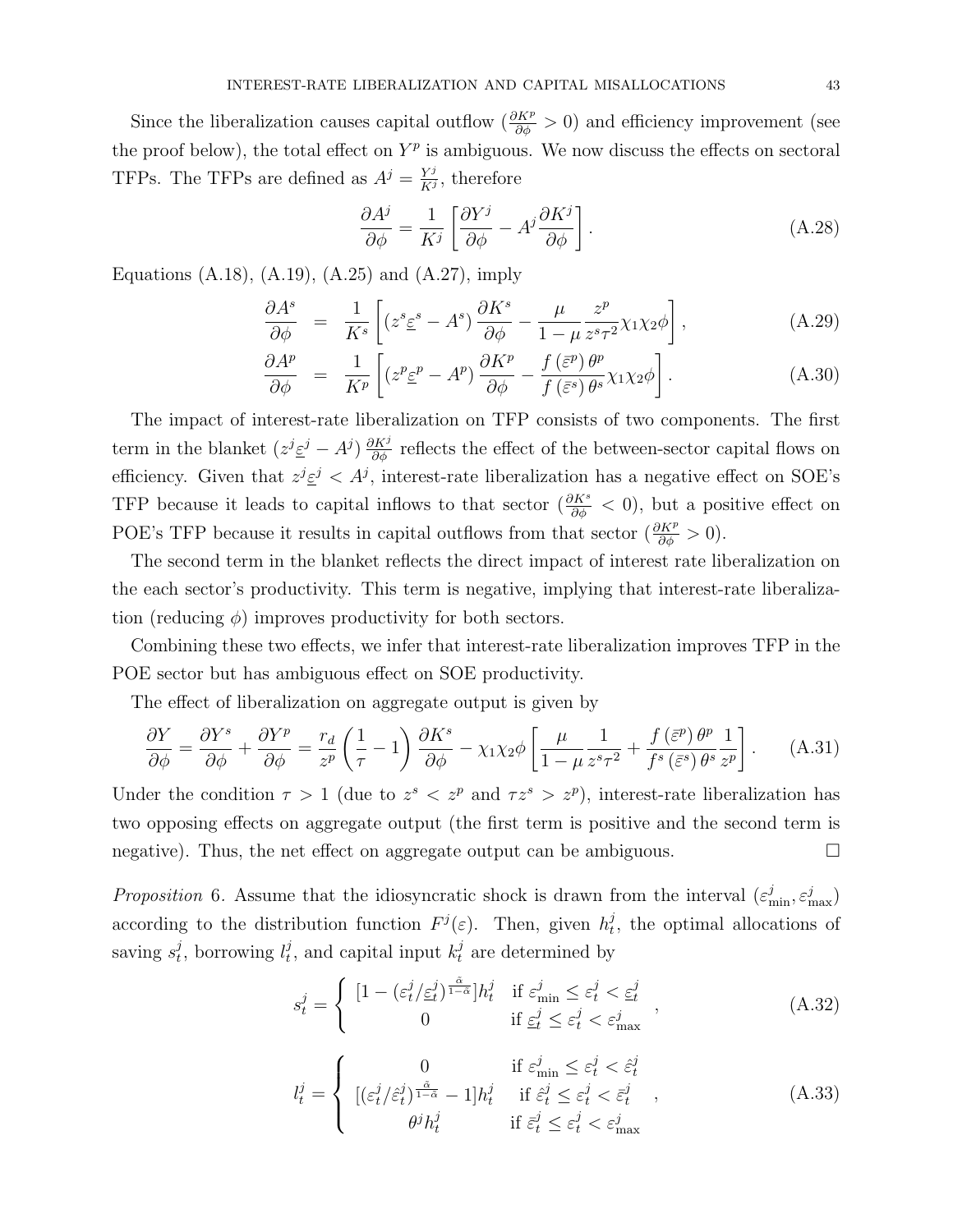Since the liberalization causes capital outflow ($\frac{\partial K^p}{\partial \phi} > 0$) and efficiency improvement (see the proof below), the total effect on $Y^p$ is ambiguous. We now discuss the effects on sectoral TFPs. The TFPs are defined as $A^j = \frac{Y^j}{K^j}$, therefore

$$\frac{\partial A^j}{\partial \phi} = \frac{1}{K^j}\left[\frac{\partial Y^j}{\partial \phi} - A^j \frac{\partial K^j}{\partial \phi}\right]. \tag{A.28}$$

Equations (A.18), (A.19), (A.25) and (A.27), imply

$$\frac{\partial A^s}{\partial \phi} = \frac{1}{K^s}\left[\left(z^s \underline{\varepsilon}^s - A^s\right)\frac{\partial K^s}{\partial \phi} - \frac{\mu}{1-\mu}\frac{z^p}{z^s \tau^2}\chi_1 \chi_2 \phi\right], \tag{A.29}$$

$$\frac{\partial A^p}{\partial \phi} = \frac{1}{K^p}\left[\left(z^p \underline{\varepsilon}^p - A^p\right)\frac{\partial K^p}{\partial \phi} - \frac{f\left(\bar{\varepsilon}^p\right)\theta^p}{f\left(\bar{\varepsilon}^s\right)\theta^s}\chi_1 \chi_2 \phi\right]. \tag{A.30}$$

The impact of interest-rate liberalization on TFP consists of two components. The first term in the blanket $\left(z^j \underline{\varepsilon}^j - A^j\right)\frac{\partial K^j}{\partial \phi}$ reflects the effect of the between-sector capital flows on efficiency. Given that $z^j \underline{\varepsilon}^j < A^j$, interest-rate liberalization has a negative effect on SOE's TFP because it leads to capital inflows to that sector ($\frac{\partial K^s}{\partial \phi} < 0$), but a positive effect on POE's TFP because it results in capital outflows from that sector ($\frac{\partial K^p}{\partial \phi} > 0$).

The second term in the blanket reflects the direct impact of interest rate liberalization on the each sector's productivity. This term is negative, implying that interest-rate liberalization (reducing $\phi$) improves productivity for both sectors.

Combining these two effects, we infer that interest-rate liberalization improves TFP in the POE sector but has ambiguous effect on SOE productivity.

The effect of liberalization on aggregate output is given by

$$\frac{\partial Y}{\partial \phi} = \frac{\partial Y^s}{\partial \phi} + \frac{\partial Y^p}{\partial \phi} = \frac{r_d}{z^p}\left(\frac{1}{\tau} - 1\right)\frac{\partial K^s}{\partial \phi} - \chi_1 \chi_2 \phi\left[\frac{\mu}{1-\mu}\frac{1}{z^s \tau^2} + \frac{f\left(\bar{\varepsilon}^p\right)\theta^p}{f^s\left(\bar{\varepsilon}^s\right)\theta^s}\frac{1}{z^p}\right]. \tag{A.31}$$

Under the condition $\tau > 1$ (due to $z^s < z^p$ and $\tau z^s > z^p$), interest-rate liberalization has two opposing effects on aggregate output (the first term is positive and the second term is negative). Thus, the net effect on aggregate output can be ambiguous. □

*Proposition* 6. Assume that the idiosyncratic shock is drawn from the interval $(\varepsilon^j_{\min}, \varepsilon^j_{\max})$ according to the distribution function $F^j(\varepsilon)$. Then, given $h^j_t$, the optimal allocations of saving $s^j_t$, borrowing $l^j_t$, and capital input $k^j_t$ are determined by

$$s^j_t = \begin{cases} [1 - (\varepsilon^j_t / \underline{\varepsilon}^j_t)^{\frac{\tilde{\alpha}}{1-\tilde{\alpha}}}]h^j_t & \text{if } \varepsilon^j_{\min} \le \varepsilon^j_t < \underline{\varepsilon}^j_t \\ 0 & \text{if } \underline{\varepsilon}^j_t \le \varepsilon^j_t < \varepsilon^j_{\max} \end{cases}, \tag{A.32}$$

$$l^j_t = \begin{cases} 0 & \text{if } \varepsilon^j_{\min} \le \varepsilon^j_t < \hat{\varepsilon}^j_t \\ [(\varepsilon^j_t / \hat{\varepsilon}^j_t)^{\frac{\tilde{\alpha}}{1-\tilde{\alpha}}} - 1]h^j_t & \text{if } \hat{\varepsilon}^j_t \le \varepsilon^j_t < \bar{\varepsilon}^j_t \\ \theta^j h^j_t & \text{if } \bar{\varepsilon}^j_t \le \varepsilon^j_t < \varepsilon^j_{\max} \end{cases}, \tag{A.33}$$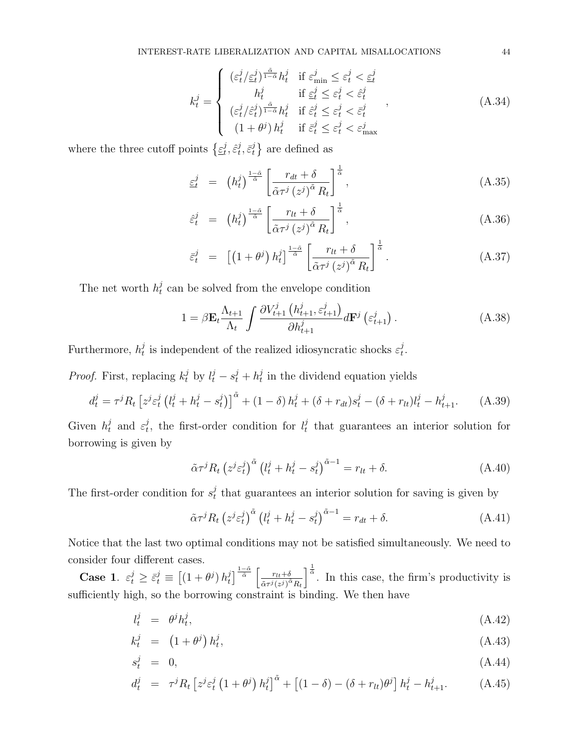$$
k_t^j = \begin{cases} (\varepsilon_t^j/\underline{\varepsilon}_t^j)^{\frac{\tilde{\alpha}}{1-\tilde{\alpha}}} h_t^j & \text{if } \varepsilon_{\min}^j \leq \varepsilon_t^j < \underline{\varepsilon}_t^j \\ h_t^j & \text{if } \underline{\varepsilon}_t^j \leq \varepsilon_t^j < \hat{\varepsilon}_t^j \\ (\varepsilon_t^j/\hat{\varepsilon}_t^j)^{\frac{\tilde{\alpha}}{1-\tilde{\alpha}}} h_t^j & \text{if } \hat{\varepsilon}_t^j \leq \varepsilon_t^j < \bar{\varepsilon}_t^j \\ (1+\theta^j) h_t^j & \text{if } \bar{\varepsilon}_t^j \leq \varepsilon_t^j < \varepsilon_{\max}^j \end{cases}, \tag{A.34}
$$

where the three cutoff points $\left\{\underline{\varepsilon}_t^j, \hat{\varepsilon}_t^j, \bar{\varepsilon}_t^j\right\}$ are defined as

$$
\underline{\varepsilon}_t^j = \left(h_t^j\right)^{\frac{1-\tilde{\alpha}}{\tilde{\alpha}}} \left[\frac{r_{dt}+\delta}{\tilde{\alpha}\tau^j \left(z^j\right)^{\tilde{\alpha}} R_t}\right]^{\frac{1}{\tilde{\alpha}}}, \tag{A.35}
$$

$$
\hat{\varepsilon}_t^j = \left(h_t^j\right)^{\frac{1-\tilde{\alpha}}{\tilde{\alpha}}} \left[\frac{r_{lt}+\delta}{\tilde{\alpha}\tau^j \left(z^j\right)^{\tilde{\alpha}} R_t}\right]^{\frac{1}{\tilde{\alpha}}}, \tag{A.36}
$$

$$
\bar{\varepsilon}_t^j = \left[\left(1+\theta^j\right) h_t^j\right]^{\frac{1-\tilde{\alpha}}{\tilde{\alpha}}} \left[\frac{r_{lt}+\delta}{\tilde{\alpha}\tau^j \left(z^j\right)^{\tilde{\alpha}} R_t}\right]^{\frac{1}{\tilde{\alpha}}}. \tag{A.37}
$$

The net worth $h_t^j$ can be solved from the envelope condition

$$
1 = \beta \mathbf{E}_t \frac{\Lambda_{t+1}}{\Lambda_t} \int \frac{\partial V_{t+1}^j\left(h_{t+1}^j, \varepsilon_{t+1}^j\right)}{\partial h_{t+1}^j} d\mathbf{F}^j\left(\varepsilon_{t+1}^j\right). \tag{A.38}
$$

Furthermore, $h_t^j$ is independent of the realized idiosyncratic shocks $\varepsilon_t^j$.

*Proof.* First, replacing $k_t^j$ by $l_t^j - s_t^j + h_t^j$ in the dividend equation yields

$$
d_t^j = \tau^j R_t \left[z^j \varepsilon_t^j \left(l_t^j + h_t^j - s_t^j\right)\right]^{\tilde{\alpha}} + (1-\delta) h_t^j + (\delta + r_{dt}) s_t^j - (\delta + r_{lt}) l_t^j - h_{t+1}^j. \tag{A.39}
$$

Given $h_t^j$ and $\varepsilon_t^j$, the first-order condition for $l_t^j$ that guarantees an interior solution for borrowing is given by

$$
\tilde{\alpha}\tau^j R_t \left(z^j \varepsilon_t^j\right)^{\tilde{\alpha}} \left(l_t^j + h_t^j - s_t^j\right)^{\tilde{\alpha}-1} = r_{lt} + \delta. \tag{A.40}
$$

The first-order condition for $s_t^j$ that guarantees an interior solution for saving is given by

$$
\tilde{\alpha}\tau^j R_t \left(z^j \varepsilon_t^j\right)^{\tilde{\alpha}} \left(l_t^j + h_t^j - s_t^j\right)^{\tilde{\alpha}-1} = r_{dt} + \delta. \tag{A.41}
$$

Notice that the last two optimal conditions may not be satisfied simultaneously. We need to consider four different cases.

**Case 1**. $\varepsilon_t^j \geq \bar{\varepsilon}_t^j \equiv \left[\left(1+\theta^j\right) h_t^j\right]^{\frac{1-\tilde{\alpha}}{\tilde{\alpha}}} \left[\frac{r_{lt}+\delta}{\tilde{\alpha}\tau^j (z^j)^{\tilde{\alpha}} R_t}\right]^{\frac{1}{\tilde{\alpha}}}$. In this case, the firm's productivity is sufficiently high, so the borrowing constraint is binding. We then have

$$
l_t^j = \theta^j h_t^j, \tag{A.42}
$$

$$
k_t^j = \left(1+\theta^j\right) h_t^j, \tag{A.43}
$$

$$
s_t^j = 0, \tag{A.44}
$$

$$
d_t^j = \tau^j R_t \left[z^j \varepsilon_t^j \left(1+\theta^j\right) h_t^j\right]^{\tilde{\alpha}} + \left[(1-\delta) - (\delta + r_{lt})\theta^j\right] h_t^j - h_{t+1}^j. \tag{A.45}
$$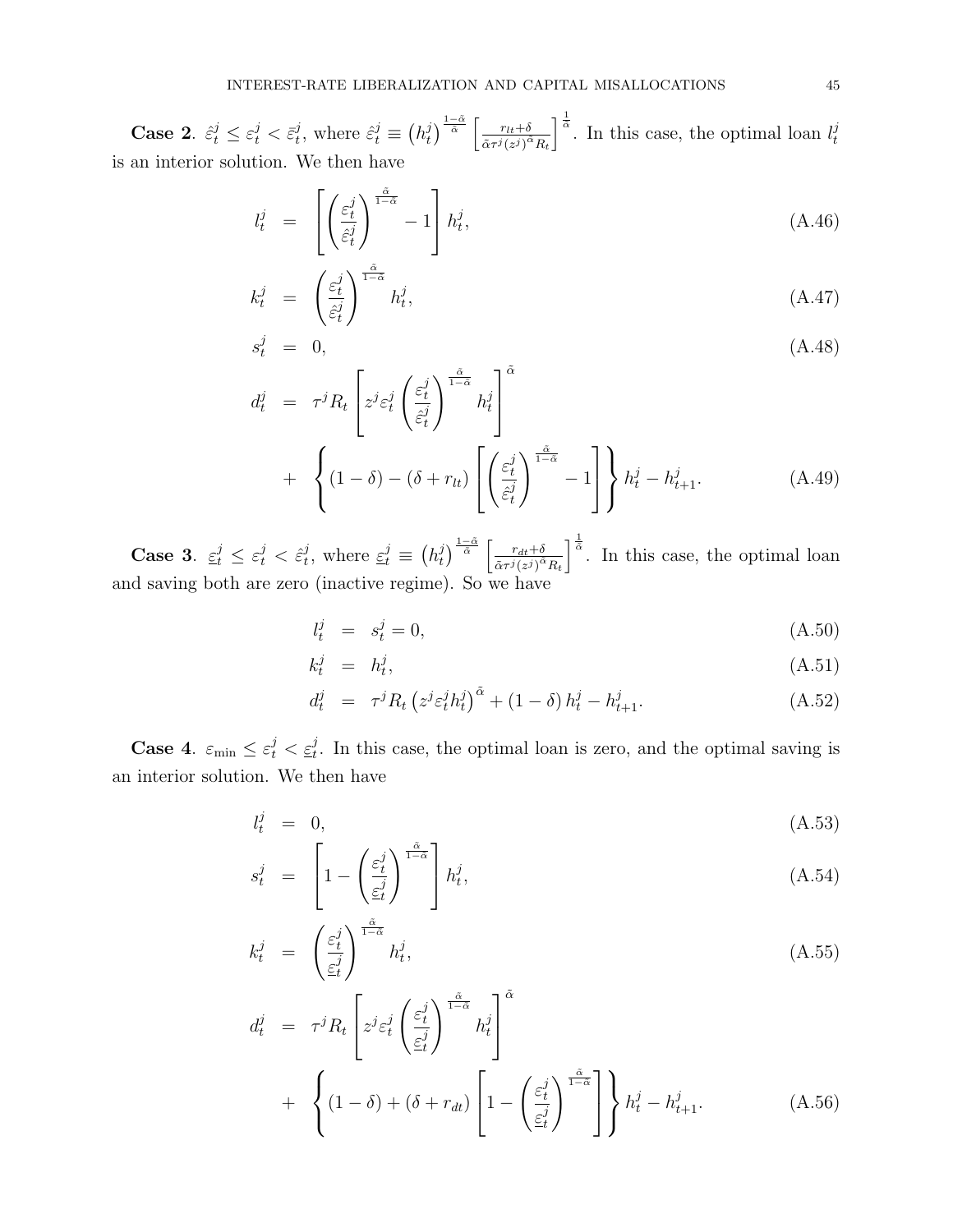**Case 2**. $\hat{\varepsilon}_t^j \leq \varepsilon_t^j < \bar{\varepsilon}_t^j$, where $\hat{\varepsilon}_t^j \equiv \left(h_t^j\right)^{\frac{1-\tilde{\alpha}}{\tilde{\alpha}}} \left[\frac{r_{lt}+\delta}{\tilde{\alpha}\tau^j (z^j)^{\tilde{\alpha}} R_t}\right]^{\frac{1}{\tilde{\alpha}}}$. In this case, the optimal loan $l_t^j$ is an interior solution. We then have

$$l_t^j = \left[\left(\frac{\varepsilon_t^j}{\hat{\varepsilon}_t^j}\right)^{\frac{\tilde{\alpha}}{1-\tilde{\alpha}}} - 1\right] h_t^j, \tag{A.46}$$

$$k_t^j = \left(\frac{\varepsilon_t^j}{\hat{\varepsilon}_t^j}\right)^{\frac{\tilde{\alpha}}{1-\tilde{\alpha}}} h_t^j, \tag{A.47}$$

$$s_t^j = 0, \tag{A.48}$$

$$d_t^j = \tau^j R_t \left[z^j \varepsilon_t^j \left(\frac{\varepsilon_t^j}{\hat{\varepsilon}_t^j}\right)^{\frac{\tilde{\alpha}}{1-\tilde{\alpha}}} h_t^j\right]^{\tilde{\alpha}} + \left\{(1-\delta) - (\delta + r_{lt}) \left[\left(\frac{\varepsilon_t^j}{\hat{\varepsilon}_t^j}\right)^{\frac{\tilde{\alpha}}{1-\tilde{\alpha}}} - 1\right]\right\} h_t^j - h_{t+1}^j. \tag{A.49}$$

**Case 3**. $\underline{\varepsilon}_t^j \leq \varepsilon_t^j < \hat{\varepsilon}_t^j$, where $\underline{\varepsilon}_t^j \equiv \left(h_t^j\right)^{\frac{1-\tilde{\alpha}}{\tilde{\alpha}}} \left[\frac{r_{dt}+\delta}{\tilde{\alpha}\tau^j (z^j)^{\tilde{\alpha}} R_t}\right]^{\frac{1}{\tilde{\alpha}}}$. In this case, the optimal loan and saving both are zero (inactive regime). So we have

$$l_t^j = s_t^j = 0, \tag{A.50}$$

$$k_t^j = h_t^j, \tag{A.51}$$

$$d_t^j = \tau^j R_t \left(z^j \varepsilon_t^j h_t^j\right)^{\tilde{\alpha}} + (1-\delta) h_t^j - h_{t+1}^j. \tag{A.52}$$

**Case 4**. $\varepsilon_{\min} \leq \varepsilon_t^j < \underline{\varepsilon}_t^j$. In this case, the optimal loan is zero, and the optimal saving is an interior solution. We then have

$$l_t^j = 0, \tag{A.53}$$

$$s_t^j = \left[1 - \left(\frac{\varepsilon_t^j}{\underline{\varepsilon}_t^j}\right)^{\frac{\tilde{\alpha}}{1-\tilde{\alpha}}}\right] h_t^j, \tag{A.54}$$

$$k_t^j = \left(\frac{\varepsilon_t^j}{\underline{\varepsilon}_t^j}\right)^{\frac{\tilde{\alpha}}{1-\tilde{\alpha}}} h_t^j, \tag{A.55}$$

$$d_t^j = \tau^j R_t \left[z^j \varepsilon_t^j \left(\frac{\varepsilon_t^j}{\underline{\varepsilon}_t^j}\right)^{\frac{\tilde{\alpha}}{1-\tilde{\alpha}}} h_t^j\right]^{\tilde{\alpha}} + \left\{(1-\delta) + (\delta + r_{dt}) \left[1 - \left(\frac{\varepsilon_t^j}{\underline{\varepsilon}_t^j}\right)^{\frac{\tilde{\alpha}}{1-\tilde{\alpha}}}\right]\right\} h_t^j - h_{t+1}^j. \tag{A.56}$$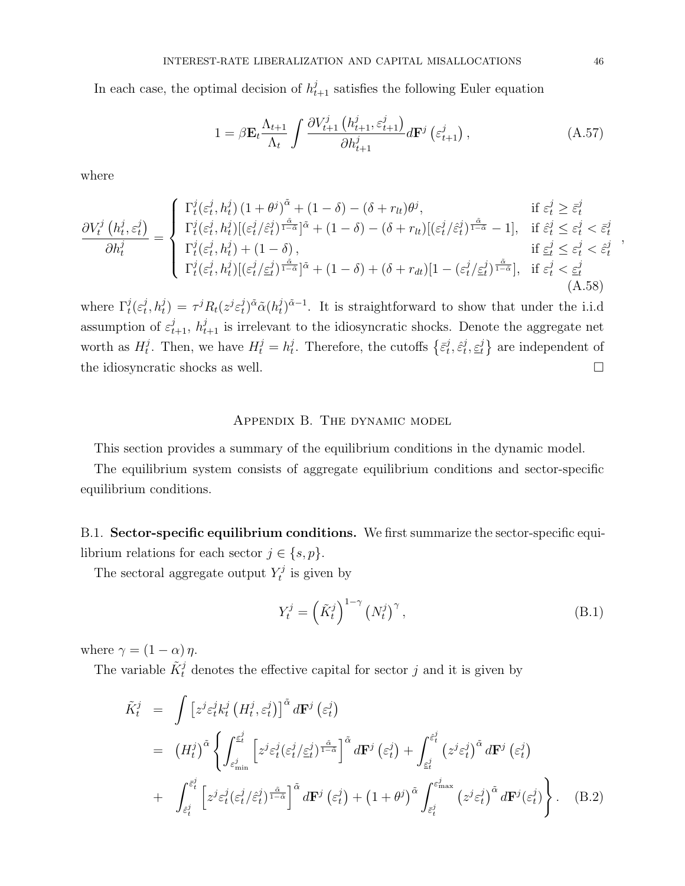In each case, the optimal decision of $h_{t+1}^j$ satisfies the following Euler equation

$$1 = \beta \mathbf{E}_t \frac{\Lambda_{t+1}}{\Lambda_t} \int \frac{\partial V_{t+1}^j \left( h_{t+1}^j, \varepsilon_{t+1}^j \right)}{\partial h_{t+1}^j} d\mathbf{F}^j \left( \varepsilon_{t+1}^j \right), \tag{A.57}$$

where

$$\frac{\partial V_t^j \left( h_t^j, \varepsilon_t^j \right)}{\partial h_t^j} = \begin{cases} \Gamma_t^j(\varepsilon_t^j, h_t^j) \left(1+\theta^j\right)^{\tilde{\alpha}} + (1-\delta) - (\delta + r_{lt})\theta^j, & \text{if } \varepsilon_t^j \geq \bar{\varepsilon}_t^j \\ \Gamma_t^j(\varepsilon_t^j, h_t^j)[(\varepsilon_t^j/\hat{\varepsilon}_t^j)^{\frac{\tilde{\alpha}}{1-\tilde{\alpha}}}]^{\tilde{\alpha}} + (1-\delta) - (\delta + r_{lt})[(\varepsilon_t^j/\hat{\varepsilon}_t^j)^{\frac{\tilde{\alpha}}{1-\tilde{\alpha}}} - 1], & \text{if } \hat{\varepsilon}_t^j \leq \varepsilon_t^j < \bar{\varepsilon}_t^j \\ \Gamma_t^j(\varepsilon_t^j, h_t^j) + (1-\delta), & \text{if } \underline{\varepsilon}_t^j \leq \varepsilon_t^j < \hat{\varepsilon}_t^j \\ \Gamma_t^j(\varepsilon_t^j, h_t^j)[(\varepsilon_t^j/\underline{\varepsilon}_t^j)^{\frac{\tilde{\alpha}}{1-\tilde{\alpha}}}]^{\tilde{\alpha}} + (1-\delta) + (\delta + r_{dt})[1 - (\varepsilon_t^j/\underline{\varepsilon}_t^j)^{\frac{\tilde{\alpha}}{1-\tilde{\alpha}}}], & \text{if } \varepsilon_t^j < \underline{\varepsilon}_t^j \end{cases}, \tag{A.58}$$

where $\Gamma_t^j(\varepsilon_t^j, h_t^j) = \tau^j R_t (z^j \varepsilon_t^j)^{\tilde{\alpha}} \tilde{\alpha} (h_t^j)^{\tilde{\alpha}-1}$. It is straightforward to show that under the i.i.d assumption of $\varepsilon_{t+1}^j$, $h_{t+1}^j$ is irrelevant to the idiosyncratic shocks. Denote the aggregate net worth as $H_t^j$. Then, we have $H_t^j = h_t^j$. Therefore, the cutoffs $\left\{ \bar{\varepsilon}_t^j, \hat{\varepsilon}_t^j, \underline{\varepsilon}_t^j \right\}$ are independent of the idiosyncratic shocks as well. □

## Appendix B. The dynamic model

This section provides a summary of the equilibrium conditions in the dynamic model.

The equilibrium system consists of aggregate equilibrium conditions and sector-specific equilibrium conditions.

### B.1. Sector-specific equilibrium conditions.

We first summarize the sector-specific equilibrium relations for each sector $j \in \{s, p\}$.

The sectoral aggregate output $Y_t^j$ is given by

$$Y_t^j = \left( \tilde{K}_t^j \right)^{1-\gamma} \left( N_t^j \right)^{\gamma}, \tag{B.1}$$

where $\gamma = (1-\alpha)\eta$.

The variable $\tilde{K}_t^j$ denotes the effective capital for sector $j$ and it is given by

$$\begin{aligned} \tilde{K}_t^j &= \int \left[ z^j \varepsilon_t^j k_t^j \left( H_t^j, \varepsilon_t^j \right) \right]^{\tilde{\alpha}} d\mathbf{F}^j \left( \varepsilon_t^j \right) \\ &= \left( H_t^j \right)^{\tilde{\alpha}} \left\{ \int_{\varepsilon_{\min}^j}^{\underline{\varepsilon}_t^j} \left[ z^j \varepsilon_t^j (\varepsilon_t^j / \underline{\varepsilon}_t^j)^{\frac{\tilde{\alpha}}{1-\tilde{\alpha}}} \right]^{\tilde{\alpha}} d\mathbf{F}^j \left( \varepsilon_t^j \right) + \int_{\underline{\varepsilon}_t^j}^{\hat{\varepsilon}_t^j} \left( z^j \varepsilon_t^j \right)^{\tilde{\alpha}} d\mathbf{F}^j \left( \varepsilon_t^j \right) \right. \\ &+ \left. \int_{\hat{\varepsilon}_t^j}^{\bar{\varepsilon}_t^j} \left[ z^j \varepsilon_t^j (\varepsilon_t^j / \hat{\varepsilon}_t^j)^{\frac{\tilde{\alpha}}{1-\tilde{\alpha}}} \right]^{\tilde{\alpha}} d\mathbf{F}^j \left( \varepsilon_t^j \right) + \left( 1 + \theta^j \right)^{\tilde{\alpha}} \int_{\bar{\varepsilon}_t^j}^{\varepsilon_{\max}^j} \left( z^j \varepsilon_t^j \right)^{\tilde{\alpha}} d\mathbf{F}^j (\varepsilon_t^j) \right\}. \end{aligned} \tag{B.2}$$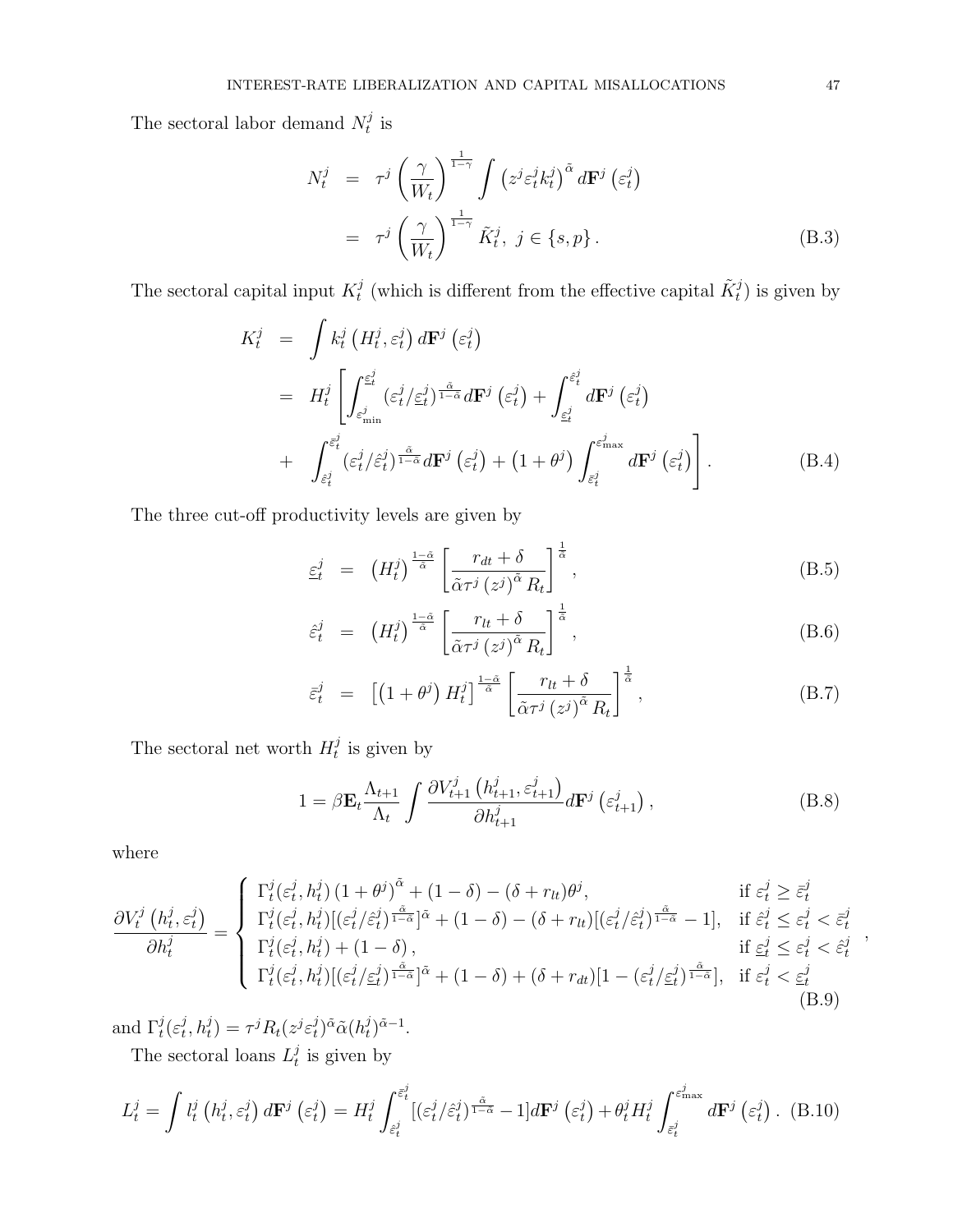The sectoral labor demand $N_t^j$ is

$$
\begin{aligned}
N_t^j &= \tau^j \left(\frac{\gamma}{W_t}\right)^{\frac{1}{1-\gamma}} \int \left(z^j \varepsilon_t^j k_t^j\right)^{\tilde{\alpha}} d\mathbf{F}^j\left(\varepsilon_t^j\right) \\
&= \tau^j \left(\frac{\gamma}{W_t}\right)^{\frac{1}{1-\gamma}} \tilde{K}_t^j, \; j \in \{s, p\}. \qquad \text{(B.3)}
\end{aligned}
$$

The sectoral capital input $K_t^j$ (which is different from the effective capital $\tilde{K}_t^j$) is given by

$$
\begin{aligned}
K_t^j &= \int k_t^j\left(H_t^j, \varepsilon_t^j\right) d\mathbf{F}^j\left(\varepsilon_t^j\right) \\
&= H_t^j \left[\int_{\varepsilon_{\min}^j}^{\underline{\varepsilon}_t^j} (\varepsilon_t^j/\underline{\varepsilon}_t^j)^{\frac{\tilde{\alpha}}{1-\tilde{\alpha}}} d\mathbf{F}^j\left(\varepsilon_t^j\right) + \int_{\underline{\varepsilon}_t^j}^{\hat{\varepsilon}_t^j} d\mathbf{F}^j\left(\varepsilon_t^j\right) \right. \\
&+ \left. \int_{\hat{\varepsilon}_t^j}^{\bar{\varepsilon}_t^j} (\varepsilon_t^j/\hat{\varepsilon}_t^j)^{\frac{\tilde{\alpha}}{1-\tilde{\alpha}}} d\mathbf{F}^j\left(\varepsilon_t^j\right) + \left(1+\theta^j\right) \int_{\bar{\varepsilon}_t^j}^{\varepsilon_{\max}^j} d\mathbf{F}^j\left(\varepsilon_t^j\right)\right]. \qquad \text{(B.4)}
\end{aligned}
$$

The three cut-off productivity levels are given by

$$
\underline{\varepsilon}_t^j = \left(H_t^j\right)^{\frac{1-\tilde{\alpha}}{\tilde{\alpha}}} \left[\frac{r_{dt}+\delta}{\tilde{\alpha}\tau^j \left(z^j\right)^{\tilde{\alpha}} R_t}\right]^{\frac{1}{\tilde{\alpha}}}, \qquad \text{(B.5)}
$$

$$
\hat{\varepsilon}_t^j = \left(H_t^j\right)^{\frac{1-\tilde{\alpha}}{\tilde{\alpha}}} \left[\frac{r_{lt}+\delta}{\tilde{\alpha}\tau^j \left(z^j\right)^{\tilde{\alpha}} R_t}\right]^{\frac{1}{\tilde{\alpha}}}, \qquad \text{(B.6)}
$$

$$
\bar{\varepsilon}_t^j = \left[\left(1+\theta^j\right) H_t^j\right]^{\frac{1-\tilde{\alpha}}{\tilde{\alpha}}} \left[\frac{r_{lt}+\delta}{\tilde{\alpha}\tau^j \left(z^j\right)^{\tilde{\alpha}} R_t}\right]^{\frac{1}{\tilde{\alpha}}}, \qquad \text{(B.7)}
$$

The sectoral net worth $H_t^j$ is given by

$$
1 = \beta \mathbf{E}_t \frac{\Lambda_{t+1}}{\Lambda_t} \int \frac{\partial V_{t+1}^j\left(h_{t+1}^j, \varepsilon_{t+1}^j\right)}{\partial h_{t+1}^j} d\mathbf{F}^j\left(\varepsilon_{t+1}^j\right), \qquad \text{(B.8)}
$$

where

$$
\frac{\partial V_t^j\left(h_t^j, \varepsilon_t^j\right)}{\partial h_t^j} = \begin{cases}
\Gamma_t^j(\varepsilon_t^j, h_t^j)\left(1+\theta^j\right)^{\tilde{\alpha}} + (1-\delta) - (\delta + r_{lt})\theta^j, & \text{if } \varepsilon_t^j \geq \bar{\varepsilon}_t^j \\
\Gamma_t^j(\varepsilon_t^j, h_t^j)[(\varepsilon_t^j/\hat{\varepsilon}_t^j)^{\frac{\tilde{\alpha}}{1-\tilde{\alpha}}}]^{\tilde{\alpha}} + (1-\delta) - (\delta + r_{lt})[(\varepsilon_t^j/\hat{\varepsilon}_t^j)^{\frac{\tilde{\alpha}}{1-\tilde{\alpha}}} - 1], & \text{if } \hat{\varepsilon}_t^j \leq \varepsilon_t^j < \bar{\varepsilon}_t^j \\
\Gamma_t^j(\varepsilon_t^j, h_t^j) + (1-\delta), & \text{if } \underline{\varepsilon}_t^j \leq \varepsilon_t^j < \hat{\varepsilon}_t^j \\
\Gamma_t^j(\varepsilon_t^j, h_t^j)[(\varepsilon_t^j/\underline{\varepsilon}_t^j)^{\frac{\tilde{\alpha}}{1-\tilde{\alpha}}}]^{\tilde{\alpha}} + (1-\delta) + (\delta + r_{dt})[1 - (\varepsilon_t^j/\underline{\varepsilon}_t^j)^{\frac{\tilde{\alpha}}{1-\tilde{\alpha}}}], & \text{if } \varepsilon_t^j < \underline{\varepsilon}_t^j
\end{cases}, \qquad \text{(B.9)}
$$

and $\Gamma_t^j(\varepsilon_t^j, h_t^j) = \tau^j R_t (z^j \varepsilon_t^j)^{\tilde{\alpha}} \tilde{\alpha} (h_t^j)^{\tilde{\alpha}-1}$.

The sectoral loans $L_t^j$ is given by

$$
L_t^j = \int l_t^j\left(h_t^j, \varepsilon_t^j\right) d\mathbf{F}^j\left(\varepsilon_t^j\right) = H_t^j \int_{\hat{\varepsilon}_t^j}^{\bar{\varepsilon}_t^j} [(\varepsilon_t^j/\hat{\varepsilon}_t^j)^{\frac{\tilde{\alpha}}{1-\tilde{\alpha}}} - 1] d\mathbf{F}^j\left(\varepsilon_t^j\right) + \theta_t^j H_t^j \int_{\bar{\varepsilon}_t^j}^{\varepsilon_{\max}^j} d\mathbf{F}^j\left(\varepsilon_t^j\right). \qquad \text{(B.10)}
$$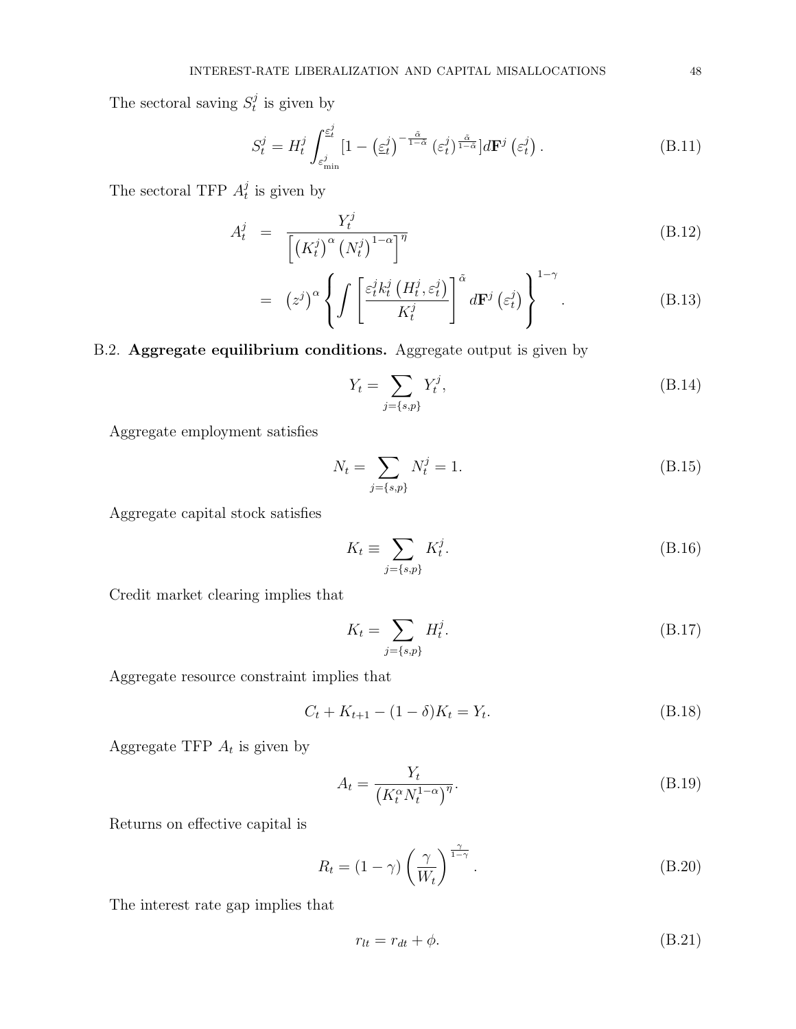The sectoral saving $S_t^j$ is given by

$$S_t^j = H_t^j \int_{\varepsilon_{\min}^j}^{\underline{\varepsilon}_t^j} [1 - \left(\underline{\varepsilon}_t^j\right)^{-\frac{\tilde{\alpha}}{1-\tilde{\alpha}}} \left(\varepsilon_t^j\right)^{\frac{\tilde{\alpha}}{1-\tilde{\alpha}}}] d\mathbf{F}^j \left(\varepsilon_t^j\right). \tag{B.11}$$

The sectoral TFP $A_t^j$ is given by

$$A_t^j = \frac{Y_t^j}{\left[\left(K_t^j\right)^\alpha \left(N_t^j\right)^{1-\alpha}\right]^\eta} \tag{B.12}$$

$$= \left(z^j\right)^\alpha \left\{ \int \left[ \frac{\varepsilon_t^j k_t^j \left(H_t^j, \varepsilon_t^j\right)}{K_t^j} \right]^{\tilde{\alpha}} d\mathbf{F}^j \left(\varepsilon_t^j\right) \right\}^{1-\gamma}. \tag{B.13}$$

B.2. **Aggregate equilibrium conditions.** Aggregate output is given by

$$Y_t = \sum_{j=\{s,p\}} Y_t^j, \tag{B.14}$$

Aggregate employment satisfies

$$N_t = \sum_{j=\{s,p\}} N_t^j = 1. \tag{B.15}$$

Aggregate capital stock satisfies

$$K_t \equiv \sum_{j=\{s,p\}} K_t^j. \tag{B.16}$$

Credit market clearing implies that

$$K_t = \sum_{j=\{s,p\}} H_t^j. \tag{B.17}$$

Aggregate resource constraint implies that

$$C_t + K_{t+1} - (1-\delta) K_t = Y_t. \tag{B.18}$$

Aggregate TFP $A_t$ is given by

$$A_t = \frac{Y_t}{\left(K_t^\alpha N_t^{1-\alpha}\right)^\eta}. \tag{B.19}$$

Returns on effective capital is

$$R_t = (1-\gamma) \left(\frac{\gamma}{W_t}\right)^{\frac{\gamma}{1-\gamma}}. \tag{B.20}$$

The interest rate gap implies that

$$r_{lt} = r_{dt} + \phi. \tag{B.21}$$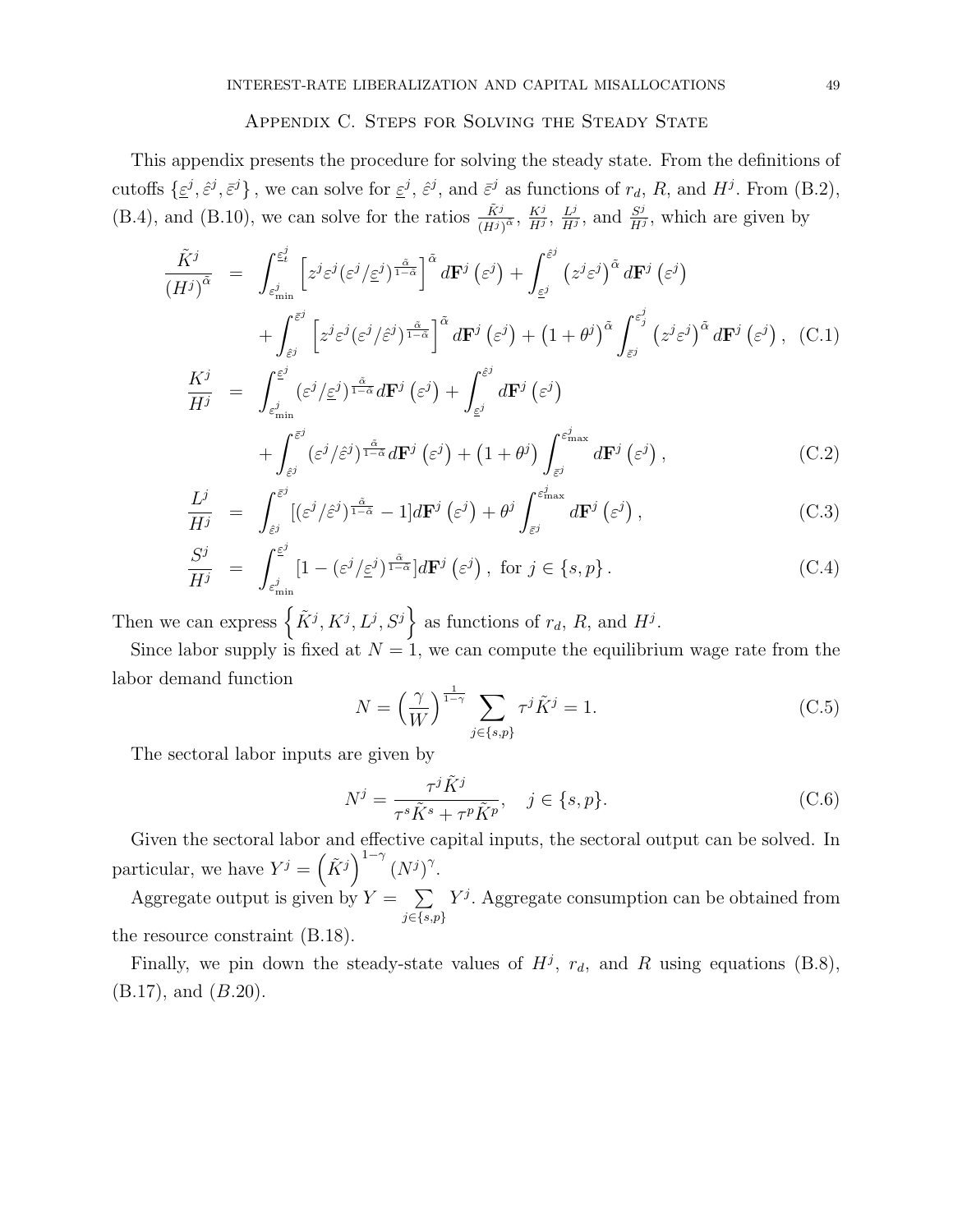## Appendix C. Steps for Solving the Steady State

This appendix presents the procedure for solving the steady state. From the definitions of cutoffs $\{\underline{\varepsilon}^j, \hat{\varepsilon}^j, \bar{\varepsilon}^j\}$, we can solve for $\underline{\varepsilon}^j$, $\hat{\varepsilon}^j$, and $\bar{\varepsilon}^j$ as functions of $r_d$, $R$, and $H^j$. From (B.2), (B.4), and (B.10), we can solve for the ratios $\frac{\tilde{K}^j}{(H^j)^{\tilde{\alpha}}}$, $\frac{K^j}{H^j}$, $\frac{L^j}{H^j}$, and $\frac{S^j}{H^j}$, which are given by

$$
\begin{aligned}
\frac{\tilde{K}^j}{(H^j)^{\tilde{\alpha}}} &= \int_{\varepsilon_{\min}^j}^{\underline{\varepsilon}_t^j} \left[ z^j \varepsilon^j (\varepsilon^j/\underline{\varepsilon}^j)^{\frac{\tilde{\alpha}}{1-\tilde{\alpha}}} \right]^{\tilde{\alpha}} d\mathbf{F}^j\left(\varepsilon^j\right) + \int_{\underline{\varepsilon}^j}^{\hat{\varepsilon}^j} \left(z^j \varepsilon^j\right)^{\tilde{\alpha}} d\mathbf{F}^j\left(\varepsilon^j\right) \\
&\quad + \int_{\hat{\varepsilon}^j}^{\bar{\varepsilon}^j} \left[ z^j \varepsilon^j (\varepsilon^j/\hat{\varepsilon}^j)^{\frac{\tilde{\alpha}}{1-\tilde{\alpha}}} \right]^{\tilde{\alpha}} d\mathbf{F}^j\left(\varepsilon^j\right) + \left(1+\theta^j\right)^{\tilde{\alpha}} \int_{\bar{\varepsilon}^j}^{\varepsilon_j^j} \left(z^j \varepsilon^j\right)^{\tilde{\alpha}} d\mathbf{F}^j\left(\varepsilon^j\right), \quad \text{(C.1)} \\
\frac{K^j}{H^j} &= \int_{\varepsilon_{\min}^j}^{\underline{\varepsilon}^j} (\varepsilon^j/\underline{\varepsilon}^j)^{\frac{\tilde{\alpha}}{1-\tilde{\alpha}}} d\mathbf{F}^j\left(\varepsilon^j\right) + \int_{\underline{\varepsilon}^j}^{\hat{\varepsilon}^j} d\mathbf{F}^j\left(\varepsilon^j\right) \\
&\quad + \int_{\hat{\varepsilon}^j}^{\bar{\varepsilon}^j} (\varepsilon^j/\hat{\varepsilon}^j)^{\frac{\tilde{\alpha}}{1-\tilde{\alpha}}} d\mathbf{F}^j\left(\varepsilon^j\right) + \left(1+\theta^j\right) \int_{\bar{\varepsilon}^j}^{\varepsilon_{\max}^j} d\mathbf{F}^j\left(\varepsilon^j\right), \quad \text{(C.2)} \\
\frac{L^j}{H^j} &= \int_{\hat{\varepsilon}^j}^{\bar{\varepsilon}^j} [(\varepsilon^j/\hat{\varepsilon}^j)^{\frac{\tilde{\alpha}}{1-\tilde{\alpha}}} - 1] d\mathbf{F}^j\left(\varepsilon^j\right) + \theta^j \int_{\bar{\varepsilon}^j}^{\varepsilon_{\max}^j} d\mathbf{F}^j\left(\varepsilon^j\right), \quad \text{(C.3)} \\
\frac{S^j}{H^j} &= \int_{\varepsilon_{\min}^j}^{\underline{\varepsilon}^j} [1 - (\varepsilon^j/\underline{\varepsilon}^j)^{\frac{\tilde{\alpha}}{1-\tilde{\alpha}}}] d\mathbf{F}^j\left(\varepsilon^j\right), \text{ for } j \in \{s, p\}. \quad \text{(C.4)}
\end{aligned}
$$

Then we can express $\left\{\tilde{K}^j, K^j, L^j, S^j\right\}$ as functions of $r_d$, $R$, and $H^j$.

Since labor supply is fixed at $N = 1$, we can compute the equilibrium wage rate from the labor demand function

$$
N = \left(\frac{\gamma}{W}\right)^{\frac{1}{1-\gamma}} \sum_{j \in \{s,p\}} \tau^j \tilde{K}^j = 1. \quad \text{(C.5)}
$$

The sectoral labor inputs are given by

$$
N^j = \frac{\tau^j \tilde{K}^j}{\tau^s \tilde{K}^s + \tau^p \tilde{K}^p}, \quad j \in \{s, p\}. \quad \text{(C.6)}
$$

Given the sectoral labor and effective capital inputs, the sectoral output can be solved. In particular, we have $Y^j = \left(\tilde{K}^j\right)^{1-\gamma} (N^j)^{\gamma}$.

Aggregate output is given by $Y = \sum_{j \in \{s,p\}} Y^j$. Aggregate consumption can be obtained from the resource constraint (B.18).

Finally, we pin down the steady-state values of $H^j$, $r_d$, and $R$ using equations (B.8), (B.17), and $(B.20)$.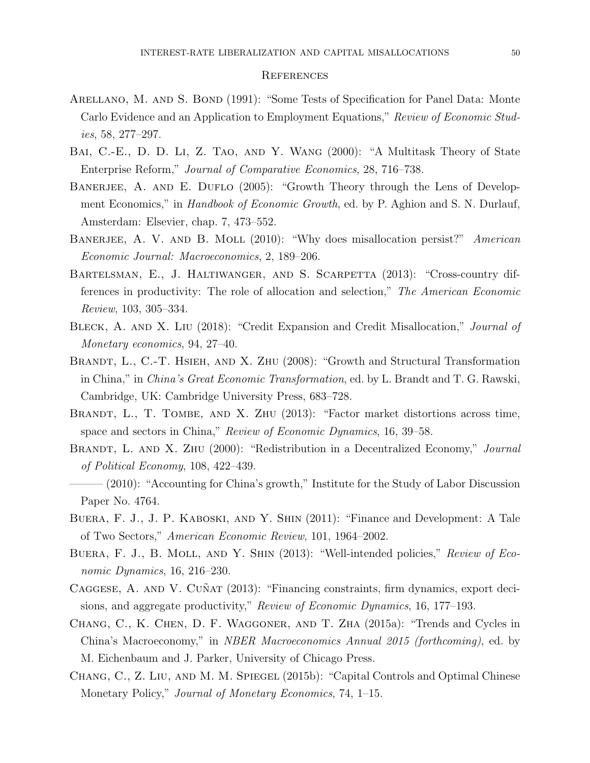# References

Arellano, M. and S. Bond (1991): "Some Tests of Specification for Panel Data: Monte Carlo Evidence and an Application to Employment Equations," *Review of Economic Studies*, 58, 277–297.

Bai, C.-E., D. D. Li, Z. Tao, and Y. Wang (2000): "A Multitask Theory of State Enterprise Reform," *Journal of Comparative Economics*, 28, 716–738.

Banerjee, A. and E. Duflo (2005): "Growth Theory through the Lens of Development Economics," in *Handbook of Economic Growth*, ed. by P. Aghion and S. N. Durlauf, Amsterdam: Elsevier, chap. 7, 473–552.

Banerjee, A. V. and B. Moll (2010): "Why does misallocation persist?" *American Economic Journal: Macroeconomics*, 2, 189–206.

Bartelsman, E., J. Haltiwanger, and S. Scarpetta (2013): "Cross-country differences in productivity: The role of allocation and selection," *The American Economic Review*, 103, 305–334.

Bleck, A. and X. Liu (2018): "Credit Expansion and Credit Misallocation," *Journal of Monetary economics*, 94, 27–40.

Brandt, L., C.-T. Hsieh, and X. Zhu (2008): "Growth and Structural Transformation in China," in *China's Great Economic Transformation*, ed. by L. Brandt and T. G. Rawski, Cambridge, UK: Cambridge University Press, 683–728.

Brandt, L., T. Tombe, and X. Zhu (2013): "Factor market distortions across time, space and sectors in China," *Review of Economic Dynamics*, 16, 39–58.

Brandt, L. and X. Zhu (2000): "Redistribution in a Decentralized Economy," *Journal of Political Economy*, 108, 422–439.

——— (2010): "Accounting for China's growth," Institute for the Study of Labor Discussion Paper No. 4764.

Buera, F. J., J. P. Kaboski, and Y. Shin (2011): "Finance and Development: A Tale of Two Sectors," *American Economic Review*, 101, 1964–2002.

Buera, F. J., B. Moll, and Y. Shin (2013): "Well-intended policies," *Review of Economic Dynamics*, 16, 216–230.

Caggese, A. and V. Cuñat (2013): "Financing constraints, firm dynamics, export decisions, and aggregate productivity," *Review of Economic Dynamics*, 16, 177–193.

Chang, C., K. Chen, D. F. Waggoner, and T. Zha (2015a): "Trends and Cycles in China's Macroeconomy," in *NBER Macroeconomics Annual 2015 (forthcoming)*, ed. by M. Eichenbaum and J. Parker, University of Chicago Press.

Chang, C., Z. Liu, and M. M. Spiegel (2015b): "Capital Controls and Optimal Chinese Monetary Policy," *Journal of Monetary Economics*, 74, 1–15.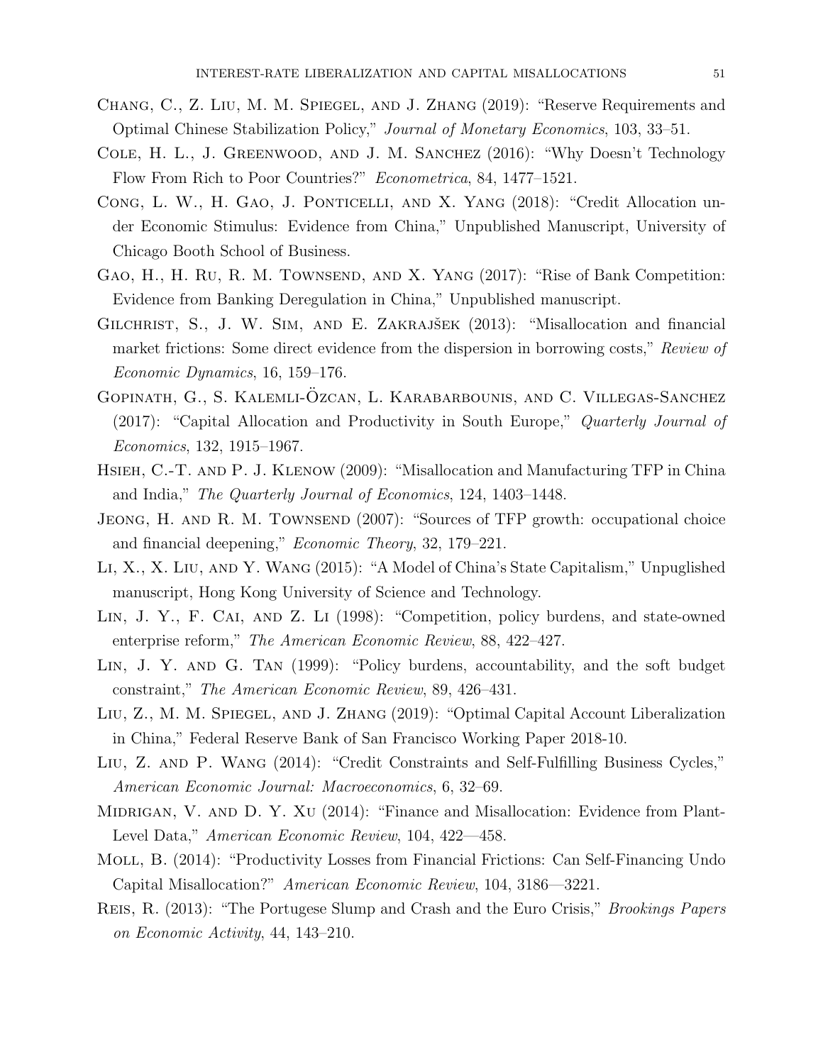Chang, C., Z. Liu, M. M. Spiegel, and J. Zhang (2019): "Reserve Requirements and Optimal Chinese Stabilization Policy," *Journal of Monetary Economics*, 103, 33–51.

Cole, H. L., J. Greenwood, and J. M. Sanchez (2016): "Why Doesn't Technology Flow From Rich to Poor Countries?" *Econometrica*, 84, 1477–1521.

Cong, L. W., H. Gao, J. Ponticelli, and X. Yang (2018): "Credit Allocation under Economic Stimulus: Evidence from China," Unpublished Manuscript, University of Chicago Booth School of Business.

Gao, H., H. Ru, R. M. Townsend, and X. Yang (2017): "Rise of Bank Competition: Evidence from Banking Deregulation in China," Unpublished manuscript.

Gilchrist, S., J. W. Sim, and E. Zakrajšek (2013): "Misallocation and financial market frictions: Some direct evidence from the dispersion in borrowing costs," *Review of Economic Dynamics*, 16, 159–176.

Gopinath, G., S. Kalemli-Özcan, L. Karabarbounis, and C. Villegas-Sanchez (2017): "Capital Allocation and Productivity in South Europe," *Quarterly Journal of Economics*, 132, 1915–1967.

Hsieh, C.-T. and P. J. Klenow (2009): "Misallocation and Manufacturing TFP in China and India," *The Quarterly Journal of Economics*, 124, 1403–1448.

Jeong, H. and R. M. Townsend (2007): "Sources of TFP growth: occupational choice and financial deepening," *Economic Theory*, 32, 179–221.

Li, X., X. Liu, and Y. Wang (2015): "A Model of China's State Capitalism," Unpuglished manuscript, Hong Kong University of Science and Technology.

Lin, J. Y., F. Cai, and Z. Li (1998): "Competition, policy burdens, and state-owned enterprise reform," *The American Economic Review*, 88, 422–427.

Lin, J. Y. and G. Tan (1999): "Policy burdens, accountability, and the soft budget constraint," *The American Economic Review*, 89, 426–431.

Liu, Z., M. M. Spiegel, and J. Zhang (2019): "Optimal Capital Account Liberalization in China," Federal Reserve Bank of San Francisco Working Paper 2018-10.

Liu, Z. and P. Wang (2014): "Credit Constraints and Self-Fulfilling Business Cycles," *American Economic Journal: Macroeconomics*, 6, 32–69.

Midrigan, V. and D. Y. Xu (2014): "Finance and Misallocation: Evidence from Plant-Level Data," *American Economic Review*, 104, 422—458.

Moll, B. (2014): "Productivity Losses from Financial Frictions: Can Self-Financing Undo Capital Misallocation?" *American Economic Review*, 104, 3186—3221.

Reis, R. (2013): "The Portugese Slump and Crash and the Euro Crisis," *Brookings Papers on Economic Activity*, 44, 143–210.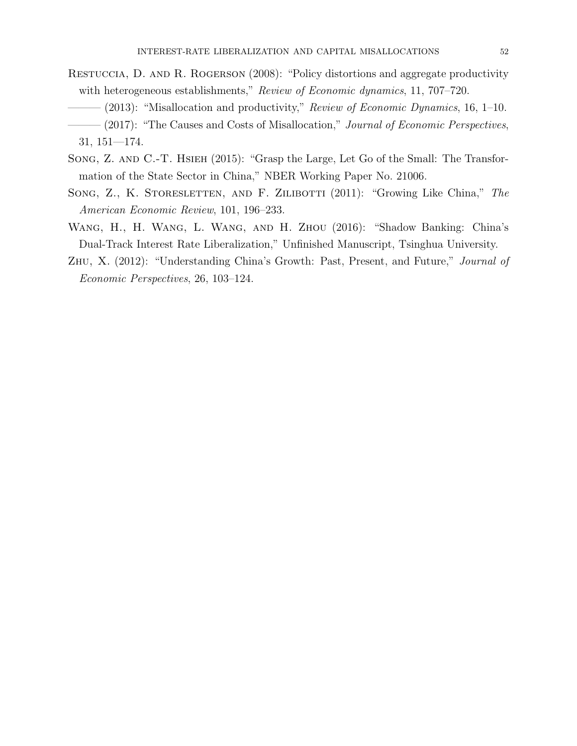Restuccia, D. and R. Rogerson (2008): "Policy distortions and aggregate productivity with heterogeneous establishments," *Review of Economic dynamics*, 11, 707–720.

——— (2013): "Misallocation and productivity," *Review of Economic Dynamics*, 16, 1–10.

——— (2017): "The Causes and Costs of Misallocation," *Journal of Economic Perspectives*, 31, 151—174.

Song, Z. and C.-T. Hsieh (2015): "Grasp the Large, Let Go of the Small: The Transformation of the State Sector in China," NBER Working Paper No. 21006.

Song, Z., K. Storesletten, and F. Zilibotti (2011): "Growing Like China," *The American Economic Review*, 101, 196–233.

Wang, H., H. Wang, L. Wang, and H. Zhou (2016): "Shadow Banking: China's Dual-Track Interest Rate Liberalization," Unfinished Manuscript, Tsinghua University.

Zhu, X. (2012): "Understanding China's Growth: Past, Present, and Future," *Journal of Economic Perspectives*, 26, 103–124.